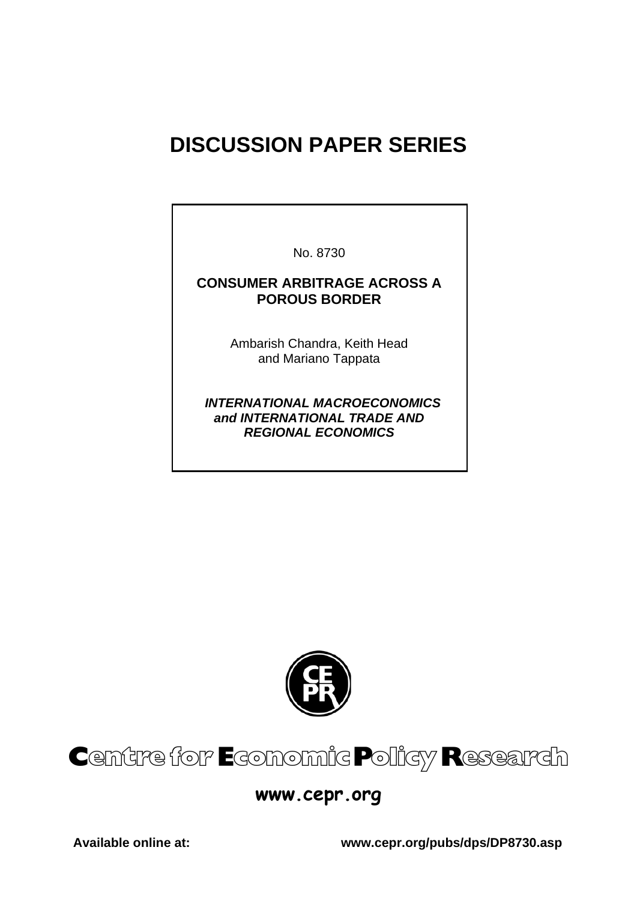# DISCUSSION PAPER SERIES

No. 8730

**CONSUMER ARBITRAGE ACROSS A POROUS BORDER**

Ambarish Chandra, Keith Head and Mariano Tappata

***INTERNATIONAL MACROECONOMICS and INTERNATIONAL TRADE AND REGIONAL ECONOMICS***

**Centre for Economic Policy Research**

**www.cepr.org**

**Available online at:** **www.cepr.org/pubs/dps/DP8730.asp**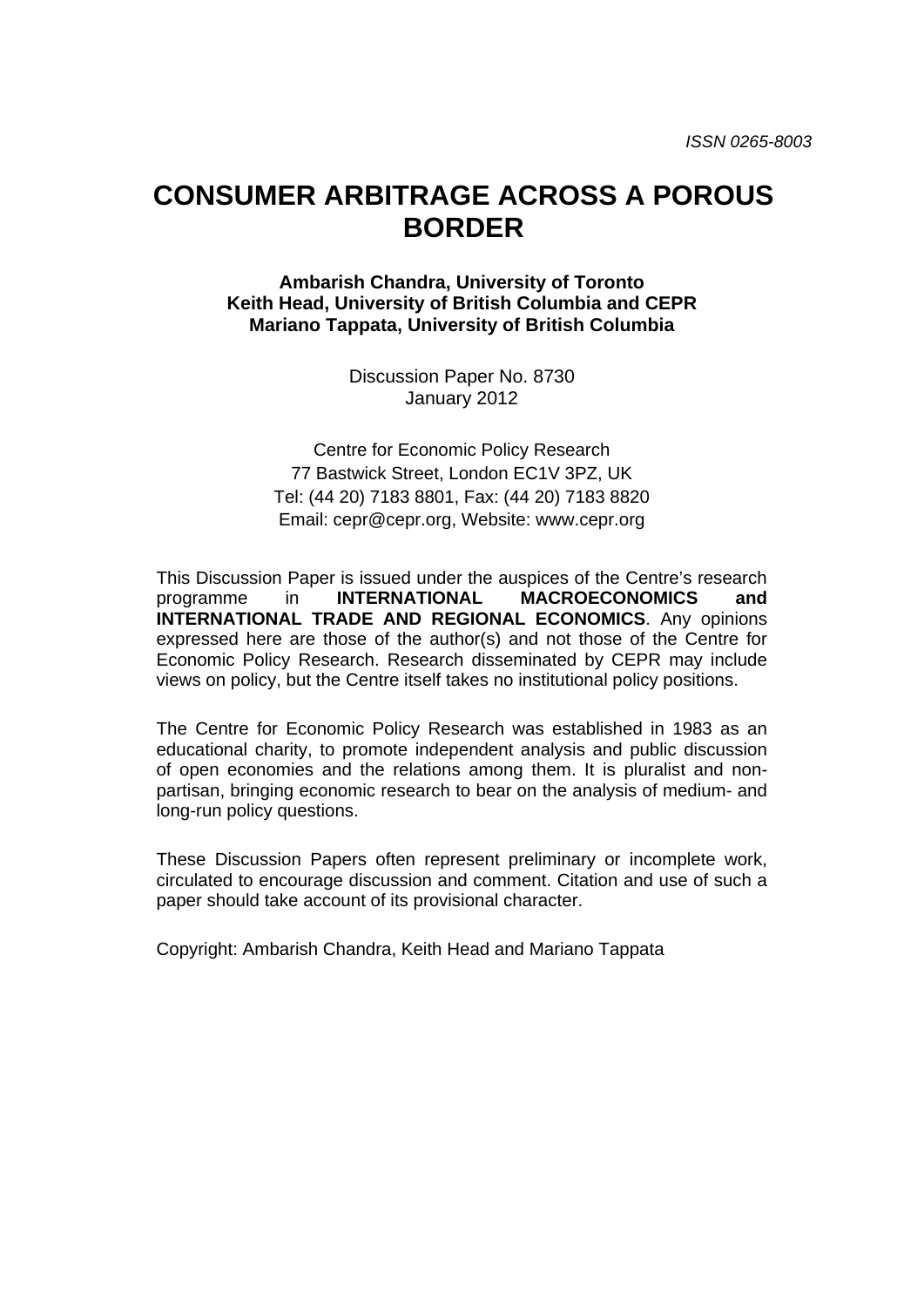*ISSN 0265-8003*

# CONSUMER ARBITRAGE ACROSS A POROUS BORDER

**Ambarish Chandra, University of Toronto**
**Keith Head, University of British Columbia and CEPR**
**Mariano Tappata, University of British Columbia**

Discussion Paper No. 8730
January 2012

Centre for Economic Policy Research
77 Bastwick Street, London EC1V 3PZ, UK
Tel: (44 20) 7183 8801, Fax: (44 20) 7183 8820
Email: cepr@cepr.org, Website: www.cepr.org

This Discussion Paper is issued under the auspices of the Centre's research programme in **INTERNATIONAL MACROECONOMICS and INTERNATIONAL TRADE AND REGIONAL ECONOMICS**. Any opinions expressed here are those of the author(s) and not those of the Centre for Economic Policy Research. Research disseminated by CEPR may include views on policy, but the Centre itself takes no institutional policy positions.

The Centre for Economic Policy Research was established in 1983 as an educational charity, to promote independent analysis and public discussion of open economies and the relations among them. It is pluralist and non-partisan, bringing economic research to bear on the analysis of medium- and long-run policy questions.

These Discussion Papers often represent preliminary or incomplete work, circulated to encourage discussion and comment. Citation and use of such a paper should take account of its provisional character.

Copyright: Ambarish Chandra, Keith Head and Mariano Tappata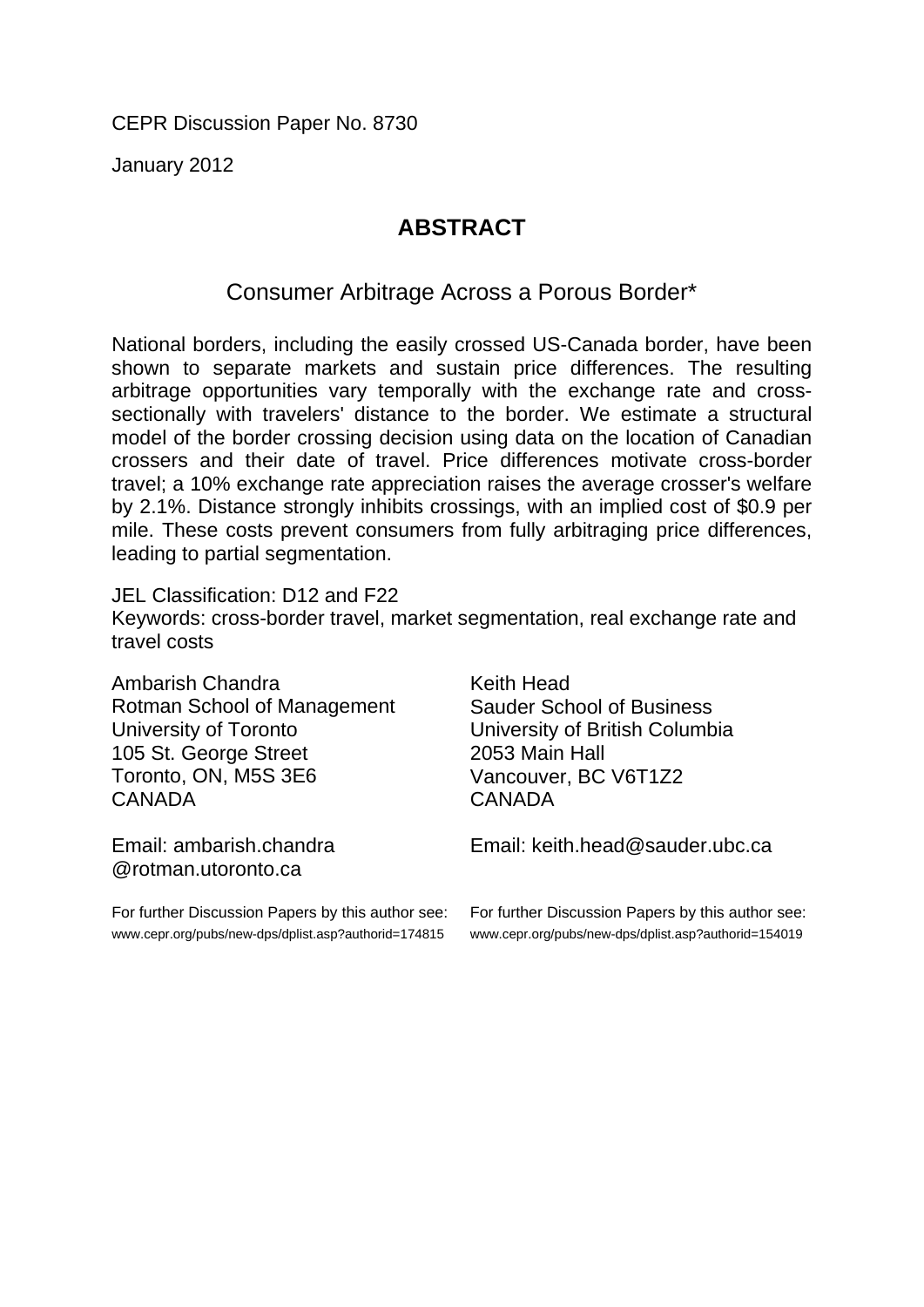CEPR Discussion Paper No. 8730

January 2012

## ABSTRACT

### Consumer Arbitrage Across a Porous Border*

National borders, including the easily crossed US-Canada border, have been shown to separate markets and sustain price differences. The resulting arbitrage opportunities vary temporally with the exchange rate and cross-sectionally with travelers' distance to the border. We estimate a structural model of the border crossing decision using data on the location of Canadian crossers and their date of travel. Price differences motivate cross-border travel; a 10% exchange rate appreciation raises the average crosser's welfare by 2.1%. Distance strongly inhibits crossings, with an implied cost of $0.9 per mile. These costs prevent consumers from fully arbitraging price differences, leading to partial segmentation.

JEL Classification: D12 and F22
Keywords: cross-border travel, market segmentation, real exchange rate and travel costs

Ambarish Chandra
Rotman School of Management
University of Toronto
105 St. George Street
Toronto, ON, M5S 3E6
CANADA

Email: ambarish.chandra@rotman.utoronto.ca

For further Discussion Papers by this author see:
www.cepr.org/pubs/new-dps/dplist.asp?authorid=174815

Keith Head
Sauder School of Business
University of British Columbia
2053 Main Hall
Vancouver, BC V6T1Z2
CANADA

Email: keith.head@sauder.ubc.ca

For further Discussion Papers by this author see:
www.cepr.org/pubs/new-dps/dplist.asp?authorid=154019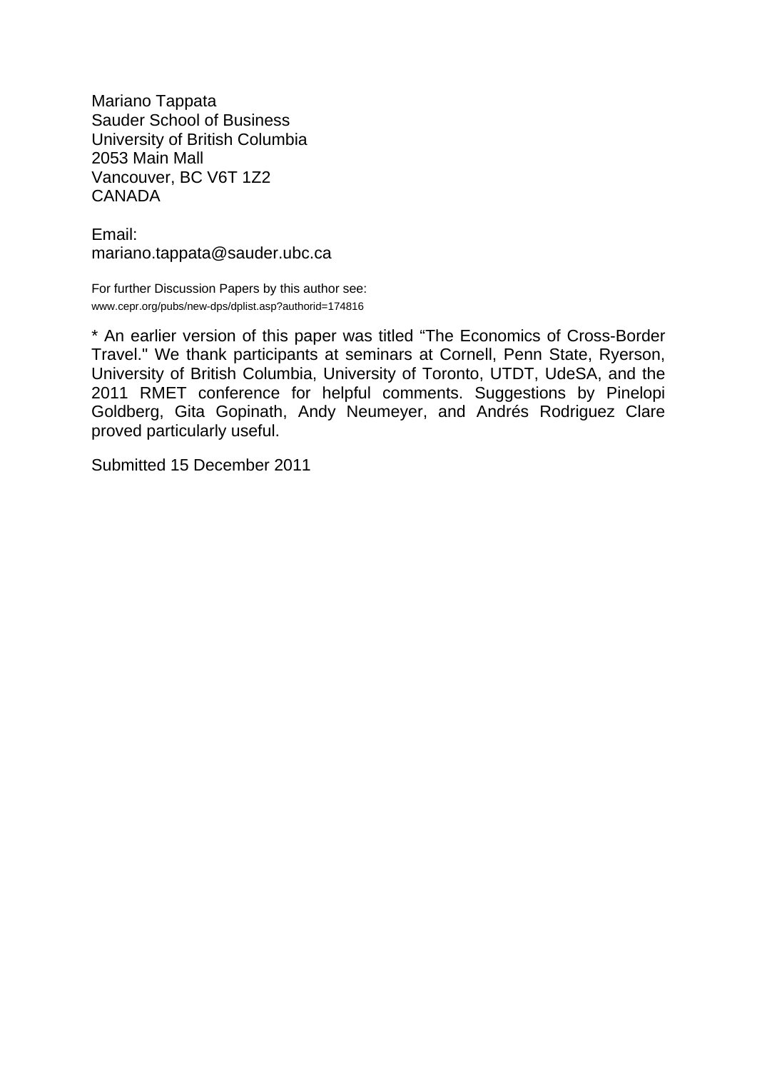Mariano Tappata
Sauder School of Business
University of British Columbia
2053 Main Mall
Vancouver, BC V6T 1Z2
CANADA

Email:
mariano.tappata@sauder.ubc.ca

For further Discussion Papers by this author see:
www.cepr.org/pubs/new-dps/dplist.asp?authorid=174816

* An earlier version of this paper was titled "The Economics of Cross-Border Travel." We thank participants at seminars at Cornell, Penn State, Ryerson, University of British Columbia, University of Toronto, UTDT, UdeSA, and the 2011 RMET conference for helpful comments. Suggestions by Pinelopi Goldberg, Gita Gopinath, Andy Neumeyer, and Andrés Rodriguez Clare proved particularly useful.

Submitted 15 December 2011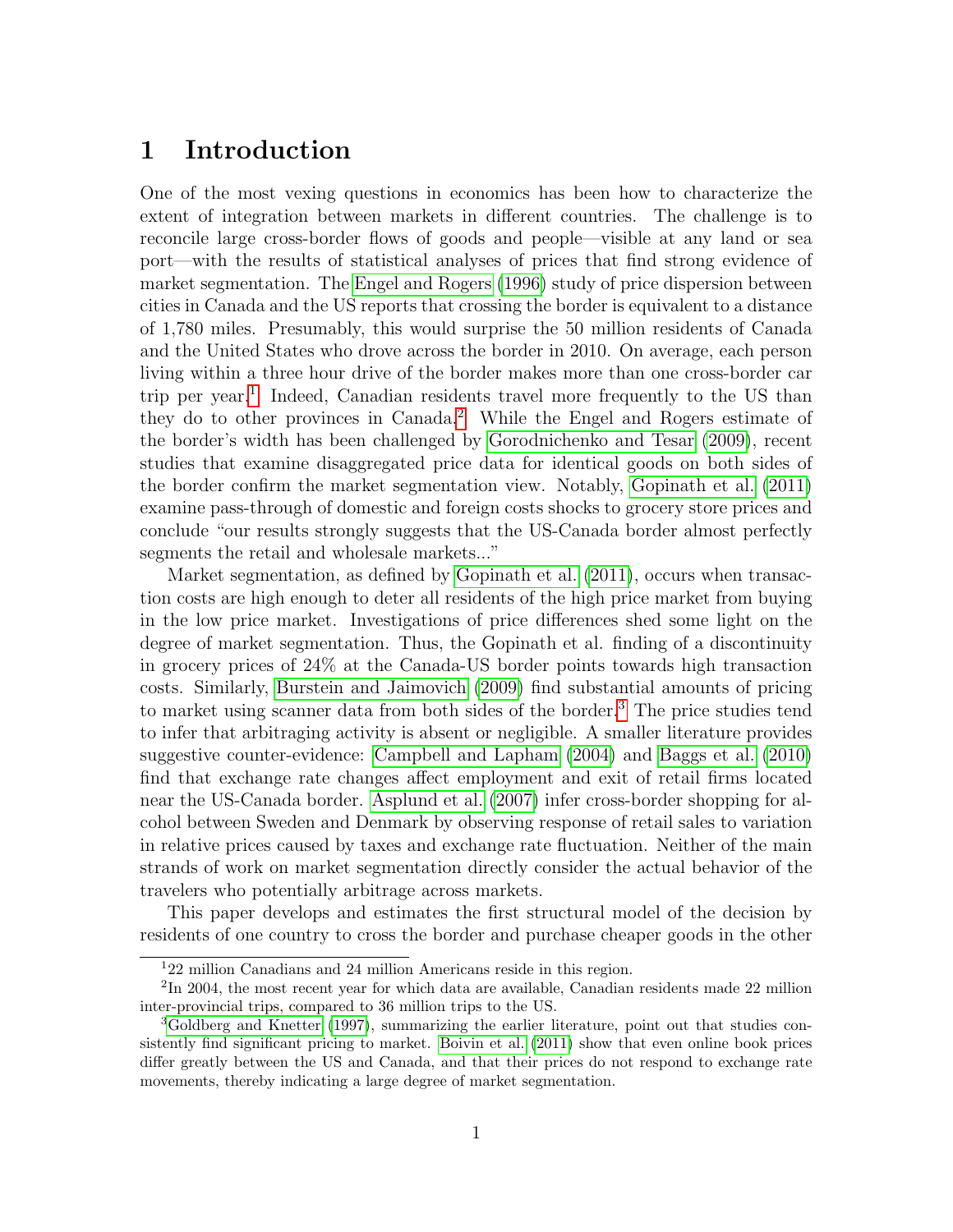# 1 Introduction

One of the most vexing questions in economics has been how to characterize the extent of integration between markets in different countries. The challenge is to reconcile large cross-border flows of goods and people—visible at any land or sea port—with the results of statistical analyses of prices that find strong evidence of market segmentation. The Engel and Rogers (1996) study of price dispersion between cities in Canada and the US reports that crossing the border is equivalent to a distance of 1,780 miles. Presumably, this would surprise the 50 million residents of Canada and the United States who drove across the border in 2010. On average, each person living within a three hour drive of the border makes more than one cross-border car trip per year.[1] Indeed, Canadian residents travel more frequently to the US than they do to other provinces in Canada.[2] While the Engel and Rogers estimate of the border's width has been challenged by Gorodnichenko and Tesar (2009), recent studies that examine disaggregated price data for identical goods on both sides of the border confirm the market segmentation view. Notably, Gopinath et al. (2011) examine pass-through of domestic and foreign costs shocks to grocery store prices and conclude "our results strongly suggests that the US-Canada border almost perfectly segments the retail and wholesale markets..."

Market segmentation, as defined by Gopinath et al. (2011), occurs when transaction costs are high enough to deter all residents of the high price market from buying in the low price market. Investigations of price differences shed some light on the degree of market segmentation. Thus, the Gopinath et al. finding of a discontinuity in grocery prices of 24% at the Canada-US border points towards high transaction costs. Similarly, Burstein and Jaimovich (2009) find substantial amounts of pricing to market using scanner data from both sides of the border.[3] The price studies tend to infer that arbitraging activity is absent or negligible. A smaller literature provides suggestive counter-evidence: Campbell and Lapham (2004) and Baggs et al. (2010) find that exchange rate changes affect employment and exit of retail firms located near the US-Canada border. Asplund et al. (2007) infer cross-border shopping for alcohol between Sweden and Denmark by observing response of retail sales to variation in relative prices caused by taxes and exchange rate fluctuation. Neither of the main strands of work on market segmentation directly consider the actual behavior of the travelers who potentially arbitrage across markets.

This paper develops and estimates the first structural model of the decision by residents of one country to cross the border and purchase cheaper goods in the other

---

[1] 22 million Canadians and 24 million Americans reside in this region.

[2] In 2004, the most recent year for which data are available, Canadian residents made 22 million inter-provincial trips, compared to 36 million trips to the US.

[3] Goldberg and Knetter (1997), summarizing the earlier literature, point out that studies consistently find significant pricing to market. Boivin et al. (2011) show that even online book prices differ greatly between the US and Canada, and that their prices do not respond to exchange rate movements, thereby indicating a large degree of market segmentation.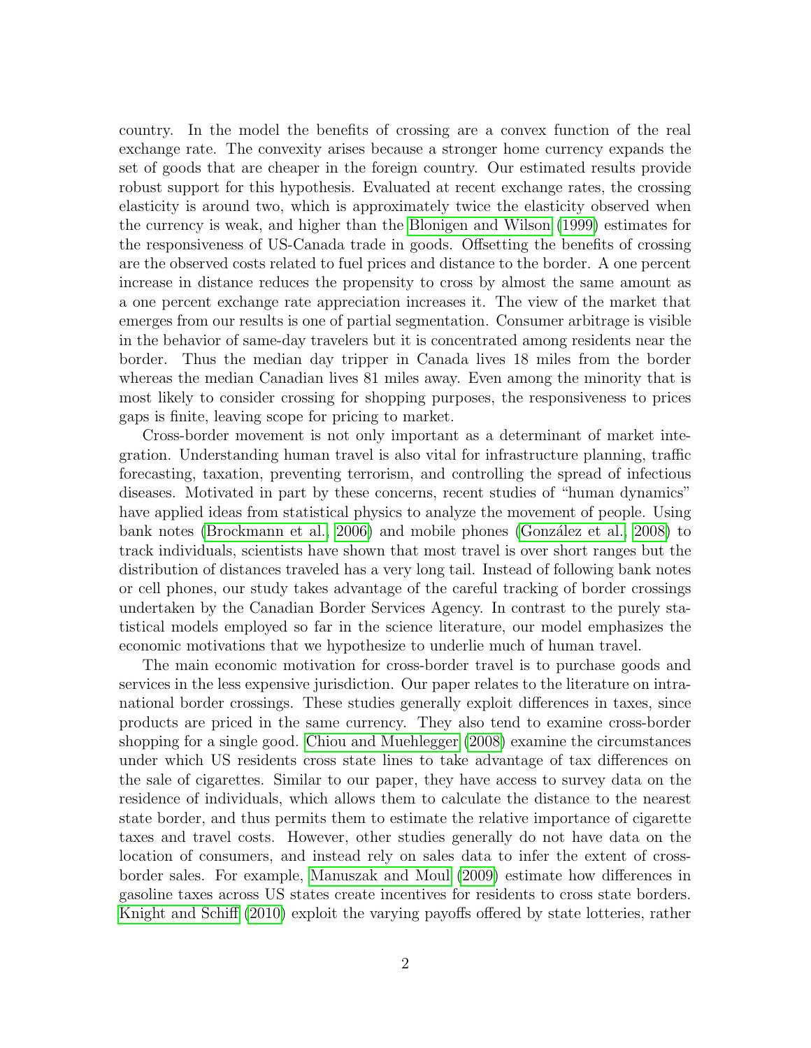country. In the model the benefits of crossing are a convex function of the real exchange rate. The convexity arises because a stronger home currency expands the set of goods that are cheaper in the foreign country. Our estimated results provide robust support for this hypothesis. Evaluated at recent exchange rates, the crossing elasticity is around two, which is approximately twice the elasticity observed when the currency is weak, and higher than the Blonigen and Wilson (1999) estimates for the responsiveness of US-Canada trade in goods. Offsetting the benefits of crossing are the observed costs related to fuel prices and distance to the border. A one percent increase in distance reduces the propensity to cross by almost the same amount as a one percent exchange rate appreciation increases it. The view of the market that emerges from our results is one of partial segmentation. Consumer arbitrage is visible in the behavior of same-day travelers but it is concentrated among residents near the border. Thus the median day tripper in Canada lives 18 miles from the border whereas the median Canadian lives 81 miles away. Even among the minority that is most likely to consider crossing for shopping purposes, the responsiveness to prices gaps is finite, leaving scope for pricing to market.

Cross-border movement is not only important as a determinant of market integration. Understanding human travel is also vital for infrastructure planning, traffic forecasting, taxation, preventing terrorism, and controlling the spread of infectious diseases. Motivated in part by these concerns, recent studies of "human dynamics" have applied ideas from statistical physics to analyze the movement of people. Using bank notes (Brockmann et al., 2006) and mobile phones (González et al., 2008) to track individuals, scientists have shown that most travel is over short ranges but the distribution of distances traveled has a very long tail. Instead of following bank notes or cell phones, our study takes advantage of the careful tracking of border crossings undertaken by the Canadian Border Services Agency. In contrast to the purely statistical models employed so far in the science literature, our model emphasizes the economic motivations that we hypothesize to underlie much of human travel.

The main economic motivation for cross-border travel is to purchase goods and services in the less expensive jurisdiction. Our paper relates to the literature on intranational border crossings. These studies generally exploit differences in taxes, since products are priced in the same currency. They also tend to examine cross-border shopping for a single good. Chiou and Muehlegger (2008) examine the circumstances under which US residents cross state lines to take advantage of tax differences on the sale of cigarettes. Similar to our paper, they have access to survey data on the residence of individuals, which allows them to calculate the distance to the nearest state border, and thus permits them to estimate the relative importance of cigarette taxes and travel costs. However, other studies generally do not have data on the location of consumers, and instead rely on sales data to infer the extent of cross-border sales. For example, Manuszak and Moul (2009) estimate how differences in gasoline taxes across US states create incentives for residents to cross state borders. Knight and Schiff (2010) exploit the varying payoffs offered by state lotteries, rather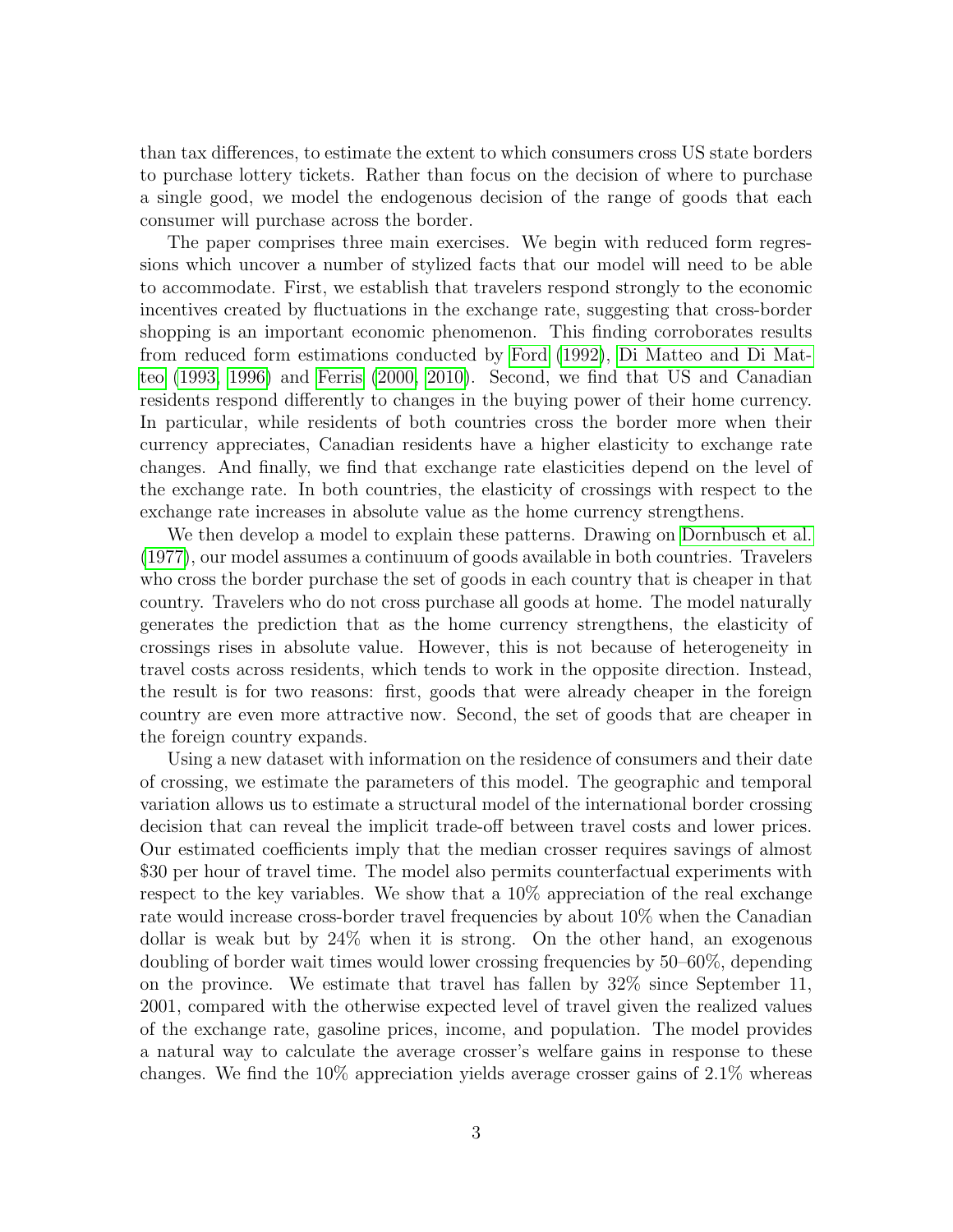than tax differences, to estimate the extent to which consumers cross US state borders to purchase lottery tickets. Rather than focus on the decision of where to purchase a single good, we model the endogenous decision of the range of goods that each consumer will purchase across the border.

The paper comprises three main exercises. We begin with reduced form regressions which uncover a number of stylized facts that our model will need to be able to accommodate. First, we establish that travelers respond strongly to the economic incentives created by fluctuations in the exchange rate, suggesting that cross-border shopping is an important economic phenomenon. This finding corroborates results from reduced form estimations conducted by Ford (1992), Di Matteo and Di Matteo (1993, 1996) and Ferris (2000, 2010). Second, we find that US and Canadian residents respond differently to changes in the buying power of their home currency. In particular, while residents of both countries cross the border more when their currency appreciates, Canadian residents have a higher elasticity to exchange rate changes. And finally, we find that exchange rate elasticities depend on the level of the exchange rate. In both countries, the elasticity of crossings with respect to the exchange rate increases in absolute value as the home currency strengthens.

We then develop a model to explain these patterns. Drawing on Dornbusch et al. (1977), our model assumes a continuum of goods available in both countries. Travelers who cross the border purchase the set of goods in each country that is cheaper in that country. Travelers who do not cross purchase all goods at home. The model naturally generates the prediction that as the home currency strengthens, the elasticity of crossings rises in absolute value. However, this is not because of heterogeneity in travel costs across residents, which tends to work in the opposite direction. Instead, the result is for two reasons: first, goods that were already cheaper in the foreign country are even more attractive now. Second, the set of goods that are cheaper in the foreign country expands.

Using a new dataset with information on the residence of consumers and their date of crossing, we estimate the parameters of this model. The geographic and temporal variation allows us to estimate a structural model of the international border crossing decision that can reveal the implicit trade-off between travel costs and lower prices. Our estimated coefficients imply that the median crosser requires savings of almost \$30 per hour of travel time. The model also permits counterfactual experiments with respect to the key variables. We show that a 10% appreciation of the real exchange rate would increase cross-border travel frequencies by about 10% when the Canadian dollar is weak but by 24% when it is strong. On the other hand, an exogenous doubling of border wait times would lower crossing frequencies by 50–60%, depending on the province. We estimate that travel has fallen by 32% since September 11, 2001, compared with the otherwise expected level of travel given the realized values of the exchange rate, gasoline prices, income, and population. The model provides a natural way to calculate the average crosser's welfare gains in response to these changes. We find the 10% appreciation yields average crosser gains of 2.1% whereas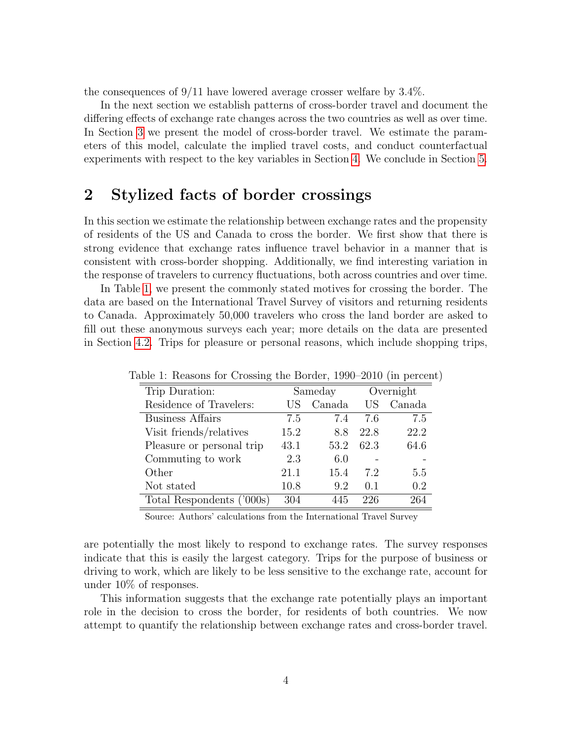the consequences of 9/11 have lowered average crosser welfare by 3.4%.

In the next section we establish patterns of cross-border travel and document the differing effects of exchange rate changes across the two countries as well as over time. In Section 3 we present the model of cross-border travel. We estimate the parameters of this model, calculate the implied travel costs, and conduct counterfactual experiments with respect to the key variables in Section 4. We conclude in Section 5.

## 2 Stylized facts of border crossings

In this section we estimate the relationship between exchange rates and the propensity of residents of the US and Canada to cross the border. We first show that there is strong evidence that exchange rates influence travel behavior in a manner that is consistent with cross-border shopping. Additionally, we find interesting variation in the response of travelers to currency fluctuations, both across countries and over time.

In Table 1, we present the commonly stated motives for crossing the border. The data are based on the International Travel Survey of visitors and returning residents to Canada. Approximately 50,000 travelers who cross the land border are asked to fill out these anonymous surveys each year; more details on the data are presented in Section 4.2. Trips for pleasure or personal reasons, which include shopping trips,

Table 1: Reasons for Crossing the Border, 1990–2010 (in percent)

| Trip Duration: | Sameday | | Overnight | |
|---|---|---|---|---|
| Residence of Travelers: | US | Canada | US | Canada |
| Business Affairs | 7.5 | 7.4 | 7.6 | 7.5 |
| Visit friends/relatives | 15.2 | 8.8 | 22.8 | 22.2 |
| Pleasure or personal trip | 43.1 | 53.2 | 62.3 | 64.6 |
| Commuting to work | 2.3 | 6.0 | - | - |
| Other | 21.1 | 15.4 | 7.2 | 5.5 |
| Not stated | 10.8 | 9.2 | 0.1 | 0.2 |
| Total Respondents ('000s) | 304 | 445 | 226 | 264 |

Source: Authors' calculations from the International Travel Survey

are potentially the most likely to respond to exchange rates. The survey responses indicate that this is easily the largest category. Trips for the purpose of business or driving to work, which are likely to be less sensitive to the exchange rate, account for under 10% of responses.

This information suggests that the exchange rate potentially plays an important role in the decision to cross the border, for residents of both countries. We now attempt to quantify the relationship between exchange rates and cross-border travel.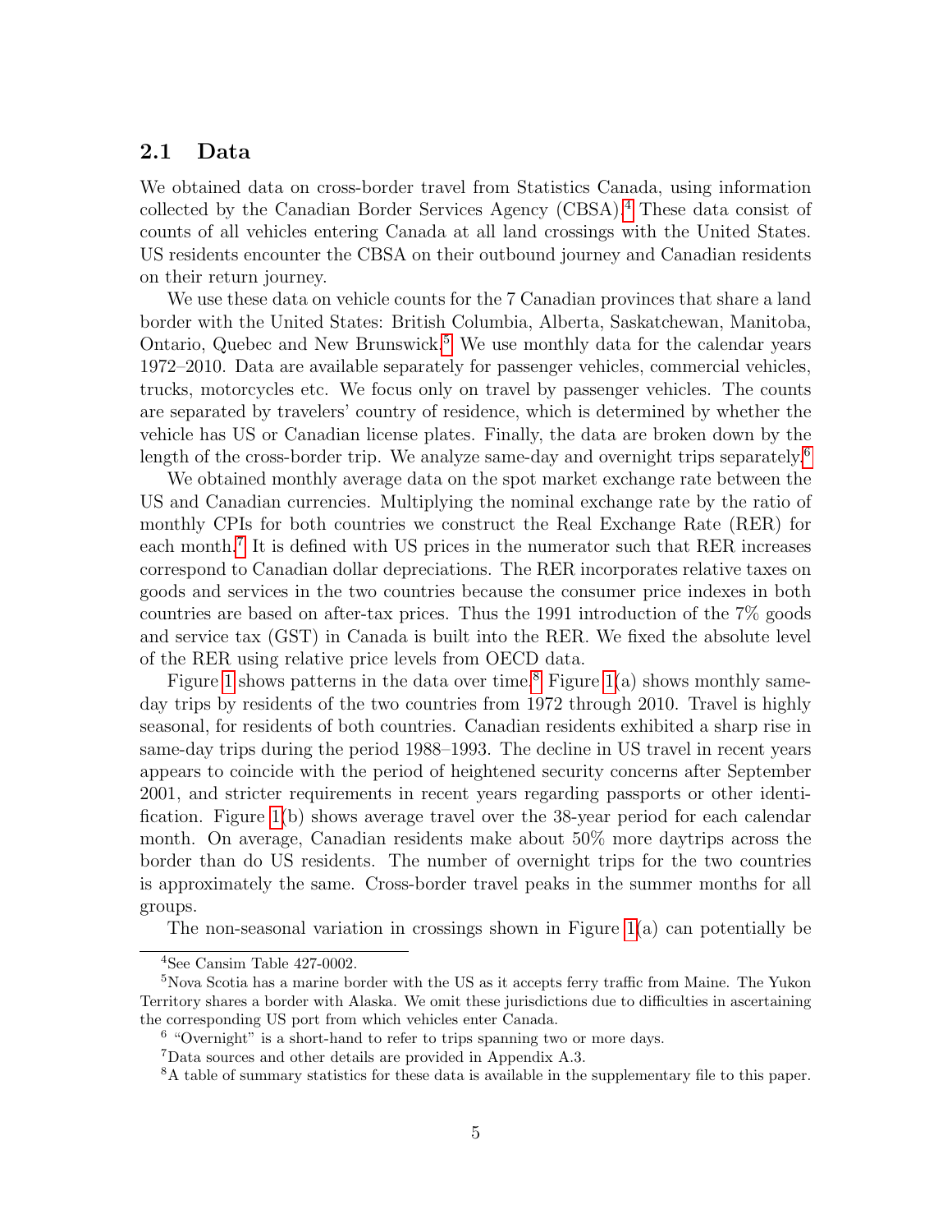## 2.1 Data

We obtained data on cross-border travel from Statistics Canada, using information collected by the Canadian Border Services Agency (CBSA).[4] These data consist of counts of all vehicles entering Canada at all land crossings with the United States. US residents encounter the CBSA on their outbound journey and Canadian residents on their return journey.

We use these data on vehicle counts for the 7 Canadian provinces that share a land border with the United States: British Columbia, Alberta, Saskatchewan, Manitoba, Ontario, Quebec and New Brunswick.[5] We use monthly data for the calendar years 1972–2010. Data are available separately for passenger vehicles, commercial vehicles, trucks, motorcycles etc. We focus only on travel by passenger vehicles. The counts are separated by travelers' country of residence, which is determined by whether the vehicle has US or Canadian license plates. Finally, the data are broken down by the length of the cross-border trip. We analyze same-day and overnight trips separately.[6]

We obtained monthly average data on the spot market exchange rate between the US and Canadian currencies. Multiplying the nominal exchange rate by the ratio of monthly CPIs for both countries we construct the Real Exchange Rate (RER) for each month.[7] It is defined with US prices in the numerator such that RER increases correspond to Canadian dollar depreciations. The RER incorporates relative taxes on goods and services in the two countries because the consumer price indexes in both countries are based on after-tax prices. Thus the 1991 introduction of the 7% goods and service tax (GST) in Canada is built into the RER. We fixed the absolute level of the RER using relative price levels from OECD data.

Figure 1 shows patterns in the data over time.[8] Figure 1(a) shows monthly same-day trips by residents of the two countries from 1972 through 2010. Travel is highly seasonal, for residents of both countries. Canadian residents exhibited a sharp rise in same-day trips during the period 1988–1993. The decline in US travel in recent years appears to coincide with the period of heightened security concerns after September 2001, and stricter requirements in recent years regarding passports or other identification. Figure 1(b) shows average travel over the 38-year period for each calendar month. On average, Canadian residents make about 50% more daytrips across the border than do US residents. The number of overnight trips for the two countries is approximately the same. Cross-border travel peaks in the summer months for all groups.

The non-seasonal variation in crossings shown in Figure 1(a) can potentially be

[4] See Cansim Table 427-0002.

[5] Nova Scotia has a marine border with the US as it accepts ferry traffic from Maine. The Yukon Territory shares a border with Alaska. We omit these jurisdictions due to difficulties in ascertaining the corresponding US port from which vehicles enter Canada.

[6] "Overnight" is a short-hand to refer to trips spanning two or more days.

[7] Data sources and other details are provided in Appendix A.3.

[8] A table of summary statistics for these data is available in the supplementary file to this paper.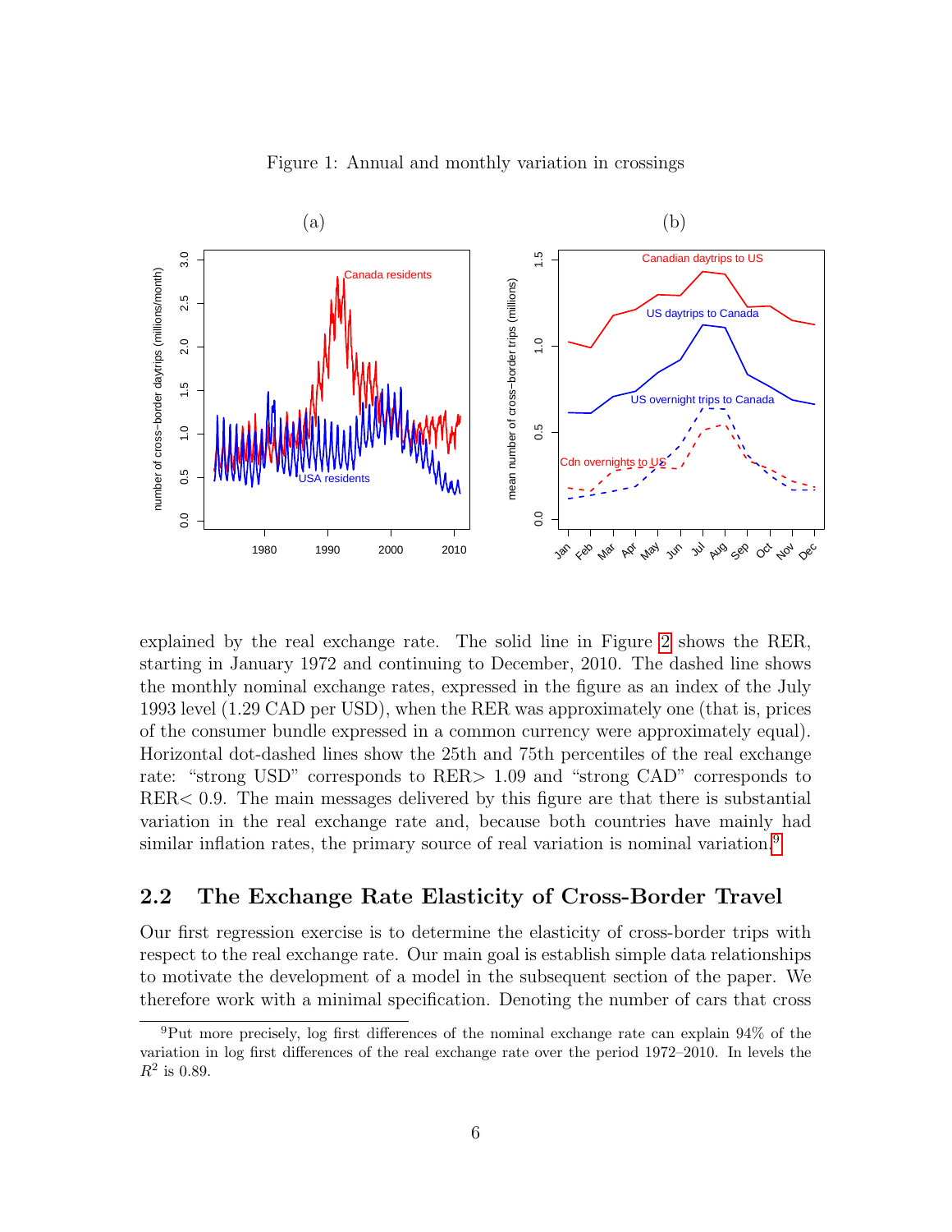Figure 1: Annual and monthly variation in crossings

explained by the real exchange rate. The solid line in Figure 2 shows the RER, starting in January 1972 and continuing to December, 2010. The dashed line shows the monthly nominal exchange rates, expressed in the figure as an index of the July 1993 level (1.29 CAD per USD), when the RER was approximately one (that is, prices of the consumer bundle expressed in a common currency were approximately equal). Horizontal dot-dashed lines show the 25th and 75th percentiles of the real exchange rate: "strong USD" corresponds to RER$>$ 1.09 and "strong CAD" corresponds to RER$<$ 0.9. The main messages delivered by this figure are that there is substantial variation in the real exchange rate and, because both countries have mainly had similar inflation rates, the primary source of real variation is nominal variation.[9]

## 2.2 The Exchange Rate Elasticity of Cross-Border Travel

Our first regression exercise is to determine the elasticity of cross-border trips with respect to the real exchange rate. Our main goal is establish simple data relationships to motivate the development of a model in the subsequent section of the paper. We therefore work with a minimal specification. Denoting the number of cars that cross

[9] Put more precisely, log first differences of the nominal exchange rate can explain 94% of the variation in log first differences of the real exchange rate over the period 1972–2010. In levels the $R^2$ is 0.89.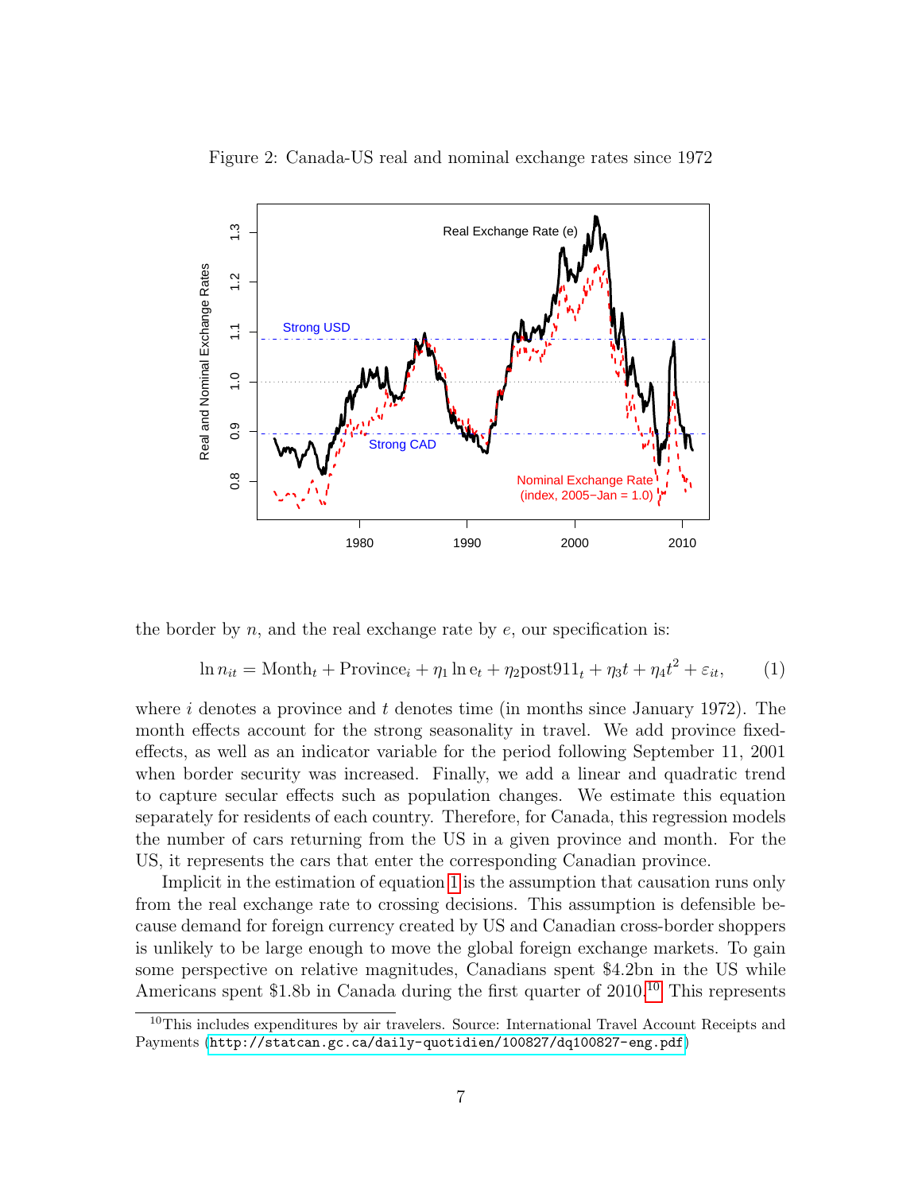Figure 2: Canada-US real and nominal exchange rates since 1972

the border by $n$, and the real exchange rate by $e$, our specification is:

$$\ln n_{it} = \text{Month}_t + \text{Province}_i + \eta_1 \ln \text{e}_t + \eta_2 \text{post911}_t + \eta_3 t + \eta_4 t^2 + \varepsilon_{it}, \qquad (1)$$

where $i$ denotes a province and $t$ denotes time (in months since January 1972). The month effects account for the strong seasonality in travel. We add province fixed-effects, as well as an indicator variable for the period following September 11, 2001 when border security was increased. Finally, we add a linear and quadratic trend to capture secular effects such as population changes. We estimate this equation separately for residents of each country. Therefore, for Canada, this regression models the number of cars returning from the US in a given province and month. For the US, it represents the cars that enter the corresponding Canadian province.

Implicit in the estimation of equation 1 is the assumption that causation runs only from the real exchange rate to crossing decisions. This assumption is defensible because demand for foreign currency created by US and Canadian cross-border shoppers is unlikely to be large enough to move the global foreign exchange markets. To gain some perspective on relative magnitudes, Canadians spent \$4.2bn in the US while Americans spent \$1.8b in Canada during the first quarter of 2010.[10] This represents

[10] This includes expenditures by air travelers. Source: International Travel Account Receipts and Payments (http://statcan.gc.ca/daily-quotidien/100827/dq100827-eng.pdf)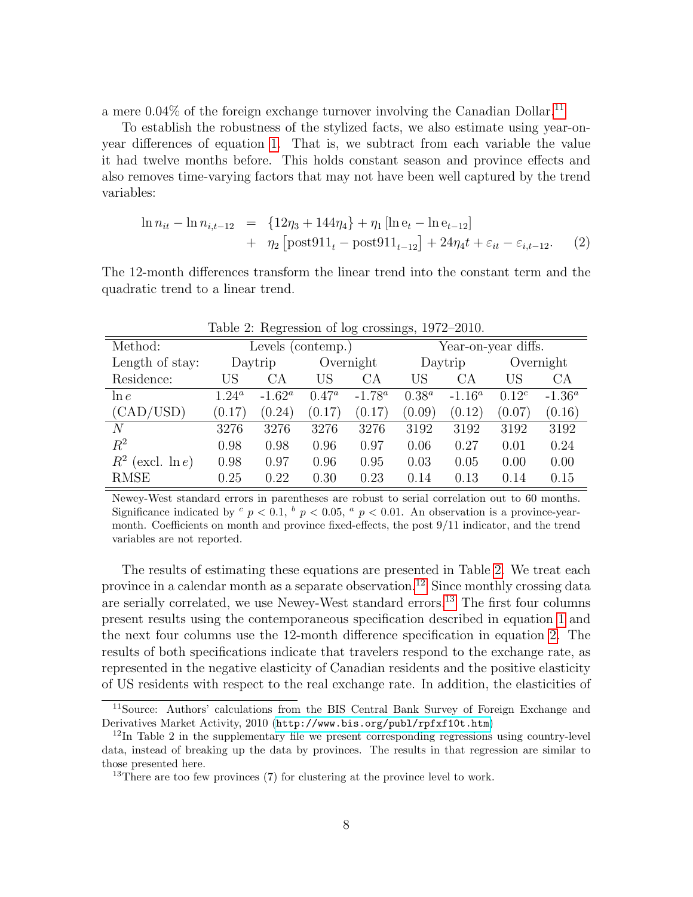a mere 0.04% of the foreign exchange turnover involving the Canadian Dollar.[11]

To establish the robustness of the stylized facts, we also estimate using year-on-year differences of equation 1. That is, we subtract from each variable the value it had twelve months before. This holds constant season and province effects and also removes time-varying factors that may not have been well captured by the trend variables:

$$
\begin{aligned}
\ln n_{it} - \ln n_{i,t-12} &= \{12\eta_3 + 144\eta_4\} + \eta_1 \left[\ln \mathrm{e}_t - \ln \mathrm{e}_{t-12}\right] \\
&+ \eta_2 \left[\mathrm{post911}_t - \mathrm{post911}_{t-12}\right] + 24\eta_4 t + \varepsilon_{it} - \varepsilon_{i,t-12}. \qquad (2)
\end{aligned}
$$

The 12-month differences transform the linear trend into the constant term and the quadratic trend to a linear trend.

Table 2: Regression of log crossings, 1972–2010.

| Method: | Levels (contemp.) | | | | Year-on-year diffs. | | | |
|---|---|---|---|---|---|---|---|---|
| Length of stay: | Daytrip | | Overnight | | Daytrip | | Overnight | |
| Residence: | US | CA | US | CA | US | CA | US | CA |
| $\ln e$ | $1.24^a$ | $-1.62^a$ | $0.47^a$ | $-1.78^a$ | $0.38^a$ | $-1.16^a$ | $0.12^c$ | $-1.36^a$ |
| (CAD/USD) | (0.17) | (0.24) | (0.17) | (0.17) | (0.09) | (0.12) | (0.07) | (0.16) |
| $N$ | 3276 | 3276 | 3276 | 3276 | 3192 | 3192 | 3192 | 3192 |
| $R^2$ | 0.98 | 0.98 | 0.96 | 0.97 | 0.06 | 0.27 | 0.01 | 0.24 |
| $R^2$ (excl. $\ln e$) | 0.98 | 0.97 | 0.96 | 0.95 | 0.03 | 0.05 | 0.00 | 0.00 |
| RMSE | 0.25 | 0.22 | 0.30 | 0.23 | 0.14 | 0.13 | 0.14 | 0.15 |

Newey-West standard errors in parentheses are robust to serial correlation out to 60 months. Significance indicated by $^c$ $p < 0.1$, $^b$ $p < 0.05$, $^a$ $p < 0.01$. An observation is a province-year-month. Coefficients on month and province fixed-effects, the post 9/11 indicator, and the trend variables are not reported.

The results of estimating these equations are presented in Table 2. We treat each province in a calendar month as a separate observation.[12] Since monthly crossing data are serially correlated, we use Newey-West standard errors.[13] The first four columns present results using the contemporaneous specification described in equation 1 and the next four columns use the 12-month difference specification in equation 2. The results of both specifications indicate that travelers respond to the exchange rate, as represented in the negative elasticity of Canadian residents and the positive elasticity of US residents with respect to the real exchange rate. In addition, the elasticities of

[11] Source: Authors' calculations from the BIS Central Bank Survey of Foreign Exchange and Derivatives Market Activity, 2010 (http://www.bis.org/publ/rpfxf10t.htm)

[12] In Table 2 in the supplementary file we present corresponding regressions using country-level data, instead of breaking up the data by provinces. The results in that regression are similar to those presented here.

[13] There are too few provinces (7) for clustering at the province level to work.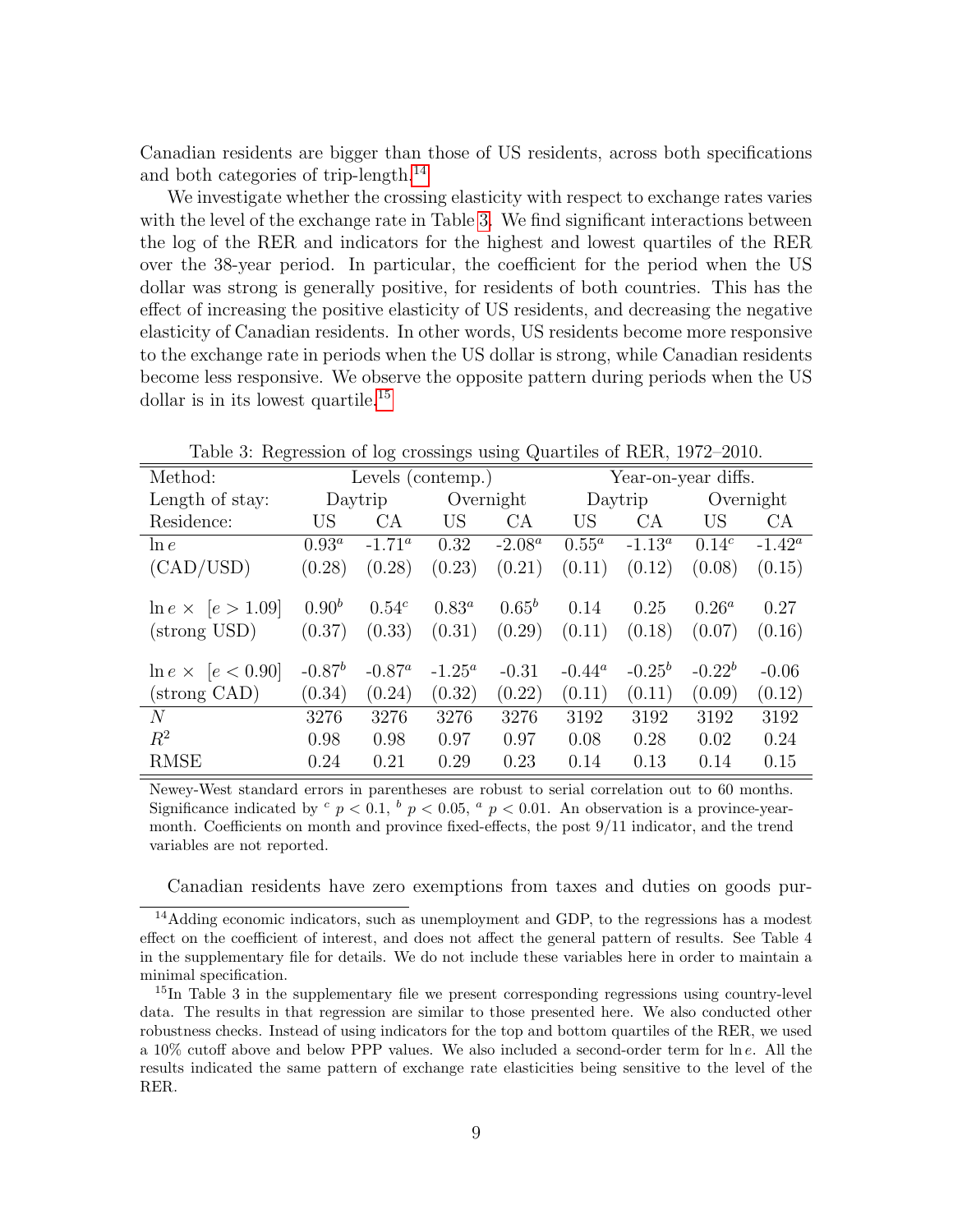Canadian residents are bigger than those of US residents, across both specifications and both categories of trip-length.[14]

We investigate whether the crossing elasticity with respect to exchange rates varies with the level of the exchange rate in Table 3. We find significant interactions between the log of the RER and indicators for the highest and lowest quartiles of the RER over the 38-year period. In particular, the coefficient for the period when the US dollar was strong is generally positive, for residents of both countries. This has the effect of increasing the positive elasticity of US residents, and decreasing the negative elasticity of Canadian residents. In other words, US residents become more responsive to the exchange rate in periods when the US dollar is strong, while Canadian residents become less responsive. We observe the opposite pattern during periods when the US dollar is in its lowest quartile.[15]

Table 3: Regression of log crossings using Quartiles of RER, 1972–2010.

| Method: | Levels (contemp.) | | | | Year-on-year diffs. | | | |
|---|---|---|---|---|---|---|---|---|
| Length of stay: | Daytrip | | Overnight | | Daytrip | | Overnight | |
| Residence: | US | CA | US | CA | US | CA | US | CA |
| $\ln e$ | $0.93^a$ | $-1.71^a$ | 0.32 | $-2.08^a$ | $0.55^a$ | $-1.13^a$ | $0.14^c$ | $-1.42^a$ |
| (CAD/USD) | (0.28) | (0.28) | (0.23) | (0.21) | (0.11) | (0.12) | (0.08) | (0.15) |
| $\ln e \times \; [e > 1.09]$ | $0.90^b$ | $0.54^c$ | $0.83^a$ | $0.65^b$ | 0.14 | 0.25 | $0.26^a$ | 0.27 |
| (strong USD) | (0.37) | (0.33) | (0.31) | (0.29) | (0.11) | (0.18) | (0.07) | (0.16) |
| $\ln e \times \; [e < 0.90]$ | $-0.87^b$ | $-0.87^a$ | $-1.25^a$ | -0.31 | $-0.44^a$ | $-0.25^b$ | $-0.22^b$ | -0.06 |
| (strong CAD) | (0.34) | (0.24) | (0.32) | (0.22) | (0.11) | (0.11) | (0.09) | (0.12) |
| $N$ | 3276 | 3276 | 3276 | 3276 | 3192 | 3192 | 3192 | 3192 |
| $R^2$ | 0.98 | 0.98 | 0.97 | 0.97 | 0.08 | 0.28 | 0.02 | 0.24 |
| RMSE | 0.24 | 0.21 | 0.29 | 0.23 | 0.14 | 0.13 | 0.14 | 0.15 |

Newey-West standard errors in parentheses are robust to serial correlation up to 60 months. Significance indicated by $^c$ $p < 0.1$, $^b$ $p < 0.05$, $^a$ $p < 0.01$. An observation is a province-year-month. Coefficients on month and province fixed-effects, the post 9/11 indicator, and the trend variables are not reported.

Canadian residents have zero exemptions from taxes and duties on goods pur-

[14] Adding economic indicators, such as unemployment and GDP, to the regressions has a modest effect on the coefficient of interest, and does not affect the general pattern of results. See Table 4 in the supplementary file for details. We do not include these variables here in order to maintain a minimal specification.

[15] In Table 3 in the supplementary file we present corresponding regressions using country-level data. The results in that regression are similar to those presented here. We also conducted other robustness checks. Instead of using indicators for the top and bottom quartiles of the RER, we used a 10% cutoff above and below PPP values. We also included a second-order term for $\ln e$. All the results indicated the same pattern of exchange rate elasticities being sensitive to the level of the RER.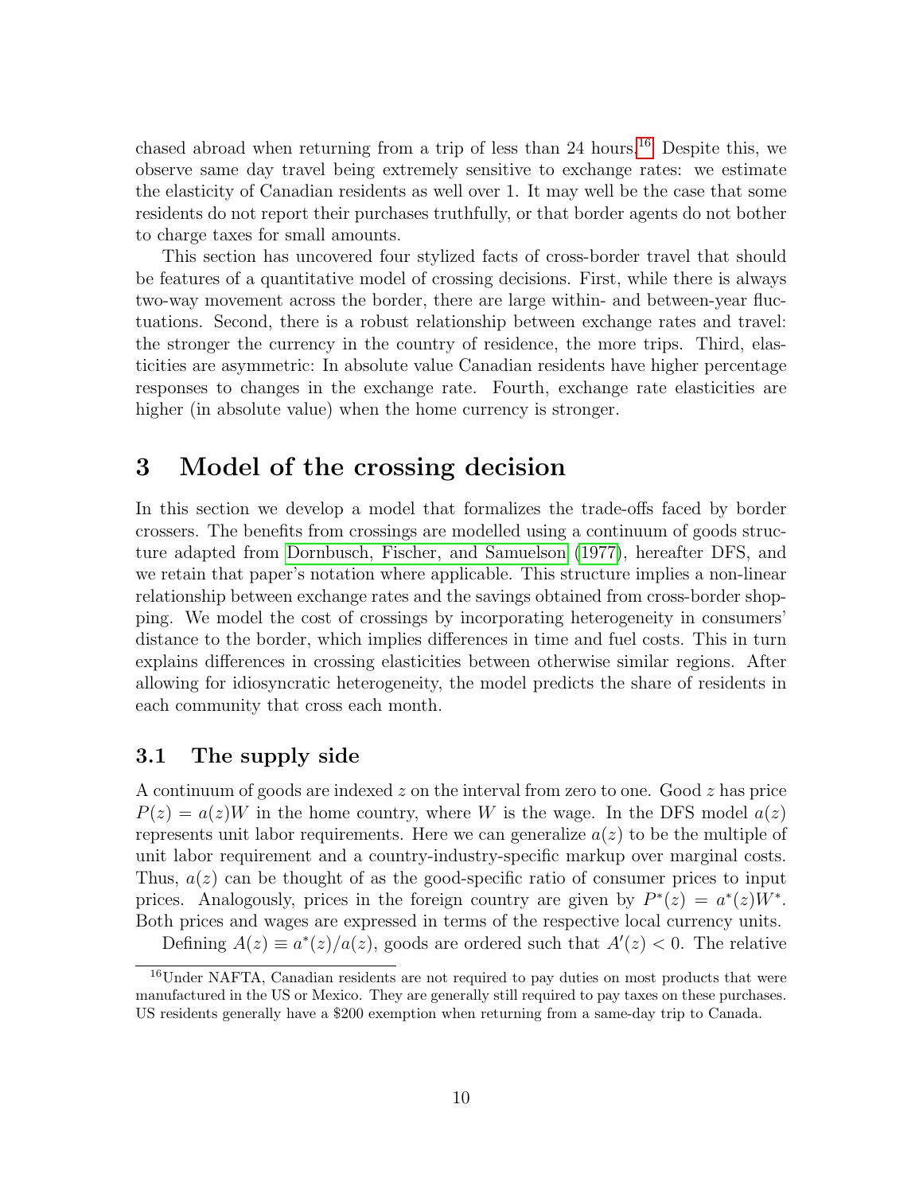chased abroad when returning from a trip of less than 24 hours.[16] Despite this, we observe same day travel being extremely sensitive to exchange rates: we estimate the elasticity of Canadian residents as well over 1. It may well be the case that some residents do not report their purchases truthfully, or that border agents do not bother to charge taxes for small amounts.

This section has uncovered four stylized facts of cross-border travel that should be features of a quantitative model of crossing decisions. First, while there is always two-way movement across the border, there are large within- and between-year fluctuations. Second, there is a robust relationship between exchange rates and travel: the stronger the currency in the country of residence, the more trips. Third, elasticities are asymmetric: In absolute value Canadian residents have higher percentage responses to changes in the exchange rate. Fourth, exchange rate elasticities are higher (in absolute value) when the home currency is stronger.

# 3 Model of the crossing decision

In this section we develop a model that formalizes the trade-offs faced by border crossers. The benefits from crossings are modelled using a continuum of goods structure adapted from Dornbusch, Fischer, and Samuelson (1977), hereafter DFS, and we retain that paper's notation where applicable. This structure implies a non-linear relationship between exchange rates and the savings obtained from cross-border shopping. We model the cost of crossings by incorporating heterogeneity in consumers' distance to the border, which implies differences in time and fuel costs. This in turn explains differences in crossing elasticities between otherwise similar regions. After allowing for idiosyncratic heterogeneity, the model predicts the share of residents in each community that cross each month.

## 3.1 The supply side

A continuum of goods are indexed $z$ on the interval from zero to one. Good $z$ has price $P(z) = a(z)W$ in the home country, where $W$ is the wage. In the DFS model $a(z)$ represents unit labor requirements. Here we can generalize $a(z)$ to be the multiple of unit labor requirement and a country-industry-specific markup over marginal costs. Thus, $a(z)$ can be thought of as the good-specific ratio of consumer prices to input prices. Analogously, prices in the foreign country are given by $P^*(z) = a^*(z)W^*$. Both prices and wages are expressed in terms of the respective local currency units.

Defining $A(z) \equiv a^*(z)/a(z)$, goods are ordered such that $A'(z) < 0$. The relative

[16] Under NAFTA, Canadian residents are not required to pay duties on most products that were manufactured in the US or Mexico. They are generally still required to pay taxes on these purchases. US residents generally have a \$200 exemption when returning from a same-day trip to Canada.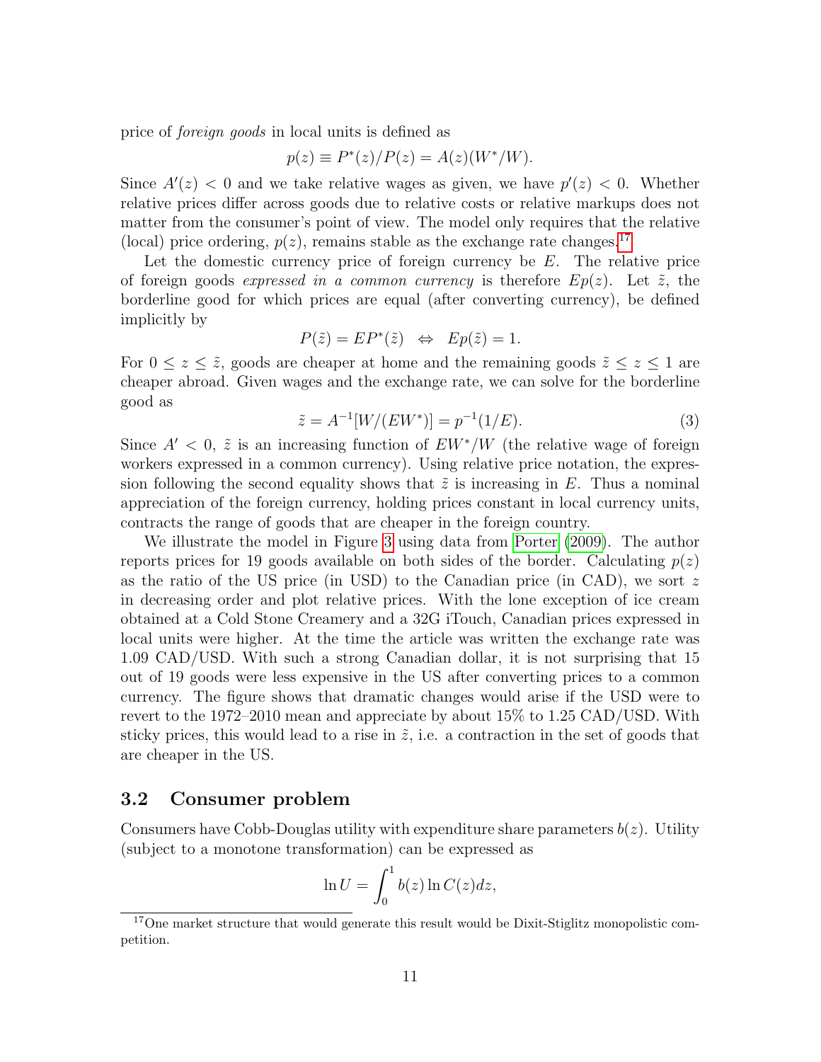price of *foreign goods* in local units is defined as

$$p(z) \equiv P^*(z)/P(z) = A(z)(W^*/W).$$

Since $A'(z) < 0$ and we take relative wages as given, we have $p'(z) < 0$. Whether relative prices differ across goods due to relative costs or relative markups does not matter from the consumer's point of view. The model only requires that the relative (local) price ordering, $p(z)$, remains stable as the exchange rate changes.[17]

Let the domestic currency price of foreign currency be $E$. The relative price of foreign goods *expressed in a common currency* is therefore $Ep(z)$. Let $\tilde{z}$, the borderline good for which prices are equal (after converting currency), be defined implicitly by

$$P(\tilde{z}) = EP^*(\tilde{z}) \;\; \Leftrightarrow \;\; Ep(\tilde{z}) = 1.$$

For $0 \leq z \leq \tilde{z}$, goods are cheaper at home and the remaining goods $\tilde{z} \leq z \leq 1$ are cheaper abroad. Given wages and the exchange rate, we can solve for the borderline good as

$$\tilde{z} = A^{-1}[W/(EW^*)] = p^{-1}(1/E). \tag{3}$$

Since $A' < 0$, $\tilde{z}$ is an increasing function of $EW^*/W$ (the relative wage of foreign workers expressed in a common currency). Using relative price notation, the expression following the second equality shows that $\tilde{z}$ is increasing in $E$. Thus a nominal appreciation of the foreign currency, holding prices constant in local currency units, contracts the range of goods that are cheaper in the foreign country.

We illustrate the model in Figure 3 using data from Porter (2009). The author reports prices for 19 goods available on both sides of the border. Calculating $p(z)$ as the ratio of the US price (in USD) to the Canadian price (in CAD), we sort $z$ in decreasing order and plot relative prices. With the lone exception of ice cream obtained at a Cold Stone Creamery and a 32G iTouch, Canadian prices expressed in local units were higher. At the time the article was written the exchange rate was 1.09 CAD/USD. With such a strong Canadian dollar, it is not surprising that 15 out of 19 goods were less expensive in the US after converting prices to a common currency. The figure shows that dramatic changes would arise if the USD were to revert to the 1972–2010 mean and appreciate by about 15% to 1.25 CAD/USD. With sticky prices, this would lead to a rise in $\tilde{z}$, i.e. a contraction in the set of goods that are cheaper in the US.

## 3.2 Consumer problem

Consumers have Cobb-Douglas utility with expenditure share parameters $b(z)$. Utility (subject to a monotone transformation) can be expressed as

$$\ln U = \int_0^1 b(z) \ln C(z) dz,$$

[17] One market structure that would generate this result would be Dixit-Stiglitz monopolistic competition.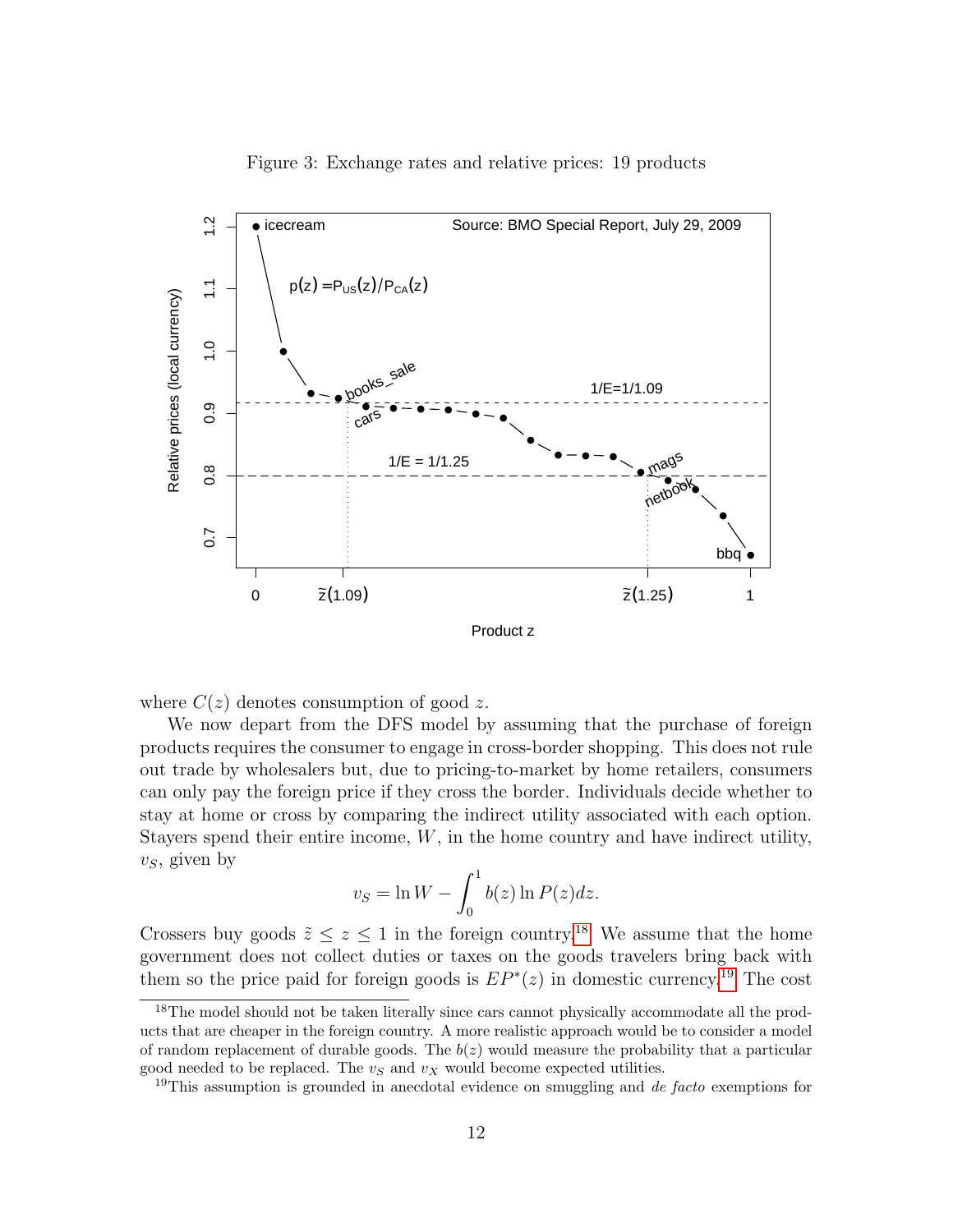Figure 3: Exchange rates and relative prices: 19 products

where $C(z)$ denotes consumption of good $z$.

We now depart from the DFS model by assuming that the purchase of foreign products requires the consumer to engage in cross-border shopping. This does not rule out trade by wholesalers but, due to pricing-to-market by home retailers, consumers can only pay the foreign price if they cross the border. Individuals decide whether to stay at home or cross by comparing the indirect utility associated with each option. Stayers spend their entire income, $W$, in the home country and have indirect utility, $v_S$, given by

$$v_S = \ln W - \int_0^1 b(z) \ln P(z) dz.$$

Crossers buy goods $\tilde{z} \leq z \leq 1$ in the foreign country.[18] We assume that the home government does not collect duties or taxes on the goods travelers bring back with them so the price paid for foreign goods is $EP^*(z)$ in domestic currency.[19] The cost

[18] The model should not be taken literally since cars cannot physically accommodate all the products that are cheaper in the foreign country. A more realistic approach would be to consider a model of random replacement of durable goods. The $b(z)$ would measure the probability that a particular good needed to be replaced. The $v_S$ and $v_X$ would become expected utilities.

[19] This assumption is grounded in anecdotal evidence on smuggling and *de facto* exemptions for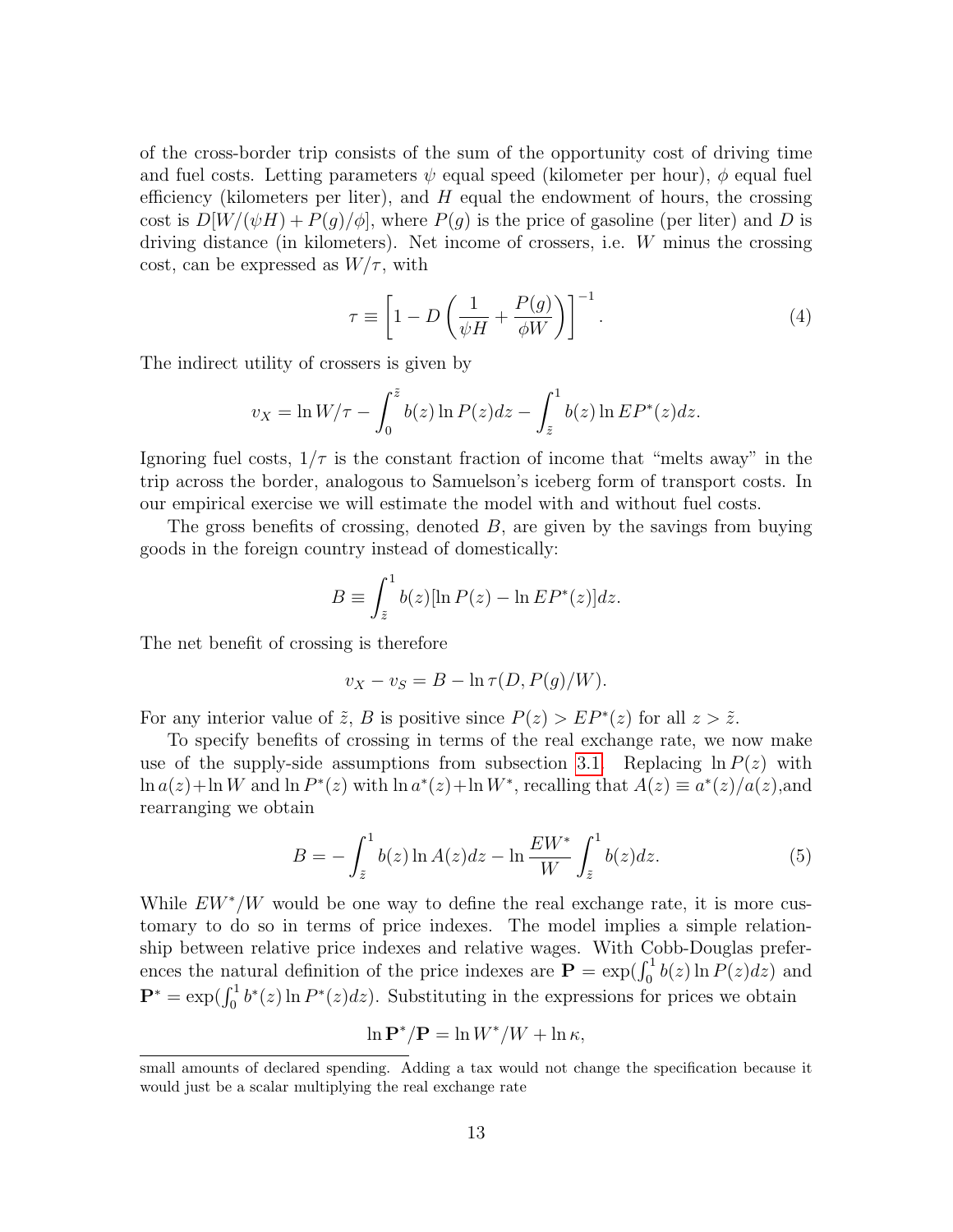of the cross-border trip consists of the sum of the opportunity cost of driving time and fuel costs. Letting parameters $\psi$ equal speed (kilometer per hour), $\phi$ equal fuel efficiency (kilometers per liter), and $H$ equal the endowment of hours, the crossing cost is $D[W/(\psi H) + P(g)/\phi]$, where $P(g)$ is the price of gasoline (per liter) and $D$ is driving distance (in kilometers). Net income of crossers, i.e. $W$ minus the crossing cost, can be expressed as $W/\tau$, with

$$\tau \equiv \left[1 - D\left(\frac{1}{\psi H} + \frac{P(g)}{\phi W}\right)\right]^{-1}. \tag{4}$$

The indirect utility of crossers is given by

$$v_X = \ln W/\tau - \int_0^{\tilde{z}} b(z) \ln P(z) dz - \int_{\tilde{z}}^1 b(z) \ln EP^*(z) dz.$$

Ignoring fuel costs, $1/\tau$ is the constant fraction of income that "melts away" in the trip across the border, analogous to Samuelson's iceberg form of transport costs. In our empirical exercise we will estimate the model with and without fuel costs.

The gross benefits of crossing, denoted $B$, are given by the savings from buying goods in the foreign country instead of domestically:

$$B \equiv \int_{\tilde{z}}^1 b(z)[\ln P(z) - \ln EP^*(z)]dz.$$

The net benefit of crossing is therefore

$$v_X - v_S = B - \ln \tau(D, P(g)/W).$$

For any interior value of $\tilde{z}$, $B$ is positive since $P(z) > EP^*(z)$ for all $z > \tilde{z}$.

To specify benefits of crossing in terms of the real exchange rate, we now make use of the supply-side assumptions from subsection 3.1. Replacing $\ln P(z)$ with $\ln a(z) + \ln W$ and $\ln P^*(z)$ with $\ln a^*(z) + \ln W^*$, recalling that $A(z) \equiv a^*(z)/a(z)$, and rearranging we obtain

$$B = -\int_{\tilde{z}}^1 b(z) \ln A(z) dz - \ln \frac{EW^*}{W} \int_{\tilde{z}}^1 b(z) dz. \tag{5}$$

While $EW^*/W$ would be one way to define the real exchange rate, it is more customary to do so in terms of price indexes. The model implies a simple relationship between relative price indexes and relative wages. With Cobb-Douglas preferences the natural definition of the price indexes are $\mathbf{P} = \exp(\int_0^1 b(z) \ln P(z) dz)$ and $\mathbf{P}^* = \exp(\int_0^1 b^*(z) \ln P^*(z) dz)$. Substituting in the expressions for prices we obtain

$$\ln \mathbf{P}^*/\mathbf{P} = \ln W^*/W + \ln \kappa,$$

small amounts of declared spending. Adding a tax would not change the specification because it would just be a scalar multiplying the real exchange rate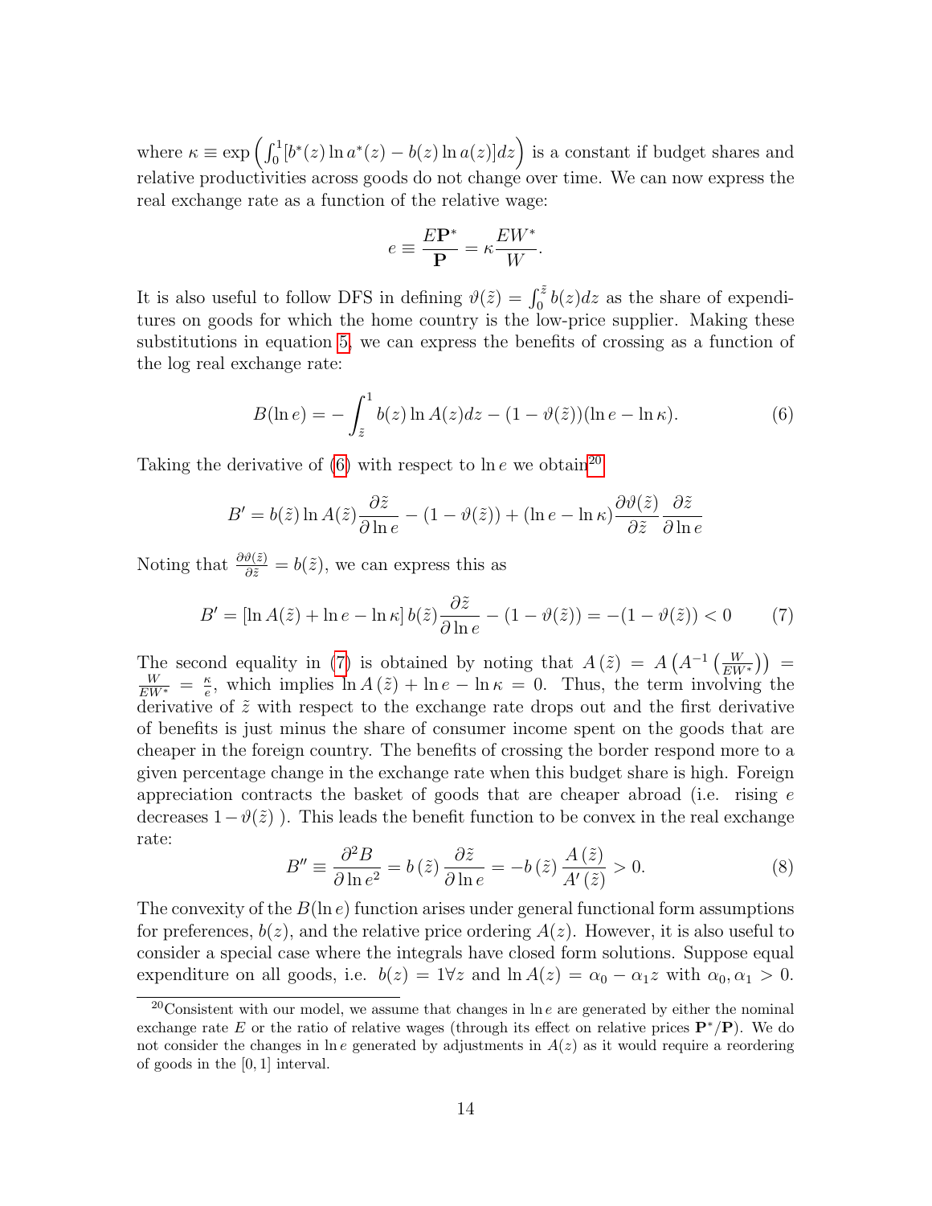where $\kappa \equiv \exp\left(\int_0^1 [b^*(z)\ln a^*(z) - b(z)\ln a(z)]dz\right)$ is a constant if budget shares and relative productivities across goods do not change over time. We can now express the real exchange rate as a function of the relative wage:

$$e \equiv \frac{E\mathbf{P}^*}{\mathbf{P}} = \kappa \frac{EW^*}{W}.$$

It is also useful to follow DFS in defining $\vartheta(\tilde{z}) = \int_0^{\tilde{z}} b(z)dz$ as the share of expenditures on goods for which the home country is the low-price supplier. Making these substitutions in equation 5, we can express the benefits of crossing as a function of the log real exchange rate:

$$B(\ln e) = -\int_{\tilde{z}}^1 b(z)\ln A(z)dz - (1 - \vartheta(\tilde{z}))(\ln e - \ln \kappa). \tag{6}$$

Taking the derivative of (6) with respect to $\ln e$ we obtain[20]

$$B' = b(\tilde{z})\ln A(\tilde{z})\frac{\partial \tilde{z}}{\partial \ln e} - (1 - \vartheta(\tilde{z})) + (\ln e - \ln \kappa)\frac{\partial \vartheta(\tilde{z})}{\partial \tilde{z}}\frac{\partial \tilde{z}}{\partial \ln e}$$

Noting that $\frac{\partial \vartheta(\tilde{z})}{\partial \tilde{z}} = b(\tilde{z})$, we can express this as

$$B' = [\ln A(\tilde{z}) + \ln e - \ln \kappa]\, b(\tilde{z})\frac{\partial \tilde{z}}{\partial \ln e} - (1 - \vartheta(\tilde{z})) = -(1 - \vartheta(\tilde{z})) < 0 \tag{7}$$

The second equality in (7) is obtained by noting that $A(\tilde{z}) = A\left(A^{-1}\left(\frac{W}{EW^*}\right)\right) = \frac{W}{EW^*} = \frac{\kappa}{e}$, which implies $\ln A(\tilde{z}) + \ln e - \ln \kappa = 0$. Thus, the term involving the derivative of $\tilde{z}$ with respect to the exchange rate drops out and the first derivative of benefits is just minus the share of consumer income spent on the goods that are cheaper in the foreign country. The benefits of crossing the border respond more to a given percentage change in the exchange rate when this budget share is high. Foreign appreciation contracts the basket of goods that are cheaper abroad (i.e. rising $e$ decreases $1 - \vartheta(\tilde{z})$ ). This leads the benefit function to be convex in the real exchange rate:

$$B'' \equiv \frac{\partial^2 B}{\partial \ln e^2} = b(\tilde{z})\frac{\partial \tilde{z}}{\partial \ln e} = -b(\tilde{z})\frac{A(\tilde{z})}{A'(\tilde{z})} > 0. \tag{8}$$

The convexity of the $B(\ln e)$ function arises under general functional form assumptions for preferences, $b(z)$, and the relative price ordering $A(z)$. However, it is also useful to consider a special case where the integrals have closed form solutions. Suppose equal expenditure on all goods, i.e. $b(z) = 1 \forall z$ and $\ln A(z) = \alpha_0 - \alpha_1 z$ with $\alpha_0, \alpha_1 > 0$.

[20] Consistent with our model, we assume that changes in $\ln e$ are generated by either the nominal exchange rate $E$ or the ratio of relative wages (through its effect on relative prices $\mathbf{P}^*/\mathbf{P}$). We do not consider the changes in $\ln e$ generated by adjustments in $A(z)$ as it would require a reordering of goods in the $[0, 1]$ interval.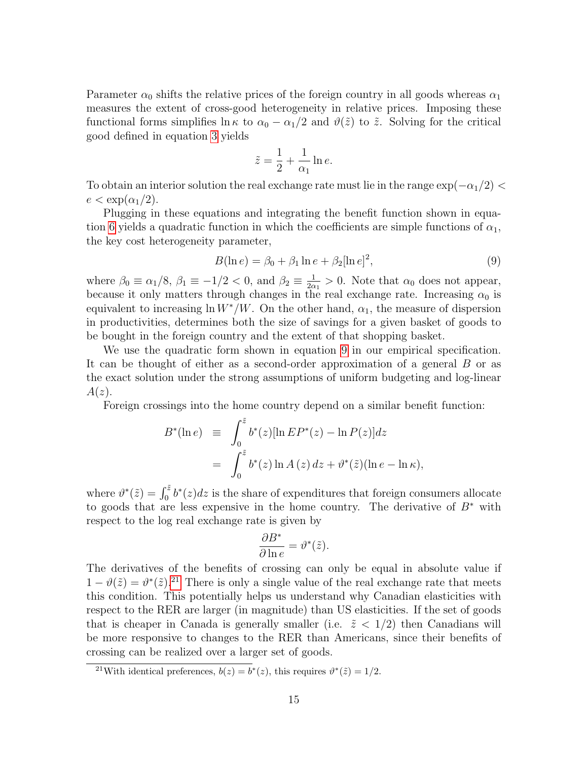Parameter $\alpha_0$ shifts the relative prices of the foreign country in all goods whereas $\alpha_1$ measures the extent of cross-good heterogeneity in relative prices. Imposing these functional forms simplifies $\ln \kappa$ to $\alpha_0 - \alpha_1/2$ and $\vartheta(\tilde{z})$ to $\tilde{z}$. Solving for the critical good defined in equation 3 yields

$$\tilde{z} = \frac{1}{2} + \frac{1}{\alpha_1} \ln e.$$

To obtain an interior solution the real exchange rate must lie in the range $\exp(-\alpha_1/2) < e < \exp(\alpha_1/2)$.

Plugging in these equations and integrating the benefit function shown in equation 6 yields a quadratic function in which the coefficients are simple functions of $\alpha_1$, the key cost heterogeneity parameter,

$$B(\ln e) = \beta_0 + \beta_1 \ln e + \beta_2 [\ln e]^2, \tag{9}$$

where $\beta_0 \equiv \alpha_1/8$, $\beta_1 \equiv -1/2 < 0$, and $\beta_2 \equiv \frac{1}{2\alpha_1} > 0$. Note that $\alpha_0$ does not appear, because it only matters through changes in the real exchange rate. Increasing $\alpha_0$ is equivalent to increasing $\ln W^*/W$. On the other hand, $\alpha_1$, the measure of dispersion in productivities, determines both the size of savings for a given basket of goods to be bought in the foreign country and the extent of that shopping basket.

We use the quadratic form shown in equation 9 in our empirical specification. It can be thought of either as a second-order approximation of a general $B$ or as the exact solution under the strong assumptions of uniform budgeting and log-linear $A(z)$.

Foreign crossings into the home country depend on a similar benefit function:

$$\begin{aligned} B^*(\ln e) &\equiv \int_0^{\tilde{z}} b^*(z)[\ln EP^*(z) - \ln P(z)]dz \\ &= \int_0^{\tilde{z}} b^*(z) \ln A(z)\, dz + \vartheta^*(\tilde{z})(\ln e - \ln \kappa), \end{aligned}$$

where $\vartheta^*(\tilde{z}) = \int_0^{\tilde{z}} b^*(z)dz$ is the share of expenditures that foreign consumers allocate to goods that are less expensive in the home country. The derivative of $B^*$ with respect to the log real exchange rate is given by

$$\frac{\partial B^*}{\partial \ln e} = \vartheta^*(\tilde{z}).$$

The derivatives of the benefits of crossing can only be equal in absolute value if $1 - \vartheta(\tilde{z}) = \vartheta^*(\tilde{z})$.[21] There is only a single value of the real exchange rate that meets this condition. This potentially helps us understand why Canadian elasticities with respect to the RER are larger (in magnitude) than US elasticities. If the set of goods that is cheaper in Canada is generally smaller (i.e. $\tilde{z} < 1/2$) then Canadians will be more responsive to changes to the RER than Americans, since their benefits of crossing can be realized over a larger set of goods.

[21] With identical preferences, $b(z) = b^*(z)$, this requires $\vartheta^*(\tilde{z}) = 1/2$.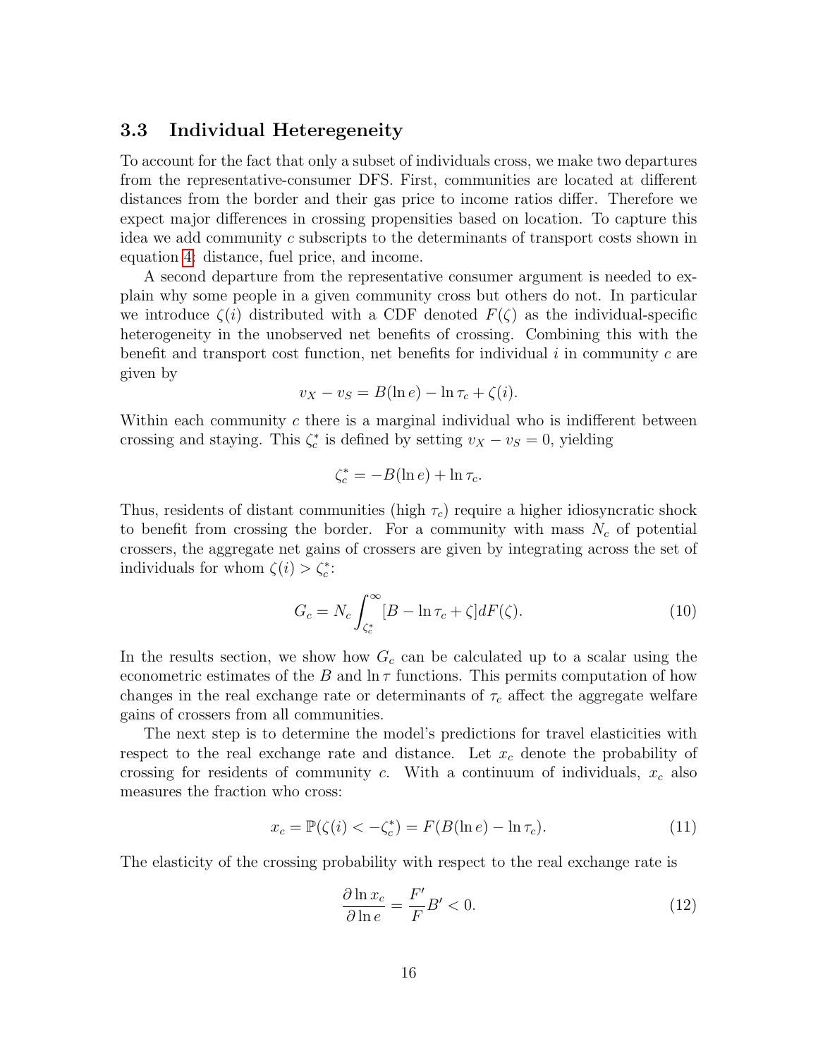### 3.3 Individual Heteregeneity

To account for the fact that only a subset of individuals cross, we make two departures from the representative-consumer DFS. First, communities are located at different distances from the border and their gas price to income ratios differ. Therefore we expect major differences in crossing propensities based on location. To capture this idea we add community $c$ subscripts to the determinants of transport costs shown in equation 4: distance, fuel price, and income.

A second departure from the representative consumer argument is needed to explain why some people in a given community cross but others do not. In particular we introduce $\zeta(i)$ distributed with a CDF denoted $F(\zeta)$ as the individual-specific heterogeneity in the unobserved net benefits of crossing. Combining this with the benefit and transport cost function, net benefits for individual $i$ in community $c$ are given by

$$v_X - v_S = B(\ln e) - \ln \tau_c + \zeta(i).$$

Within each community $c$ there is a marginal individual who is indifferent between crossing and staying. This $\zeta^*_c$ is defined by setting $v_X - v_S = 0$, yielding

$$\zeta^*_c = -B(\ln e) + \ln \tau_c.$$

Thus, residents of distant communities (high $\tau_c$) require a higher idiosyncratic shock to benefit from crossing the border. For a community with mass $N_c$ of potential crossers, the aggregate net gains of crossers are given by integrating across the set of individuals for whom $\zeta(i) > \zeta^*_c$:

$$G_c = N_c \int_{\zeta^*_c}^{\infty} [B - \ln \tau_c + \zeta] dF(\zeta). \tag{10}$$

In the results section, we show how $G_c$ can be calculated up to a scalar using the econometric estimates of the $B$ and $\ln \tau$ functions. This permits computation of how changes in the real exchange rate or determinants of $\tau_c$ affect the aggregate welfare gains of crossers from all communities.

The next step is to determine the model's predictions for travel elasticities with respect to the real exchange rate and distance. Let $x_c$ denote the probability of crossing for residents of community $c$. With a continuum of individuals, $x_c$ also measures the fraction who cross:

$$x_c = \mathbb{P}(\zeta(i) < -\zeta^*_c) = F(B(\ln e) - \ln \tau_c). \tag{11}$$

The elasticity of the crossing probability with respect to the real exchange rate is

$$\frac{\partial \ln x_c}{\partial \ln e} = \frac{F'}{F} B' < 0. \tag{12}$$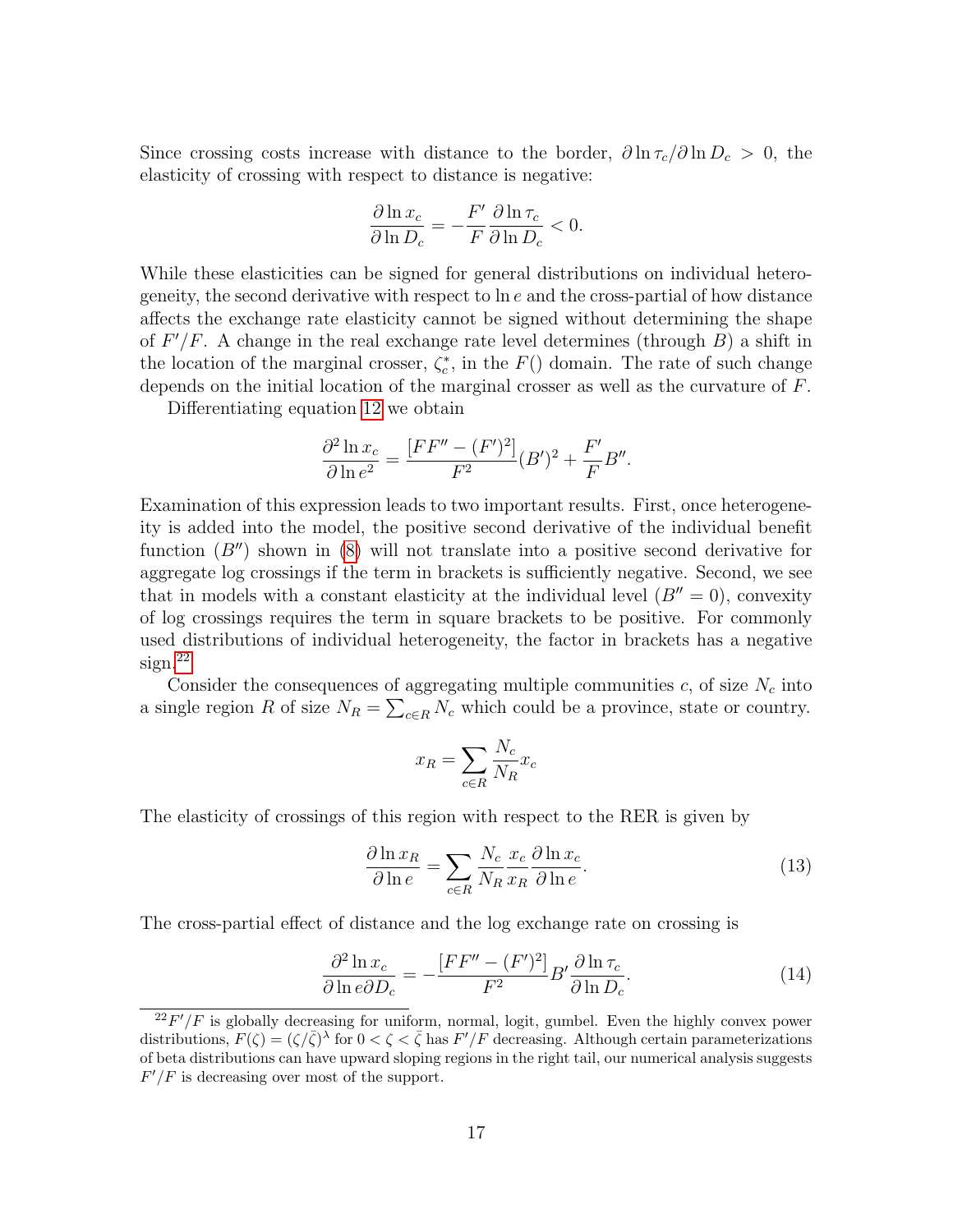Since crossing costs increase with distance to the border, $\partial \ln \tau_c / \partial \ln D_c > 0$, the elasticity of crossing with respect to distance is negative:

$$\frac{\partial \ln x_c}{\partial \ln D_c} = -\frac{F'}{F}\frac{\partial \ln \tau_c}{\partial \ln D_c} < 0.$$

While these elasticities can be signed for general distributions on individual heterogeneity, the second derivative with respect to $\ln e$ and the cross-partial of how distance affects the exchange rate elasticity cannot be signed without determining the shape of $F'/F$. A change in the real exchange rate level determines (through $B$) a shift in the location of the marginal crosser, $\zeta_c^*$, in the $F()$ domain. The rate of such change depends on the initial location of the marginal crosser as well as the curvature of $F$.

Differentiating equation 12 we obtain

$$\frac{\partial^2 \ln x_c}{\partial \ln e^2} = \frac{[FF'' - (F')^2]}{F^2}(B')^2 + \frac{F'}{F}B''.$$

Examination of this expression leads to two important results. First, once heterogeneity is added into the model, the positive second derivative of the individual benefit function ($B''$) shown in (8) will not translate into a positive second derivative for aggregate log crossings if the term in brackets is sufficiently negative. Second, we see that in models with a constant elasticity at the individual level ($B'' = 0$), convexity of log crossings requires the term in square brackets to be positive. For commonly used distributions of individual heterogeneity, the factor in brackets has a negative sign.[22]

Consider the consequences of aggregating multiple communities $c$, of size $N_c$ into a single region $R$ of size $N_R = \sum_{c \in R} N_c$ which could be a province, state or country.

$$x_R = \sum_{c \in R} \frac{N_c}{N_R} x_c$$

The elasticity of crossings of this region with respect to the RER is given by

$$\frac{\partial \ln x_R}{\partial \ln e} = \sum_{c \in R} \frac{N_c}{N_R}\frac{x_c}{x_R}\frac{\partial \ln x_c}{\partial \ln e}. \tag{13}$$

The cross-partial effect of distance and the log exchange rate on crossing is

$$\frac{\partial^2 \ln x_c}{\partial \ln e \partial D_c} = -\frac{[FF'' - (F')^2]}{F^2}B'\frac{\partial \ln \tau_c}{\partial \ln D_c}. \tag{14}$$

[22] $F'/F$ is globally decreasing for uniform, normal, logit, gumbel. Even the highly convex power distributions, $F(\zeta) = (\zeta/\bar{\zeta})^\lambda$ for $0 < \zeta < \bar{\zeta}$ has $F'/F$ decreasing. Although certain parameterizations of beta distributions can have upward sloping regions in the right tail, our numerical analysis suggests $F'/F$ is decreasing over most of the support.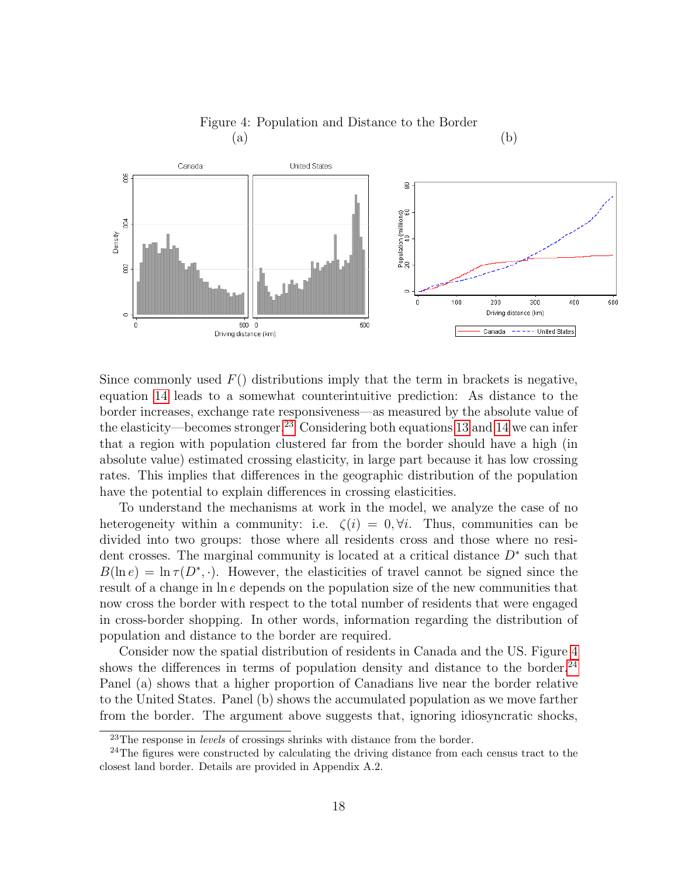Figure 4: Population and Distance to the Border

(a) (b)

Since commonly used $F()$ distributions imply that the term in brackets is negative, equation 14 leads to a somewhat counterintuitive prediction: As distance to the border increases, exchange rate responsiveness—as measured by the absolute value of the elasticity—becomes stronger.[23] Considering both equations 13 and 14 we can infer that a region with population clustered far from the border should have a high (in absolute value) estimated crossing elasticity, in large part because it has low crossing rates. This implies that differences in the geographic distribution of the population have the potential to explain differences in crossing elasticities.

To understand the mechanisms at work in the model, we analyze the case of no heterogeneity within a community: i.e. $\zeta(i) = 0, \forall i$. Thus, communities can be divided into two groups: those where all residents cross and those where no resident crosses. The marginal community is located at a critical distance $D^*$ such that $B(\ln e) = \ln \tau(D^*, \cdot)$. However, the elasticities of travel cannot be signed since the result of a change in $\ln e$ depends on the population size of the new communities that now cross the border with respect to the total number of residents that were engaged in cross-border shopping. In other words, information regarding the distribution of population and distance to the border are required.

Consider now the spatial distribution of residents in Canada and the US. Figure 4 shows the differences in terms of population density and distance to the border.[24] Panel (a) shows that a higher proportion of Canadians live near the border relative to the United States. Panel (b) shows the accumulated population as we move farther from the border. The argument above suggests that, ignoring idiosyncratic shocks,

[23] The response in *levels* of crossings shrinks with distance from the border.

[24] The figures were constructed by calculating the driving distance from each census tract to the closest land border. Details are provided in Appendix A.2.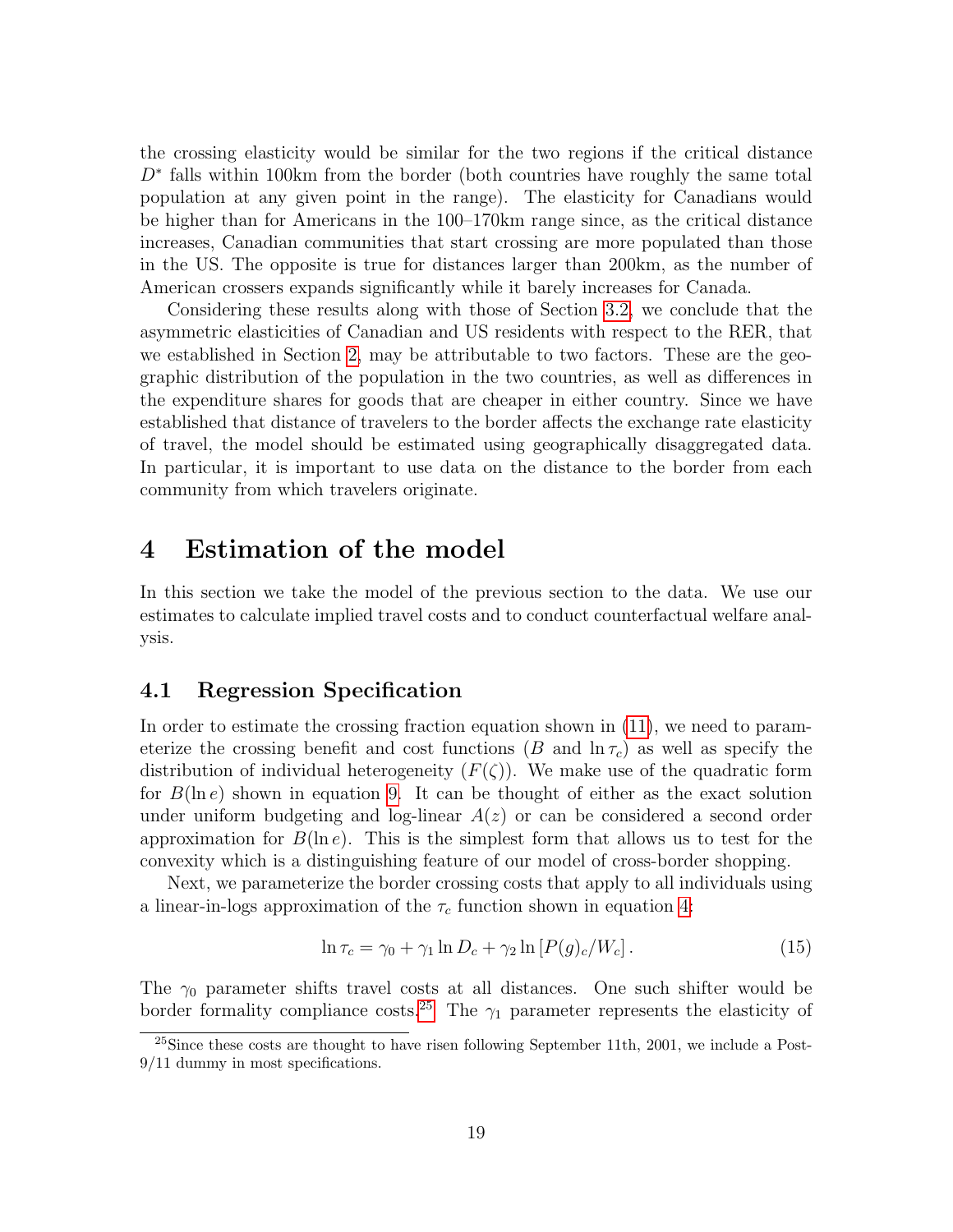the crossing elasticity would be similar for the two regions if the critical distance $D^*$ falls within 100km from the border (both countries have roughly the same total population at any given point in the range). The elasticity for Canadians would be higher than for Americans in the 100–170km range since, as the critical distance increases, Canadian communities that start crossing are more populated than those in the US. The opposite is true for distances larger than 200km, as the number of American crossers expands significantly while it barely increases for Canada.

Considering these results along with those of Section 3.2, we conclude that the asymmetric elasticities of Canadian and US residents with respect to the RER, that we established in Section 2, may be attributable to two factors. These are the geographic distribution of the population in the two countries, as well as differences in the expenditure shares for goods that are cheaper in either country. Since we have established that distance of travelers to the border affects the exchange rate elasticity of travel, the model should be estimated using geographically disaggregated data. In particular, it is important to use data on the distance to the border from each community from which travelers originate.

# 4 Estimation of the model

In this section we take the model of the previous section to the data. We use our estimates to calculate implied travel costs and to conduct counterfactual welfare analysis.

## 4.1 Regression Specification

In order to estimate the crossing fraction equation shown in (11), we need to parameterize the crossing benefit and cost functions ($B$ and $\ln \tau_c$) as well as specify the distribution of individual heterogeneity ($F(\zeta)$). We make use of the quadratic form for $B(\ln e)$ shown in equation 9. It can be thought of either as the exact solution under uniform budgeting and log-linear $A(z)$ or can be considered a second order approximation for $B(\ln e)$. This is the simplest form that allows us to test for the convexity which is a distinguishing feature of our model of cross-border shopping.

Next, we parameterize the border crossing costs that apply to all individuals using a linear-in-logs approximation of the $\tau_c$ function shown in equation 4:

$$\ln \tau_c = \gamma_0 + \gamma_1 \ln D_c + \gamma_2 \ln \left[ P(g)_c / W_c \right]. \tag{15}$$

The $\gamma_0$ parameter shifts travel costs at all distances. One such shifter would be border formality compliance costs.[25] The $\gamma_1$ parameter represents the elasticity of

[25] Since these costs are thought to have risen following September 11th, 2001, we include a Post-9/11 dummy in most specifications.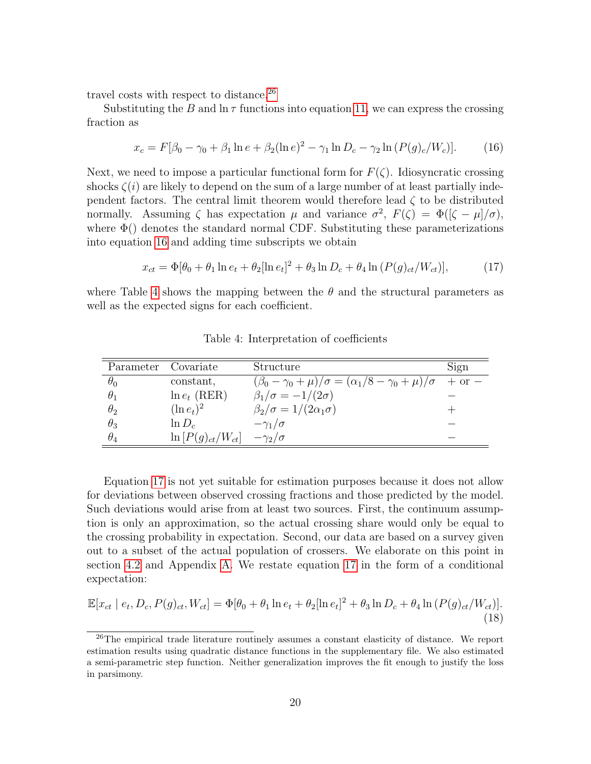travel costs with respect to distance.[26]

Substituting the $B$ and $\ln \tau$ functions into equation 11, we can express the crossing fraction as

$$x_c = F[\beta_0 - \gamma_0 + \beta_1 \ln e + \beta_2 (\ln e)^2 - \gamma_1 \ln D_c - \gamma_2 \ln (P(g)_c / W_c)]. \tag{16}$$

Next, we need to impose a particular functional form for $F(\zeta)$. Idiosyncratic crossing shocks $\zeta(i)$ are likely to depend on the sum of a large number of at least partially independent factors. The central limit theorem would therefore lead $\zeta$ to be distributed normally. Assuming $\zeta$ has expectation $\mu$ and variance $\sigma^2$, $F(\zeta) = \Phi([\zeta - \mu]/\sigma)$, where $\Phi()$ denotes the standard normal CDF. Substituting these parameterizations into equation 16 and adding time subscripts we obtain

$$x_{ct} = \Phi[\theta_0 + \theta_1 \ln e_t + \theta_2 [\ln e_t]^2 + \theta_3 \ln D_c + \theta_4 \ln (P(g)_{ct} / W_{ct})], \tag{17}$$

where Table 4 shows the mapping between the $\theta$ and the structural parameters as well as the expected signs for each coefficient.

Table 4: Interpretation of coefficients

| Parameter | Covariate | Structure | Sign |
|---|---|---|---|
| $\theta_0$ | constant, | $(\beta_0 - \gamma_0 + \mu)/\sigma = (\alpha_1/8 - \gamma_0 + \mu)/\sigma$ | + or − |
| $\theta_1$ | $\ln e_t$ (RER) | $\beta_1/\sigma = -1/(2\sigma)$ | − |
| $\theta_2$ | $(\ln e_t)^2$ | $\beta_2/\sigma = 1/(2\alpha_1\sigma)$ | + |
| $\theta_3$ | $\ln D_c$ | $-\gamma_1/\sigma$ | − |
| $\theta_4$ | $\ln [P(g)_{ct}/W_{ct}]$ | $-\gamma_2/\sigma$ | − |

Equation 17 is not yet suitable for estimation purposes because it does not allow for deviations between observed crossing fractions and those predicted by the model. Such deviations would arise from at least two sources. First, the continuum assumption is only an approximation, so the actual crossing share would only be equal to the crossing probability in expectation. Second, our data are based on a survey given out to a subset of the actual population of crossers. We elaborate on this point in section 4.2 and Appendix A. We restate equation 17 in the form of a conditional expectation:

$$\mathbb{E}[x_{ct} \mid e_t, D_c, P(g)_{ct}, W_{ct}] = \Phi[\theta_0 + \theta_1 \ln e_t + \theta_2 [\ln e_t]^2 + \theta_3 \ln D_c + \theta_4 \ln (P(g)_{ct} / W_{ct})]. \tag{18}$$

[26]The empirical trade literature routinely assumes a constant elasticity of distance. We report estimation results using quadratic distance functions in the supplementary file. We also estimated a semi-parametric step function. Neither generalization improves the fit enough to justify the loss in parsimony.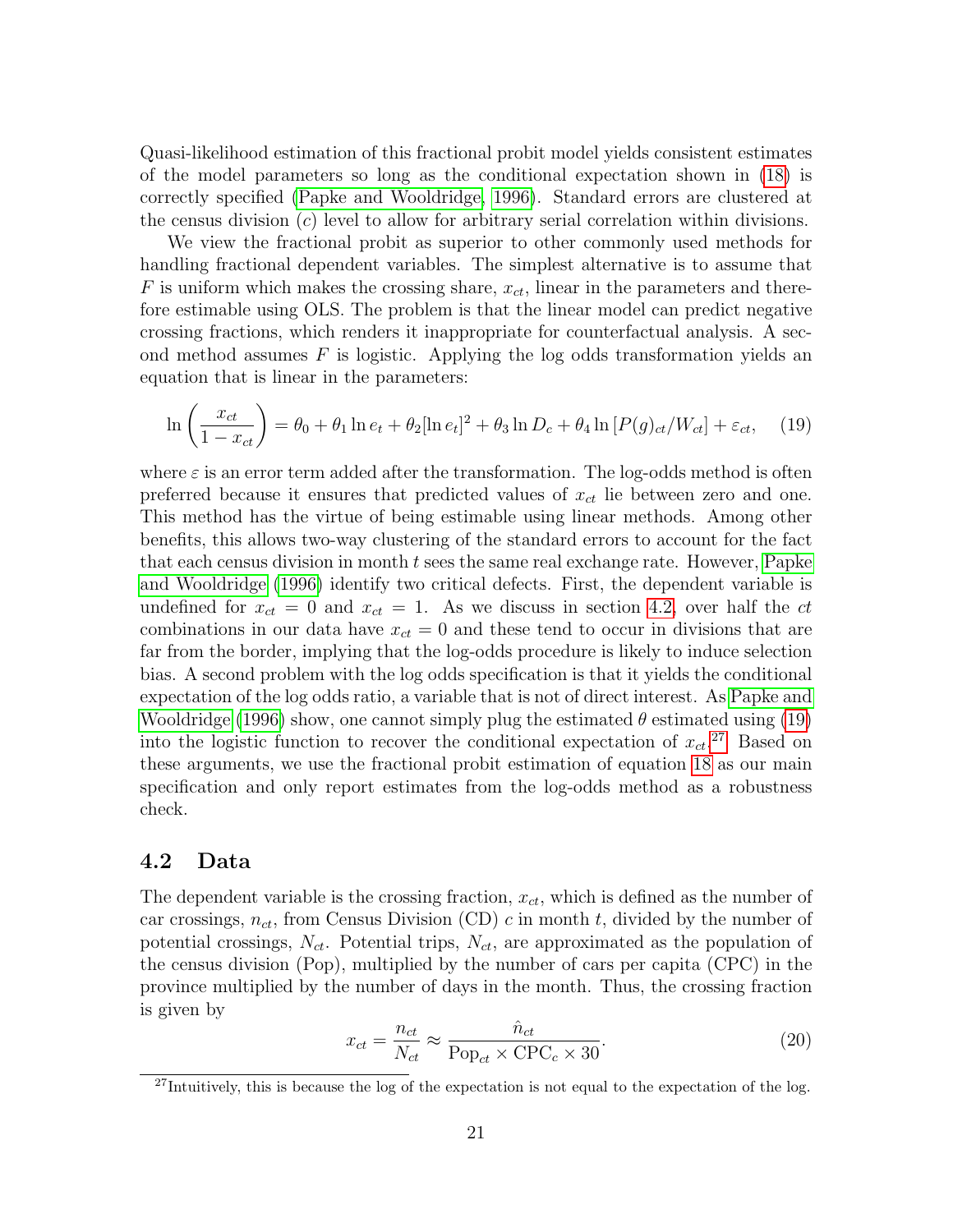Quasi-likelihood estimation of this fractional probit model yields consistent estimates of the model parameters so long as the conditional expectation shown in (18) is correctly specified (Papke and Wooldridge, 1996). Standard errors are clustered at the census division ($c$) level to allow for arbitrary serial correlation within divisions.

We view the fractional probit as superior to other commonly used methods for handling fractional dependent variables. The simplest alternative is to assume that $F$ is uniform which makes the crossing share, $x_{ct}$, linear in the parameters and therefore estimable using OLS. The problem is that the linear model can predict negative crossing fractions, which renders it inappropriate for counterfactual analysis. A second method assumes $F$ is logistic. Applying the log odds transformation yields an equation that is linear in the parameters:

$$\ln\left(\frac{x_{ct}}{1-x_{ct}}\right) = \theta_0 + \theta_1 \ln e_t + \theta_2 [\ln e_t]^2 + \theta_3 \ln D_c + \theta_4 \ln\left[P(g)_{ct}/W_{ct}\right] + \varepsilon_{ct}, \tag{19}$$

where $\varepsilon$ is an error term added after the transformation. The log-odds method is often preferred because it ensures that predicted values of $x_{ct}$ lie between zero and one. This method has the virtue of being estimable using linear methods. Among other benefits, this allows two-way clustering of the standard errors to account for the fact that each census division in month $t$ sees the same real exchange rate. However, Papke and Wooldridge (1996) identify two critical defects. First, the dependent variable is undefined for $x_{ct} = 0$ and $x_{ct} = 1$. As we discuss in section 4.2, over half the $ct$ combinations in our data have $x_{ct} = 0$ and these tend to occur in divisions that are far from the border, implying that the log-odds procedure is likely to induce selection bias. A second problem with the log odds specification is that it yields the conditional expectation of the log odds ratio, a variable that is not of direct interest. As Papke and Wooldridge (1996) show, one cannot simply plug the estimated $\theta$ estimated using (19) into the logistic function to recover the conditional expectation of $x_{ct}$.[27] Based on these arguments, we use the fractional probit estimation of equation 18 as our main specification and only report estimates from the log-odds method as a robustness check.

## 4.2 Data

The dependent variable is the crossing fraction, $x_{ct}$, which is defined as the number of car crossings, $n_{ct}$, from Census Division (CD) $c$ in month $t$, divided by the number of potential crossings, $N_{ct}$. Potential trips, $N_{ct}$, are approximated as the population of the census division (Pop), multiplied by the number of cars per capita (CPC) in the province multiplied by the number of days in the month. Thus, the crossing fraction is given by

$$x_{ct} = \frac{n_{ct}}{N_{ct}} \approx \frac{\hat{n}_{ct}}{\text{Pop}_{ct} \times \text{CPC}_c \times 30}. \tag{20}$$

[27] Intuitively, this is because the log of the expectation is not equal to the expectation of the log.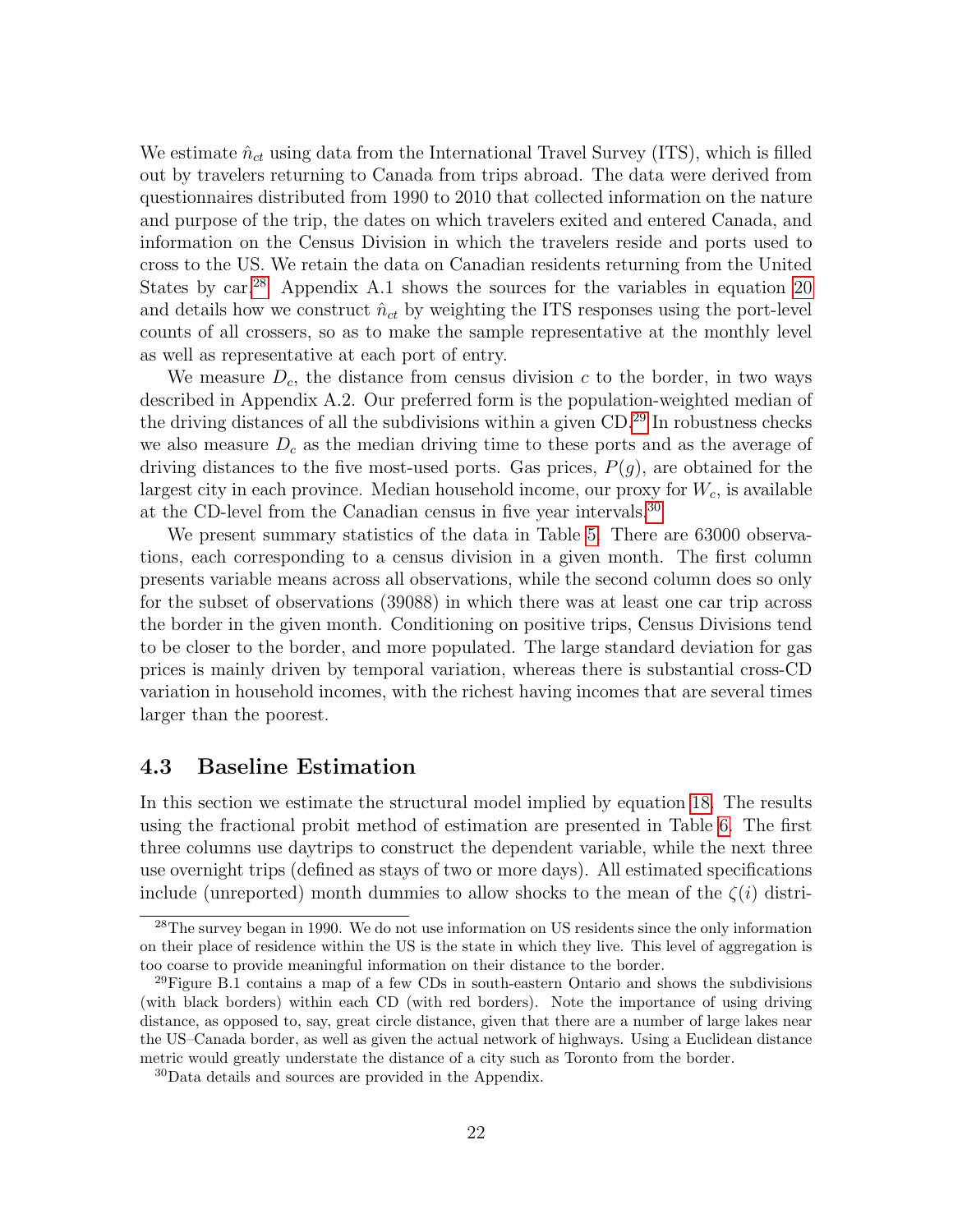We estimate $\hat{n}_{ct}$ using data from the International Travel Survey (ITS), which is filled out by travelers returning to Canada from trips abroad. The data were derived from questionnaires distributed from 1990 to 2010 that collected information on the nature and purpose of the trip, the dates on which travelers exited and entered Canada, and information on the Census Division in which the travelers reside and ports used to cross to the US. We retain the data on Canadian residents returning from the United States by car.[28] Appendix A.1 shows the sources for the variables in equation 20 and details how we construct $\hat{n}_{ct}$ by weighting the ITS responses using the port-level counts of all crossers, so as to make the sample representative at the monthly level as well as representative at each port of entry.

We measure $D_c$, the distance from census division $c$ to the border, in two ways described in Appendix A.2. Our preferred form is the population-weighted median of the driving distances of all the subdivisions within a given CD.[29] In robustness checks we also measure $D_c$ as the median driving time to these ports and as the average of driving distances to the five most-used ports. Gas prices, $P(g)$, are obtained for the largest city in each province. Median household income, our proxy for $W_c$, is available at the CD-level from the Canadian census in five year intervals.[30]

We present summary statistics of the data in Table 5. There are 63000 observations, each corresponding to a census division in a given month. The first column presents variable means across all observations, while the second column does so only for the subset of observations (39088) in which there was at least one car trip across the border in the given month. Conditioning on positive trips, Census Divisions tend to be closer to the border, and more populated. The large standard deviation for gas prices is mainly driven by temporal variation, whereas there is substantial cross-CD variation in household incomes, with the richest having incomes that are several times larger than the poorest.

## 4.3 Baseline Estimation

In this section we estimate the structural model implied by equation 18. The results using the fractional probit method of estimation are presented in Table 6. The first three columns use daytrips to construct the dependent variable, while the next three use overnight trips (defined as stays of two or more days). All estimated specifications include (unreported) month dummies to allow shocks to the mean of the $\zeta(i)$ distri-

---

[28] The survey began in 1990. We do not use information on US residents since the only information on their place of residence within the US is the state in which they live. This level of aggregation is too coarse to provide meaningful information on their distance to the border.

[29] Figure B.1 contains a map of a few CDs in south-eastern Ontario and shows the subdivisions (with black borders) within each CD (with red borders). Note the importance of using driving distance, as opposed to, say, great circle distance, given that there are a number of large lakes near the US–Canada border, as well as given the actual network of highways. Using a Euclidean distance metric would greatly understate the distance of a city such as Toronto from the border.

[30] Data details and sources are provided in the Appendix.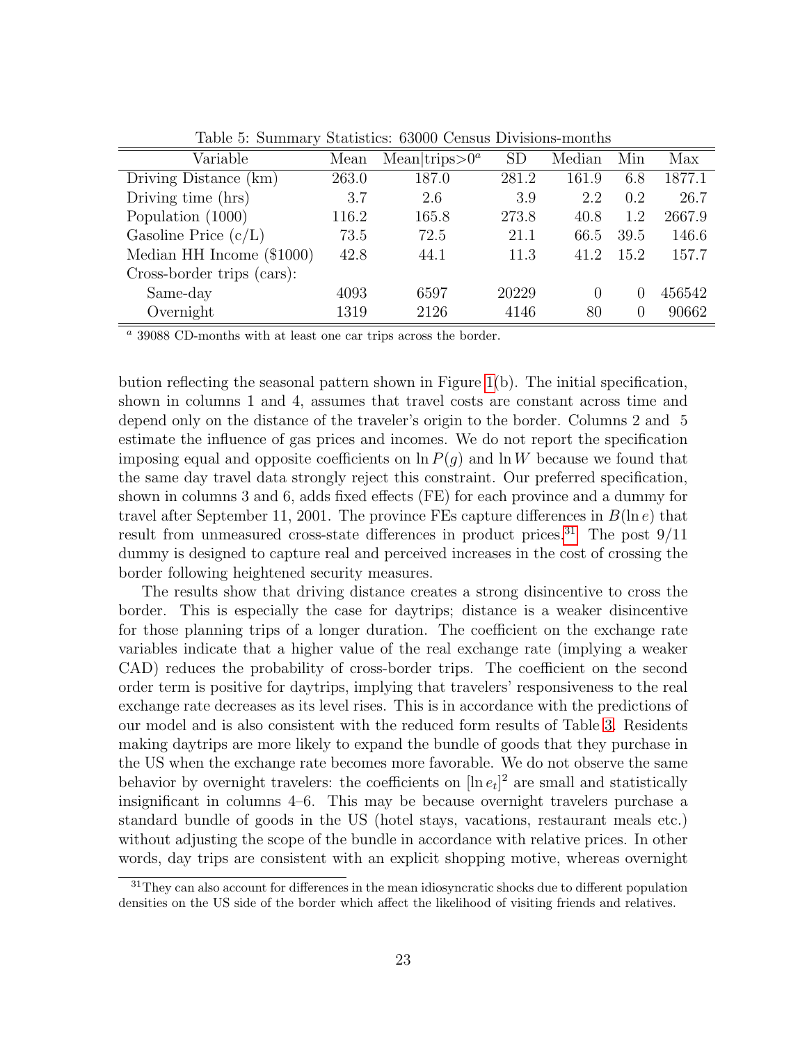Table 5: Summary Statistics: 63000 Census Divisions-months

| Variable | Mean | Mean\|trips>0[a] | SD | Median | Min | Max |
|---|---|---|---|---|---|---|
| Driving Distance (km) | 263.0 | 187.0 | 281.2 | 161.9 | 6.8 | 1877.1 |
| Driving time (hrs) | 3.7 | 2.6 | 3.9 | 2.2 | 0.2 | 26.7 |
| Population (1000) | 116.2 | 165.8 | 273.8 | 40.8 | 1.2 | 2667.9 |
| Gasoline Price (c/L) | 73.5 | 72.5 | 21.1 | 66.5 | 39.5 | 146.6 |
| Median HH Income ($1000) | 42.8 | 44.1 | 11.3 | 41.2 | 15.2 | 157.7 |
| Cross-border trips (cars): | | | | | | |
| Same-day | 4093 | 6597 | 20229 | 0 | 0 | 456542 |
| Overnight | 1319 | 2126 | 4146 | 80 | 0 | 90662 |

[a] 39088 CD-months with at least one car trips across the border.

bution reflecting the seasonal pattern shown in Figure 1(b). The initial specification, shown in columns 1 and 4, assumes that travel costs are constant across time and depend only on the distance of the traveler's origin to the border. Columns 2 and 5 estimate the influence of gas prices and incomes. We do not report the specification imposing equal and opposite coefficients on $\ln P(g)$ and $\ln W$ because we found that the same day travel data strongly reject this constraint. Our preferred specification, shown in columns 3 and 6, adds fixed effects (FE) for each province and a dummy for travel after September 11, 2001. The province FEs capture differences in $B(\ln e)$ that result from unmeasured cross-state differences in product prices.[31] The post 9/11 dummy is designed to capture real and perceived increases in the cost of crossing the border following heightened security measures.

The results show that driving distance creates a strong disincentive to cross the border. This is especially the case for daytrips; distance is a weaker disincentive for those planning trips of a longer duration. The coefficient on the exchange rate variables indicate that a higher value of the real exchange rate (implying a weaker CAD) reduces the probability of cross-border trips. The coefficient on the second order term is positive for daytrips, implying that travelers' responsiveness to the real exchange rate decreases as its level rises. This is in accordance with the predictions of our model and is also consistent with the reduced form results of Table 3. Residents making daytrips are more likely to expand the bundle of goods that they purchase in the US when the exchange rate becomes more favorable. We do not observe the same behavior by overnight travelers: the coefficients on $[\ln e_t]^2$ are small and statistically insignificant in columns 4–6. This may be because overnight travelers purchase a standard bundle of goods in the US (hotel stays, vacations, restaurant meals etc.) without adjusting the scope of the bundle in accordance with relative prices. In other words, day trips are consistent with an explicit shopping motive, whereas overnight

[31] They can also account for differences in the mean idiosyncratic shocks due to different population densities on the US side of the border which affect the likelihood of visiting friends and relatives.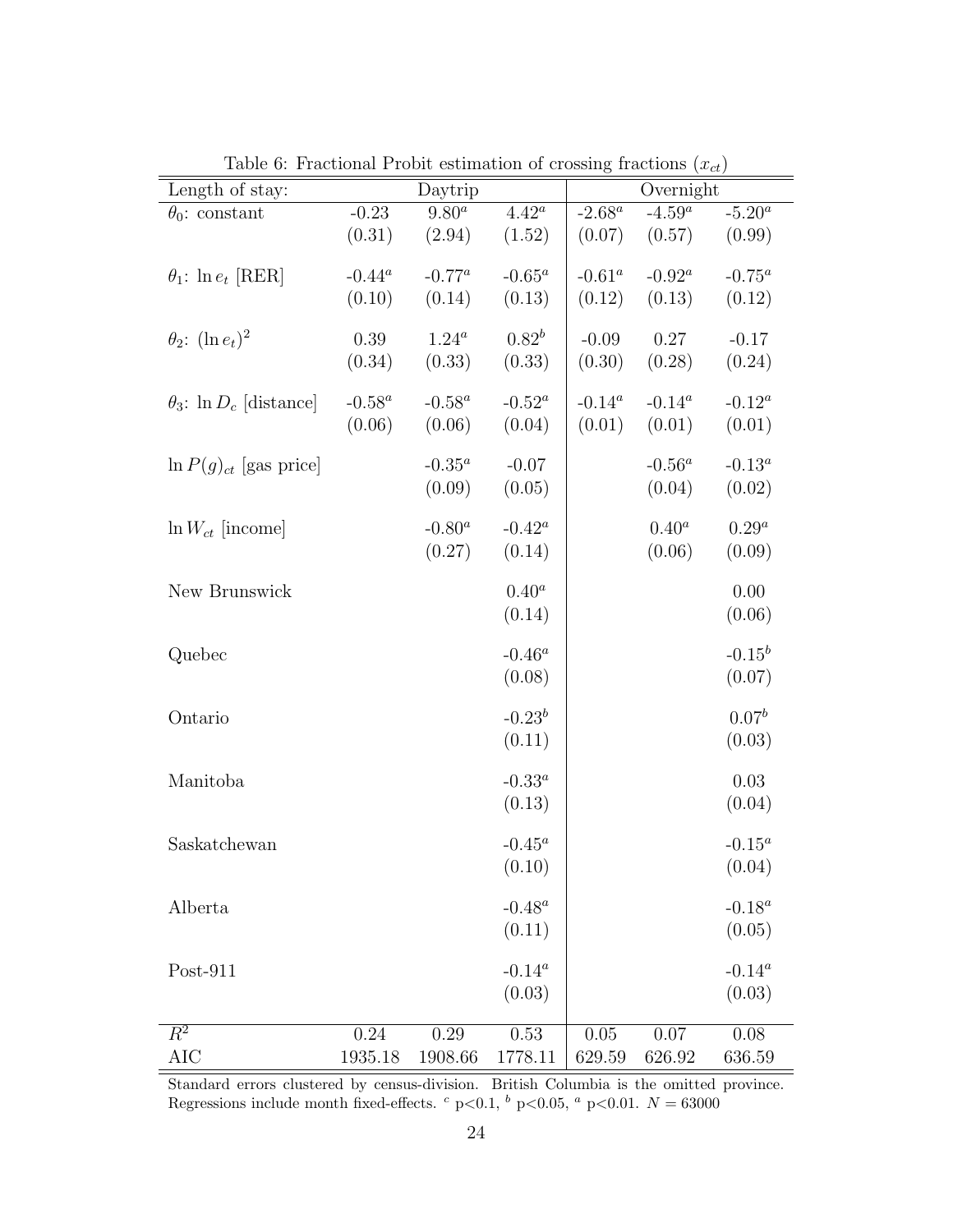Table 6: Fractional Probit estimation of crossing fractions ($x_{ct}$)

| Length of stay: | Daytrip | | | Overnight | | |
|---|---|---|---|---|---|---|
| $\theta_0$: constant | -0.23 | 9.80[a] | 4.42[a] | -2.68[a] | -4.59[a] | -5.20[a] |
| | (0.31) | (2.94) | (1.52) | (0.07) | (0.57) | (0.99) |
| $\theta_1$: $\ln e_t$ [RER] | -0.44[a] | -0.77[a] | -0.65[a] | -0.61[a] | -0.92[a] | -0.75[a] |
| | (0.10) | (0.14) | (0.13) | (0.12) | (0.13) | (0.12) |
| $\theta_2$: $(\ln e_t)^2$ | 0.39 | 1.24[a] | 0.82[b] | -0.09 | 0.27 | -0.17 |
| | (0.34) | (0.33) | (0.33) | (0.30) | (0.28) | (0.24) |
| $\theta_3$: $\ln D_c$ [distance] | -0.58[a] | -0.58[a] | -0.52[a] | -0.14[a] | -0.14[a] | -0.12[a] |
| | (0.06) | (0.06) | (0.04) | (0.01) | (0.01) | (0.01) |
| $\ln P(g)_{ct}$ [gas price] | | -0.35[a] | -0.07 | | -0.56[a] | -0.13[a] |
| | | (0.09) | (0.05) | | (0.04) | (0.02) |
| $\ln W_{ct}$ [income] | | -0.80[a] | -0.42[a] | | 0.40[a] | 0.29[a] |
| | | (0.27) | (0.14) | | (0.06) | (0.09) |
| New Brunswick | | | 0.40[a] | | | 0.00 |
| | | | (0.14) | | | (0.06) |
| Quebec | | | -0.46[a] | | | -0.15[b] |
| | | | (0.08) | | | (0.07) |
| Ontario | | | -0.23[b] | | | 0.07[b] |
| | | | (0.11) | | | (0.03) |
| Manitoba | | | -0.33[a] | | | 0.03 |
| | | | (0.13) | | | (0.04) |
| Saskatchewan | | | -0.45[a] | | | -0.15[a] |
| | | | (0.10) | | | (0.04) |
| Alberta | | | -0.48[a] | | | -0.18[a] |
| | | | (0.11) | | | (0.05) |
| Post-911 | | | -0.14[a] | | | -0.14[a] |
| | | | (0.03) | | | (0.03) |
| $R^2$ | 0.24 | 0.29 | 0.53 | 0.05 | 0.07 | 0.08 |
| AIC | 1935.18 | 1908.66 | 1778.11 | 629.59 | 626.92 | 636.59 |

Standard errors clustered by census-division. British Columbia is the omitted province. Regressions include month fixed-effects. [c] $p<0.1$, [b] $p<0.05$, [a] $p<0.01$. $N = 63000$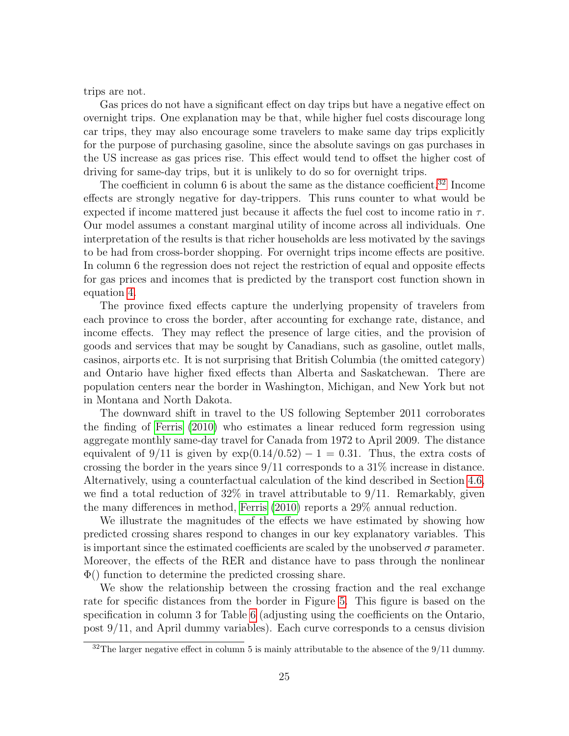trips are not.

Gas prices do not have a significant effect on day trips but have a negative effect on overnight trips. One explanation may be that, while higher fuel costs discourage long car trips, they may also encourage some travelers to make same day trips explicitly for the purpose of purchasing gasoline, since the absolute savings on gas purchases in the US increase as gas prices rise. This effect would tend to offset the higher cost of driving for same-day trips, but it is unlikely to do so for overnight trips.

The coefficient in column 6 is about the same as the distance coefficient.[32] Income effects are strongly negative for day-trippers. This runs counter to what would be expected if income mattered just because it affects the fuel cost to income ratio in $\tau$. Our model assumes a constant marginal utility of income across all individuals. One interpretation of the results is that richer households are less motivated by the savings to be had from cross-border shopping. For overnight trips income effects are positive. In column 6 the regression does not reject the restriction of equal and opposite effects for gas prices and incomes that is predicted by the transport cost function shown in equation 4.

The province fixed effects capture the underlying propensity of travelers from each province to cross the border, after accounting for exchange rate, distance, and income effects. They may reflect the presence of large cities, and the provision of goods and services that may be sought by Canadians, such as gasoline, outlet malls, casinos, airports etc. It is not surprising that British Columbia (the omitted category) and Ontario have higher fixed effects than Alberta and Saskatchewan. There are population centers near the border in Washington, Michigan, and New York but not in Montana and North Dakota.

The downward shift in travel to the US following September 2011 corroborates the finding of Ferris (2010) who estimates a linear reduced form regression using aggregate monthly same-day travel for Canada from 1972 to April 2009. The distance equivalent of 9/11 is given by $\exp(0.14/0.52) - 1 = 0.31$. Thus, the extra costs of crossing the border in the years since 9/11 corresponds to a 31% increase in distance. Alternatively, using a counterfactual calculation of the kind described in Section 4.6, we find a total reduction of 32% in travel attributable to 9/11. Remarkably, given the many differences in method, Ferris (2010) reports a 29% annual reduction.

We illustrate the magnitudes of the effects we have estimated by showing how predicted crossing shares respond to changes in our key explanatory variables. This is important since the estimated coefficients are scaled by the unobserved $\sigma$ parameter. Moreover, the effects of the RER and distance have to pass through the nonlinear $\Phi()$ function to determine the predicted crossing share.

We show the relationship between the crossing fraction and the real exchange rate for specific distances from the border in Figure 5. This figure is based on the specification in column 3 for Table 6 (adjusting using the coefficients on the Ontario, post 9/11, and April dummy variables). Each curve corresponds to a census division

[32] The larger negative effect in column 5 is mainly attributable to the absence of the 9/11 dummy.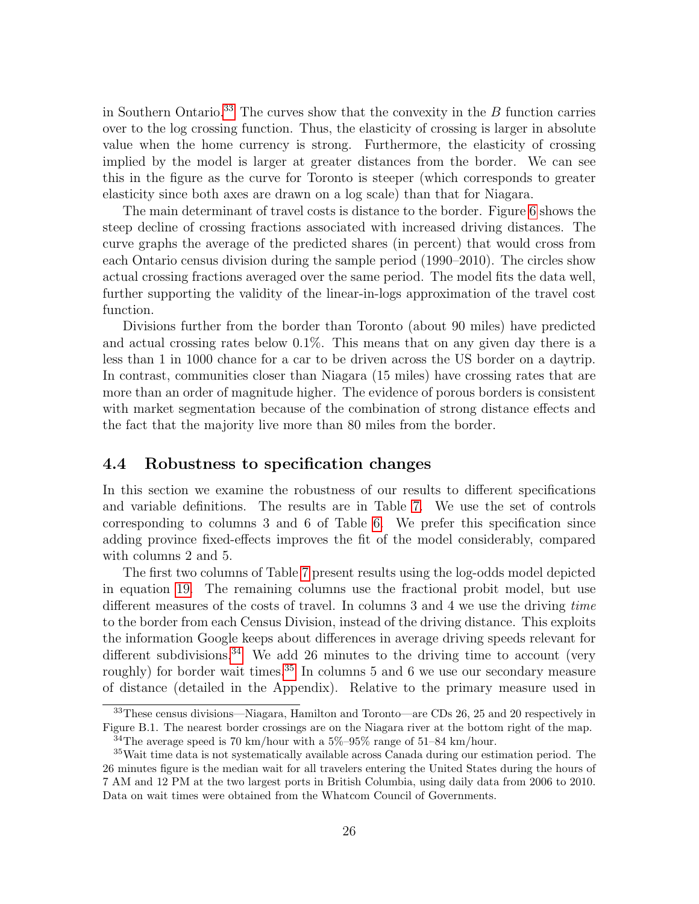in Southern Ontario.[33] The curves show that the convexity in the $B$ function carries over to the log crossing function. Thus, the elasticity of crossing is larger in absolute value when the home currency is strong. Furthermore, the elasticity of crossing implied by the model is larger at greater distances from the border. We can see this in the figure as the curve for Toronto is steeper (which corresponds to greater elasticity since both axes are drawn on a log scale) than that for Niagara.

The main determinant of travel costs is distance to the border. Figure 6 shows the steep decline of crossing fractions associated with increased driving distances. The curve graphs the average of the predicted shares (in percent) that would cross from each Ontario census division during the sample period (1990–2010). The circles show actual crossing fractions averaged over the same period. The model fits the data well, further supporting the validity of the linear-in-logs approximation of the travel cost function.

Divisions further from the border than Toronto (about 90 miles) have predicted and actual crossing rates below 0.1%. This means that on any given day there is a less than 1 in 1000 chance for a car to be driven across the US border on a daytrip. In contrast, communities closer than Niagara (15 miles) have crossing rates that are more than an order of magnitude higher. The evidence of porous borders is consistent with market segmentation because of the combination of strong distance effects and the fact that the majority live more than 80 miles from the border.

## 4.4 Robustness to specification changes

In this section we examine the robustness of our results to different specifications and variable definitions. The results are in Table 7. We use the set of controls corresponding to columns 3 and 6 of Table 6. We prefer this specification since adding province fixed-effects improves the fit of the model considerably, compared with columns 2 and 5.

The first two columns of Table 7 present results using the log-odds model depicted in equation 19. The remaining columns use the fractional probit model, but use different measures of the costs of travel. In columns 3 and 4 we use the driving *time* to the border from each Census Division, instead of the driving distance. This exploits the information Google keeps about differences in average driving speeds relevant for different subdivisions.[34] We add 26 minutes to the driving time to account (very roughly) for border wait times.[35] In columns 5 and 6 we use our secondary measure of distance (detailed in the Appendix). Relative to the primary measure used in

---

[33] These census divisions—Niagara, Hamilton and Toronto—are CDs 26, 25 and 20 respectively in Figure B.1. The nearest border crossings are on the Niagara river at the bottom right of the map.

[34] The average speed is 70 km/hour with a 5%–95% range of 51–84 km/hour.

[35] Wait time data is not systematically available across Canada during our estimation period. The 26 minutes figure is the median wait for all travelers entering the United States during the hours of 7 AM and 12 PM at the two largest ports in British Columbia, using daily data from 2006 to 2010. Data on wait times were obtained from the Whatcom Council of Governments.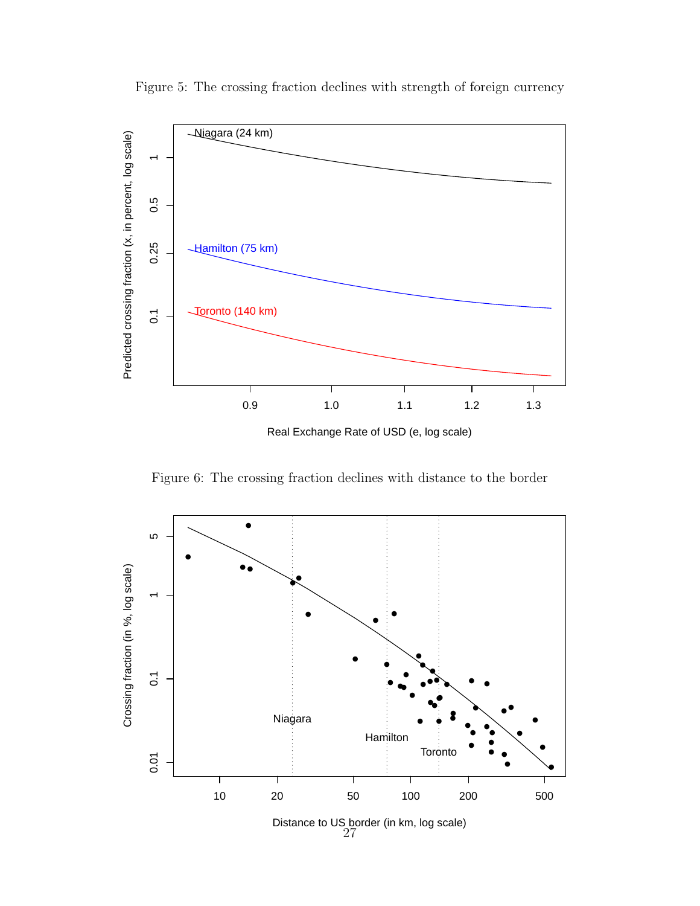Figure 5: The crossing fraction declines with strength of foreign currency

Figure 6: The crossing fraction declines with distance to the border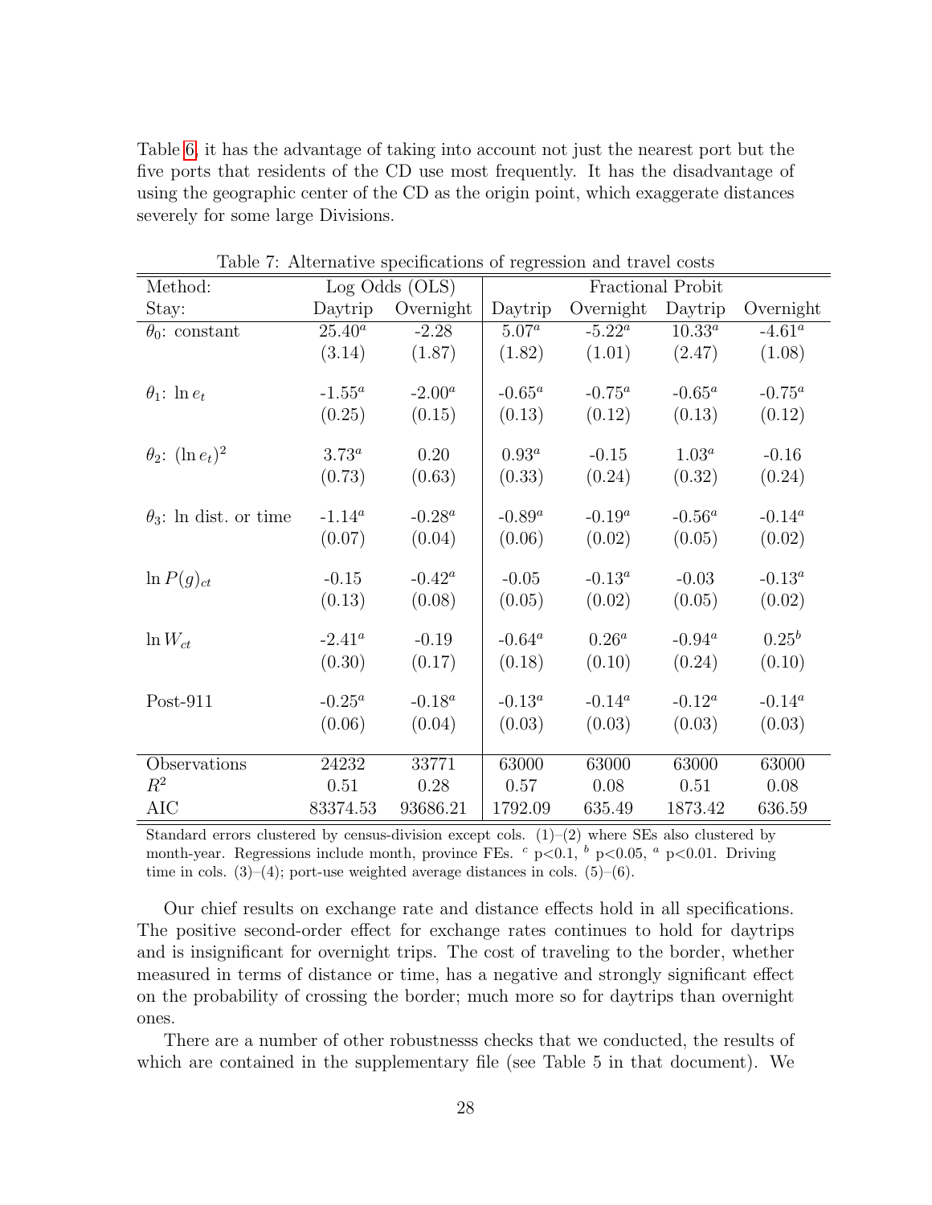Table 6, it has the advantage of taking into account not just the nearest port but the five ports that residents of the CD use most frequently. It has the disadvantage of using the geographic center of the CD as the origin point, which exaggerate distances severely for some large Divisions.

Table 7: Alternative specifications of regression and travel costs

| Method: | Log Odds (OLS) | | Fractional Probit | | | |
|---|---|---|---|---|---|---|
| Stay: | Daytrip | Overnight | Daytrip | Overnight | Daytrip | Overnight |
| $\theta_0$: constant | 25.40[a] | -2.28 | 5.07[a] | -5.22[a] | 10.33[a] | -4.61[a] |
| | (3.14) | (1.87) | (1.82) | (1.01) | (2.47) | (1.08) |
| $\theta_1$: $\ln e_t$ | -1.55[a] | -2.00[a] | -0.65[a] | -0.75[a] | -0.65[a] | -0.75[a] |
| | (0.25) | (0.15) | (0.13) | (0.12) | (0.13) | (0.12) |
| $\theta_2$: $(\ln e_t)^2$ | 3.73[a] | 0.20 | 0.93[a] | -0.15 | 1.03[a] | -0.16 |
| | (0.73) | (0.63) | (0.33) | (0.24) | (0.32) | (0.24) |
| $\theta_3$: ln dist. or time | -1.14[a] | -0.28[a] | -0.89[a] | -0.19[a] | -0.56[a] | -0.14[a] |
| | (0.07) | (0.04) | (0.06) | (0.02) | (0.05) | (0.02) |
| $\ln P(g)_{ct}$ | -0.15 | -0.42[a] | -0.05 | -0.13[a] | -0.03 | -0.13[a] |
| | (0.13) | (0.08) | (0.05) | (0.02) | (0.05) | (0.02) |
| $\ln W_{ct}$ | -2.41[a] | -0.19 | -0.64[a] | 0.26[a] | -0.94[a] | 0.25[b] |
| | (0.30) | (0.17) | (0.18) | (0.10) | (0.24) | (0.10) |
| Post-911 | -0.25[a] | -0.18[a] | -0.13[a] | -0.14[a] | -0.12[a] | -0.14[a] |
| | (0.06) | (0.04) | (0.03) | (0.03) | (0.03) | (0.03) |
| Observations | 24232 | 33771 | 63000 | 63000 | 63000 | 63000 |
| $R^2$ | 0.51 | 0.28 | 0.57 | 0.08 | 0.51 | 0.08 |
| AIC | 83374.53 | 93686.21 | 1792.09 | 635.49 | 1873.42 | 636.59 |

Standard errors clustered by census-division except cols. (1)–(2) where SEs also clustered by month-year. Regressions include month, province FEs. [c] p<0.1, [b] p<0.05, [a] p<0.01. Driving time in cols. (3)–(4); port-use weighted average distances in cols. (5)–(6).

Our chief results on exchange rate and distance effects hold in all specifications. The positive second-order effect for exchange rates continues to hold for daytrips and is insignificant for overnight trips. The cost of traveling to the border, whether measured in terms of distance or time, has a negative and strongly significant effect on the probability of crossing the border; much more so for daytrips than overnight ones.

There are a number of other robustnesss checks that we conducted, the results of which are contained in the supplementary file (see Table 5 in that document). We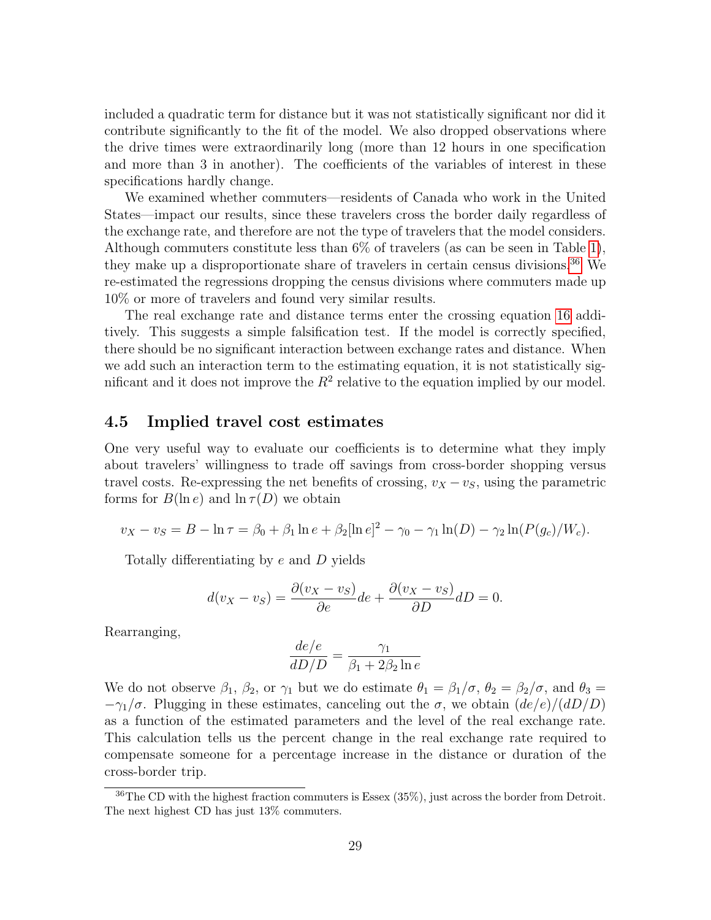included a quadratic term for distance but it was not statistically significant nor did it contribute significantly to the fit of the model. We also dropped observations where the drive times were extraordinarily long (more than 12 hours in one specification and more than 3 in another). The coefficients of the variables of interest in these specifications hardly change.

We examined whether commuters—residents of Canada who work in the United States—impact our results, since these travelers cross the border daily regardless of the exchange rate, and therefore are not the type of travelers that the model considers. Although commuters constitute less than 6% of travelers (as can be seen in Table 1), they make up a disproportionate share of travelers in certain census divisions.[36] We re-estimated the regressions dropping the census divisions where commuters made up 10% or more of travelers and found very similar results.

The real exchange rate and distance terms enter the crossing equation 16 additively. This suggests a simple falsification test. If the model is correctly specified, there should be no significant interaction between exchange rates and distance. When we add such an interaction term to the estimating equation, it is not statistically significant and it does not improve the $R^2$ relative to the equation implied by our model.

## 4.5 Implied travel cost estimates

One very useful way to evaluate our coefficients is to determine what they imply about travelers' willingness to trade off savings from cross-border shopping versus travel costs. Re-expressing the net benefits of crossing, $v_X - v_S$, using the parametric forms for $B(\ln e)$ and $\ln \tau(D)$ we obtain

$$v_X - v_S = B - \ln \tau = \beta_0 + \beta_1 \ln e + \beta_2 [\ln e]^2 - \gamma_0 - \gamma_1 \ln(D) - \gamma_2 \ln(P(g_c)/W_c).$$

Totally differentiating by $e$ and $D$ yields

$$d(v_X - v_S) = \frac{\partial(v_X - v_S)}{\partial e} de + \frac{\partial(v_X - v_S)}{\partial D} dD = 0.$$

Rearranging,

$$\frac{de/e}{dD/D} = \frac{\gamma_1}{\beta_1 + 2\beta_2 \ln e}$$

We do not observe $\beta_1$, $\beta_2$, or $\gamma_1$ but we do estimate $\theta_1 = \beta_1/\sigma$, $\theta_2 = \beta_2/\sigma$, and $\theta_3 = -\gamma_1/\sigma$. Plugging in these estimates, canceling out the $\sigma$, we obtain $(de/e)/(dD/D)$ as a function of the estimated parameters and the level of the real exchange rate. This calculation tells us the percent change in the real exchange rate required to compensate someone for a percentage increase in the distance or duration of the cross-border trip.

[36] The CD with the highest fraction commuters is Essex (35%), just across the border from Detroit. The next highest CD has just 13% commuters.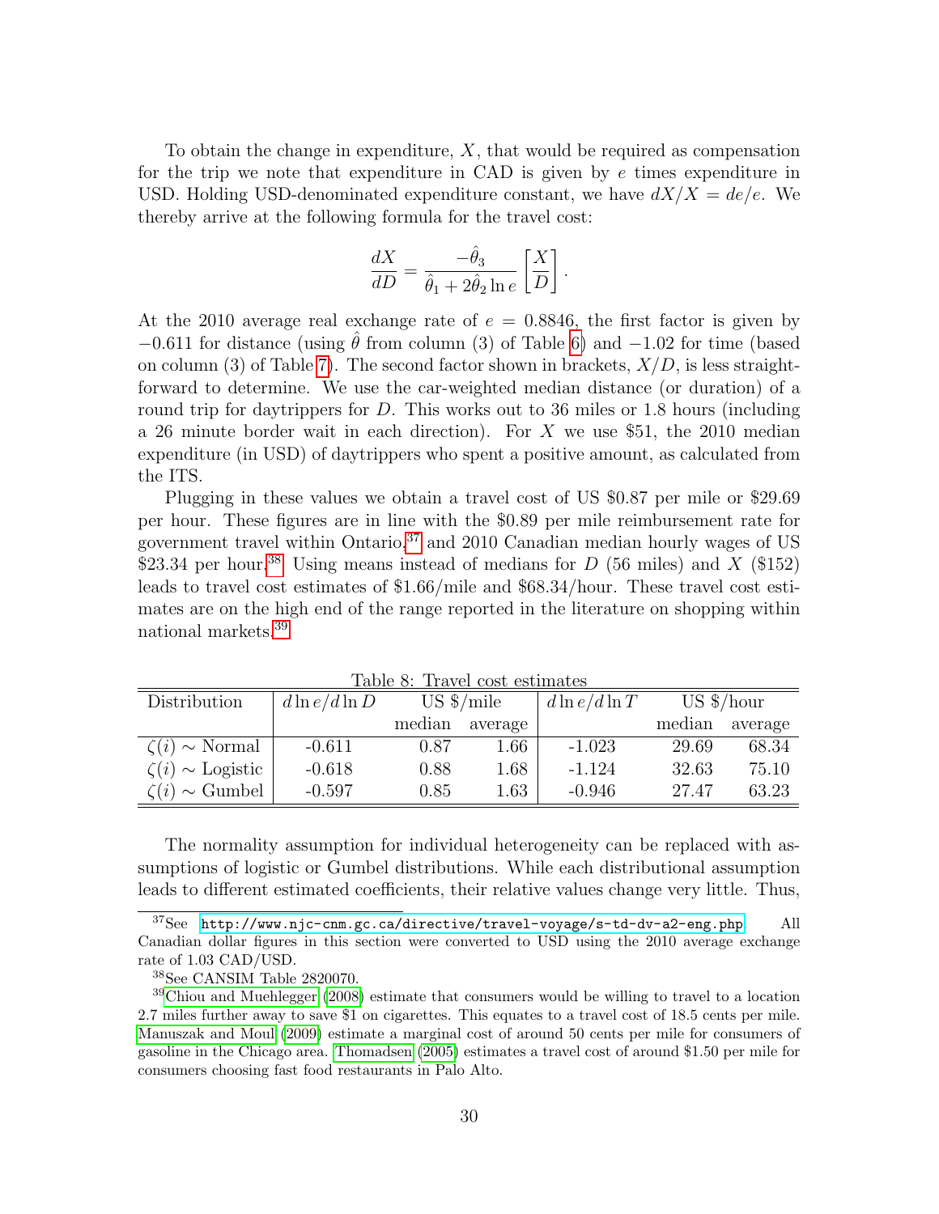To obtain the change in expenditure, $X$, that would be required as compensation for the trip we note that expenditure in CAD is given by $e$ times expenditure in USD. Holding USD-denominated expenditure constant, we have $dX/X = de/e$. We thereby arrive at the following formula for the travel cost:

$$\frac{dX}{dD} = \frac{-\hat{\theta}_3}{\hat{\theta}_1 + 2\hat{\theta}_2 \ln e} \left[\frac{X}{D}\right].$$

At the 2010 average real exchange rate of $e = 0.8846$, the first factor is given by $-0.611$ for distance (using $\hat{\theta}$ from column (3) of Table 6) and $-1.02$ for time (based on column (3) of Table 7). The second factor shown in brackets, $X/D$, is less straightforward to determine. We use the car-weighted median distance (or duration) of a round trip for daytrippers for $D$. This works out to 36 miles or 1.8 hours (including a 26 minute border wait in each direction). For $X$ we use \$51, the 2010 median expenditure (in USD) of daytrippers who spent a positive amount, as calculated from the ITS.

Plugging in these values we obtain a travel cost of US \$0.87 per mile or \$29.69 per hour. These figures are in line with the \$0.89 per mile reimbursement rate for government travel within Ontario,[37] and 2010 Canadian median hourly wages of US \$23.34 per hour.[38] Using means instead of medians for $D$ (56 miles) and $X$ (\$152) leads to travel cost estimates of \$1.66/mile and \$68.34/hour. These travel cost estimates are on the high end of the range reported in the literature on shopping within national markets.[39]

Table 8: Travel cost estimates

| Distribution | $d\ln e/d\ln D$ | US \$/mile | | $d\ln e/d\ln T$ | US \$/hour | |
|---|---|---|---|---|---|---|
| | | median | average | | median | average |
| $\zeta(i) \sim$ Normal | -0.611 | 0.87 | 1.66 | -1.023 | 29.69 | 68.34 |
| $\zeta(i) \sim$ Logistic | -0.618 | 0.88 | 1.68 | -1.124 | 32.63 | 75.10 |
| $\zeta(i) \sim$ Gumbel | -0.597 | 0.85 | 1.63 | -0.946 | 27.47 | 63.23 |

The normality assumption for individual heterogeneity can be replaced with assumptions of logistic or Gumbel distributions. While each distributional assumption leads to different estimated coefficients, their relative values change very little. Thus,

---

[37] See http://www.njc-cnm.gc.ca/directive/travel-voyage/s-td-dv-a2-eng.php. All Canadian dollar figures in this section were converted to USD using the 2010 average exchange rate of 1.03 CAD/USD.

[38] See CANSIM Table 2820070.

[39] Chiou and Muehlegger (2008) estimate that consumers would be willing to travel to a location 2.7 miles further away to save \$1 on cigarettes. This equates to a travel cost of 18.5 cents per mile. Manuszak and Moul (2009) estimate a marginal cost of around 50 cents per mile for consumers of gasoline in the Chicago area. Thomadsen (2005) estimates a travel cost of around \$1.50 per mile for consumers choosing fast food restaurants in Palo Alto.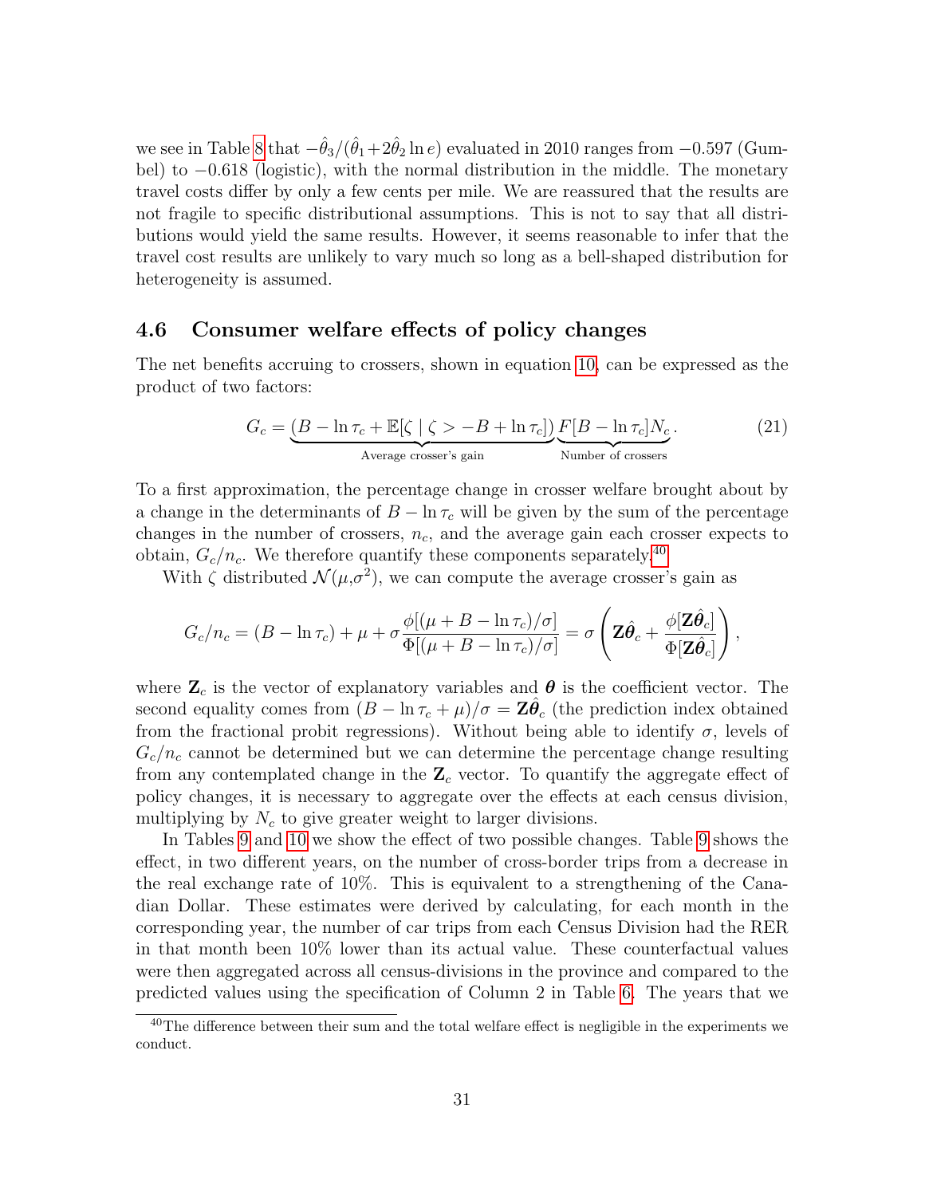we see in Table 8 that $-\hat{\theta}_3/(\hat{\theta}_1+2\hat{\theta}_2 \ln e)$ evaluated in 2010 ranges from $-0.597$ (Gumbel) to $-0.618$ (logistic), with the normal distribution in the middle. The monetary travel costs differ by only a few cents per mile. We are reassured that the results are not fragile to specific distributional assumptions. This is not to say that all distributions would yield the same results. However, it seems reasonable to infer that the travel cost results are unlikely to vary much so long as a bell-shaped distribution for heterogeneity is assumed.

### 4.6 Consumer welfare effects of policy changes

The net benefits accruing to crossers, shown in equation 10, can be expressed as the product of two factors:

$$G_c = \underbrace{(B - \ln \tau_c + \mathbb{E}[\zeta \mid \zeta > -B + \ln \tau_c])}_{\text{Average crosser's gain}} \underbrace{F[B - \ln \tau_c] N_c}_{\text{Number of crossers}}. \tag{21}$$

To a first approximation, the percentage change in crosser welfare brought about by a change in the determinants of $B - \ln \tau_c$ will be given by the sum of the percentage changes in the number of crossers, $n_c$, and the average gain each crosser expects to obtain, $G_c/n_c$. We therefore quantify these components separately.[40]

With $\zeta$ distributed $\mathcal{N}(\mu,\sigma^2)$, we can compute the average crosser's gain as

$$G_c/n_c = (B - \ln \tau_c) + \mu + \sigma \frac{\phi[(\mu + B - \ln \tau_c)/\sigma]}{\Phi[(\mu + B - \ln \tau_c)/\sigma]} = \sigma \left( \mathbf{Z}\hat{\boldsymbol{\theta}}_c + \frac{\phi[\mathbf{Z}\hat{\boldsymbol{\theta}}_c]}{\Phi[\mathbf{Z}\hat{\boldsymbol{\theta}}_c]} \right),$$

where $\mathbf{Z}_c$ is the vector of explanatory variables and $\boldsymbol{\theta}$ is the coefficient vector. The second equality comes from $(B - \ln \tau_c + \mu)/\sigma = \mathbf{Z}\hat{\boldsymbol{\theta}}_c$ (the prediction index obtained from the fractional probit regressions). Without being able to identify $\sigma$, levels of $G_c/n_c$ cannot be determined but we can determine the percentage change resulting from any contemplated change in the $\mathbf{Z}_c$ vector. To quantify the aggregate effect of policy changes, it is necessary to aggregate over the effects at each census division, multiplying by $N_c$ to give greater weight to larger divisions.

In Tables 9 and 10 we show the effect of two possible changes. Table 9 shows the effect, in two different years, on the number of cross-border trips from a decrease in the real exchange rate of 10%. This is equivalent to a strengthening of the Canadian Dollar. These estimates were derived by calculating, for each month in the corresponding year, the number of car trips from each Census Division had the RER in that month been 10% lower than its actual value. These counterfactual values were then aggregated across all census-divisions in the province and compared to the predicted values using the specification of Column 2 in Table 6. The years that we

[40] The difference between their sum and the total welfare effect is negligible in the experiments we conduct.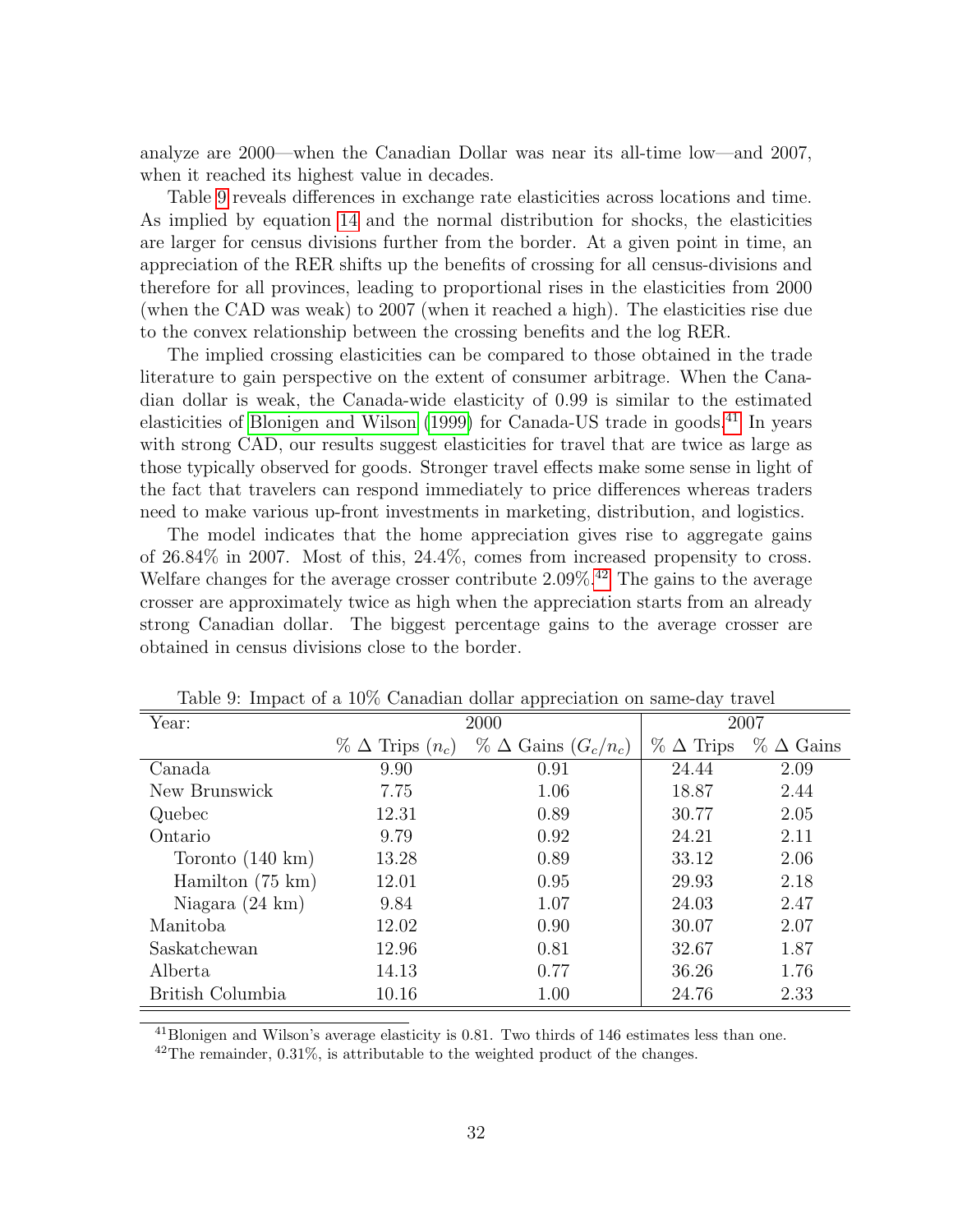analyze are 2000—when the Canadian Dollar was near its all-time low—and 2007, when it reached its highest value in decades.

Table 9 reveals differences in exchange rate elasticities across locations and time. As implied by equation 14 and the normal distribution for shocks, the elasticities are larger for census divisions further from the border. At a given point in time, an appreciation of the RER shifts up the benefits of crossing for all census-divisions and therefore for all provinces, leading to proportional rises in the elasticities from 2000 (when the CAD was weak) to 2007 (when it reached a high). The elasticities rise due to the convex relationship between the crossing benefits and the log RER.

The implied crossing elasticities can be compared to those obtained in the trade literature to gain perspective on the extent of consumer arbitrage. When the Canadian dollar is weak, the Canada-wide elasticity of 0.99 is similar to the estimated elasticities of Blonigen and Wilson (1999) for Canada-US trade in goods.[41] In years with strong CAD, our results suggest elasticities for travel that are twice as large as those typically observed for goods. Stronger travel effects make some sense in light of the fact that travelers can respond immediately to price differences whereas traders need to make various up-front investments in marketing, distribution, and logistics.

The model indicates that the home appreciation gives rise to aggregate gains of 26.84% in 2007. Most of this, 24.4%, comes from increased propensity to cross. Welfare changes for the average crosser contribute 2.09%.[42] The gains to the average crosser are approximately twice as high when the appreciation starts from an already strong Canadian dollar. The biggest percentage gains to the average crosser are obtained in census divisions close to the border.

Table 9: Impact of a 10% Canadian dollar appreciation on same-day travel

| Year: | 2000 | | 2007 | |
|---|---|---|---|---|
| | % Δ Trips ($n_c$) | % Δ Gains ($G_c/n_c$) | % Δ Trips | % Δ Gains |
| Canada | 9.90 | 0.91 | 24.44 | 2.09 |
| New Brunswick | 7.75 | 1.06 | 18.87 | 2.44 |
| Quebec | 12.31 | 0.89 | 30.77 | 2.05 |
| Ontario | 9.79 | 0.92 | 24.21 | 2.11 |
| Toronto (140 km) | 13.28 | 0.89 | 33.12 | 2.06 |
| Hamilton (75 km) | 12.01 | 0.95 | 29.93 | 2.18 |
| Niagara (24 km) | 9.84 | 1.07 | 24.03 | 2.47 |
| Manitoba | 12.02 | 0.90 | 30.07 | 2.07 |
| Saskatchewan | 12.96 | 0.81 | 32.67 | 1.87 |
| Alberta | 14.13 | 0.77 | 36.26 | 1.76 |
| British Columbia | 10.16 | 1.00 | 24.76 | 2.33 |

[41] Blonigen and Wilson's average elasticity is 0.81. Two thirds of 146 estimates less than one.

[42] The remainder, 0.31%, is attributable to the weighted product of the changes.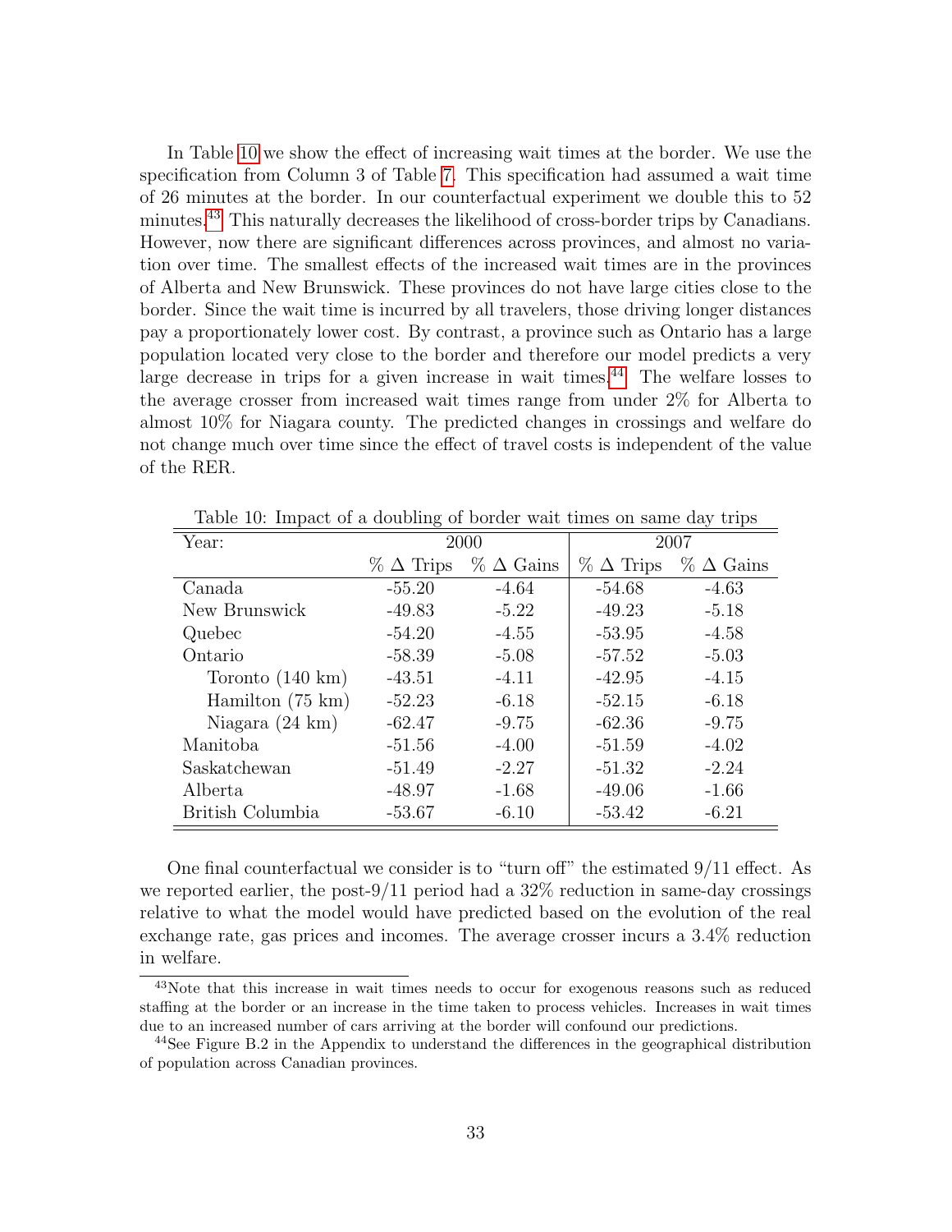In Table 10 we show the effect of increasing wait times at the border. We use the specification from Column 3 of Table 7. This specification had assumed a wait time of 26 minutes at the border. In our counterfactual experiment we double this to 52 minutes.[43] This naturally decreases the likelihood of cross-border trips by Canadians. However, now there are significant differences across provinces, and almost no variation over time. The smallest effects of the increased wait times are in the provinces of Alberta and New Brunswick. These provinces do not have large cities close to the border. Since the wait time is incurred by all travelers, those driving longer distances pay a proportionately lower cost. By contrast, a province such as Ontario has a large population located very close to the border and therefore our model predicts a very large decrease in trips for a given increase in wait times.[44] The welfare losses to the average crosser from increased wait times range from under 2% for Alberta to almost 10% for Niagara county. The predicted changes in crossings and welfare do not change much over time since the effect of travel costs is independent of the value of the RER.

Table 10: Impact of a doubling of border wait times on same day trips

| Year: | 2000 | | 2007 | |
|---|---|---|---|---|
| | % $\Delta$ Trips | % $\Delta$ Gains | % $\Delta$ Trips | % $\Delta$ Gains |
| Canada | -55.20 | -4.64 | -54.68 | -4.63 |
| New Brunswick | -49.83 | -5.22 | -49.23 | -5.18 |
| Quebec | -54.20 | -4.55 | -53.95 | -4.58 |
| Ontario | -58.39 | -5.08 | -57.52 | -5.03 |
| Toronto (140 km) | -43.51 | -4.11 | -42.95 | -4.15 |
| Hamilton (75 km) | -52.23 | -6.18 | -52.15 | -6.18 |
| Niagara (24 km) | -62.47 | -9.75 | -62.36 | -9.75 |
| Manitoba | -51.56 | -4.00 | -51.59 | -4.02 |
| Saskatchewan | -51.49 | -2.27 | -51.32 | -2.24 |
| Alberta | -48.97 | -1.68 | -49.06 | -1.66 |
| British Columbia | -53.67 | -6.10 | -53.42 | -6.21 |

One final counterfactual we consider is to "turn off" the estimated 9/11 effect. As we reported earlier, the post-9/11 period had a 32% reduction in same-day crossings relative to what the model would have predicted based on the evolution of the real exchange rate, gas prices and incomes. The average crosser incurs a 3.4% reduction in welfare.

[43] Note that this increase in wait times needs to occur for exogenous reasons such as reduced staffing at the border or an increase in the time taken to process vehicles. Increases in wait times due to an increased number of cars arriving at the border will confound our predictions.

[44] See Figure B.2 in the Appendix to understand the differences in the geographical distribution of population across Canadian provinces.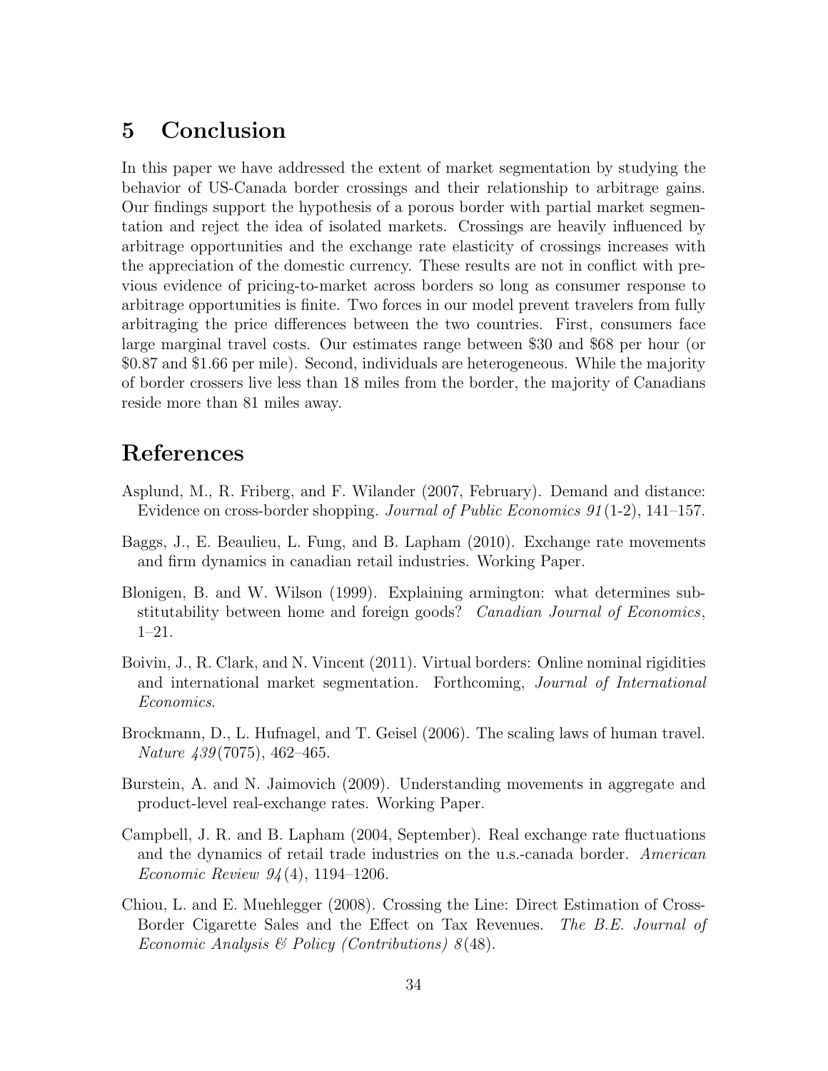# 5 Conclusion

In this paper we have addressed the extent of market segmentation by studying the behavior of US-Canada border crossings and their relationship to arbitrage gains. Our findings support the hypothesis of a porous border with partial market segmentation and reject the idea of isolated markets. Crossings are heavily influenced by arbitrage opportunities and the exchange rate elasticity of crossings increases with the appreciation of the domestic currency. These results are not in conflict with previous evidence of pricing-to-market across borders so long as consumer response to arbitrage opportunities is finite. Two forces in our model prevent travelers from fully arbitraging the price differences between the two countries. First, consumers face large marginal travel costs. Our estimates range between \$30 and \$68 per hour (or \$0.87 and \$1.66 per mile). Second, individuals are heterogeneous. While the majority of border crossers live less than 18 miles from the border, the majority of Canadians reside more than 81 miles away.

# References

Asplund, M., R. Friberg, and F. Wilander (2007, February). Demand and distance: Evidence on cross-border shopping. *Journal of Public Economics 91*(1-2), 141–157.

Baggs, J., E. Beaulieu, L. Fung, and B. Lapham (2010). Exchange rate movements and firm dynamics in canadian retail industries. Working Paper.

Blonigen, B. and W. Wilson (1999). Explaining armington: what determines substitutability between home and foreign goods? *Canadian Journal of Economics*, 1–21.

Boivin, J., R. Clark, and N. Vincent (2011). Virtual borders: Online nominal rigidities and international market segmentation. Forthcoming, *Journal of International Economics*.

Brockmann, D., L. Hufnagel, and T. Geisel (2006). The scaling laws of human travel. *Nature 439*(7075), 462–465.

Burstein, A. and N. Jaimovich (2009). Understanding movements in aggregate and product-level real-exchange rates. Working Paper.

Campbell, J. R. and B. Lapham (2004, September). Real exchange rate fluctuations and the dynamics of retail trade industries on the u.s.-canada border. *American Economic Review 94*(4), 1194–1206.

Chiou, L. and E. Muehlegger (2008). Crossing the Line: Direct Estimation of Cross-Border Cigarette Sales and the Effect on Tax Revenues. *The B.E. Journal of Economic Analysis & Policy (Contributions) 8*(48).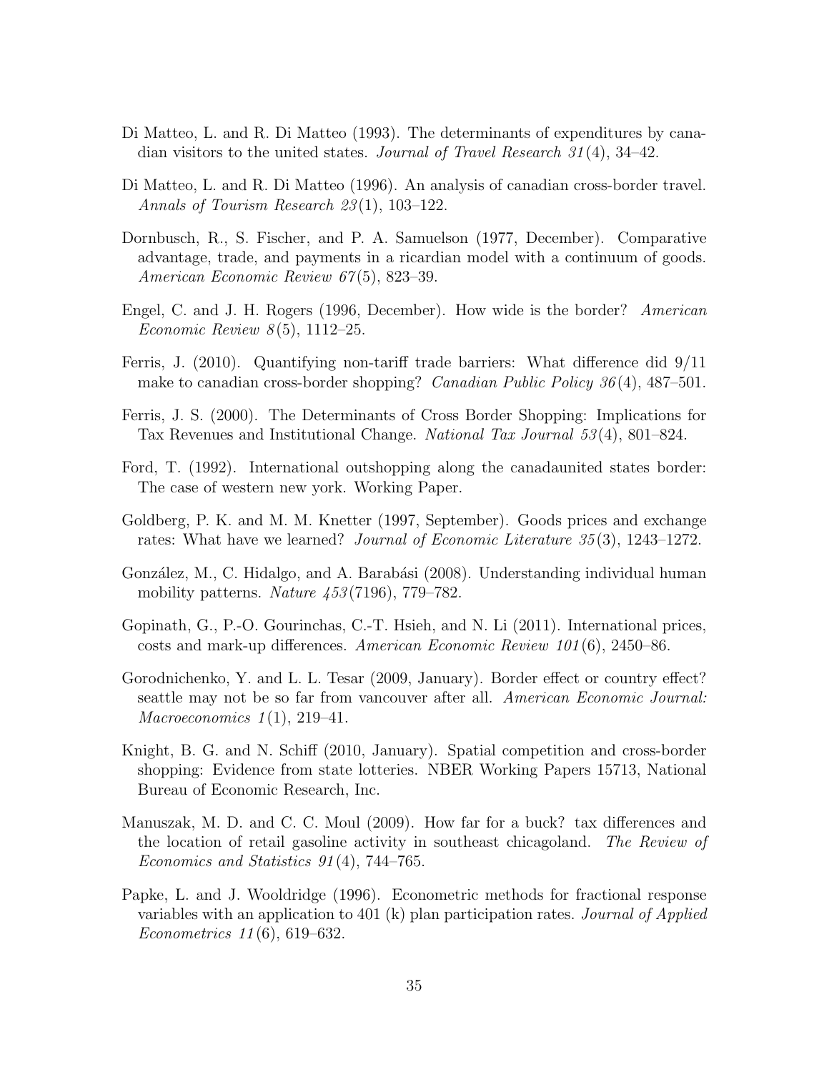Di Matteo, L. and R. Di Matteo (1993). The determinants of expenditures by canadian visitors to the united states. *Journal of Travel Research 31*(4), 34–42.

Di Matteo, L. and R. Di Matteo (1996). An analysis of canadian cross-border travel. *Annals of Tourism Research 23*(1), 103–122.

Dornbusch, R., S. Fischer, and P. A. Samuelson (1977, December). Comparative advantage, trade, and payments in a ricardian model with a continuum of goods. *American Economic Review 67*(5), 823–39.

Engel, C. and J. H. Rogers (1996, December). How wide is the border? *American Economic Review 8*(5), 1112–25.

Ferris, J. (2010). Quantifying non-tariff trade barriers: What difference did 9/11 make to canadian cross-border shopping? *Canadian Public Policy 36*(4), 487–501.

Ferris, J. S. (2000). The Determinants of Cross Border Shopping: Implications for Tax Revenues and Institutional Change. *National Tax Journal 53*(4), 801–824.

Ford, T. (1992). International outshopping along the canadaunited states border: The case of western new york. Working Paper.

Goldberg, P. K. and M. M. Knetter (1997, September). Goods prices and exchange rates: What have we learned? *Journal of Economic Literature 35*(3), 1243–1272.

González, M., C. Hidalgo, and A. Barabási (2008). Understanding individual human mobility patterns. *Nature 453*(7196), 779–782.

Gopinath, G., P.-O. Gourinchas, C.-T. Hsieh, and N. Li (2011). International prices, costs and mark-up differences. *American Economic Review 101*(6), 2450–86.

Gorodnichenko, Y. and L. L. Tesar (2009, January). Border effect or country effect? seattle may not be so far from vancouver after all. *American Economic Journal: Macroeconomics 1*(1), 219–41.

Knight, B. G. and N. Schiff (2010, January). Spatial competition and cross-border shopping: Evidence from state lotteries. NBER Working Papers 15713, National Bureau of Economic Research, Inc.

Manuszak, M. D. and C. C. Moul (2009). How far for a buck? tax differences and the location of retail gasoline activity in southeast chicagoland. *The Review of Economics and Statistics 91*(4), 744–765.

Papke, L. and J. Wooldridge (1996). Econometric methods for fractional response variables with an application to 401 (k) plan participation rates. *Journal of Applied Econometrics 11*(6), 619–632.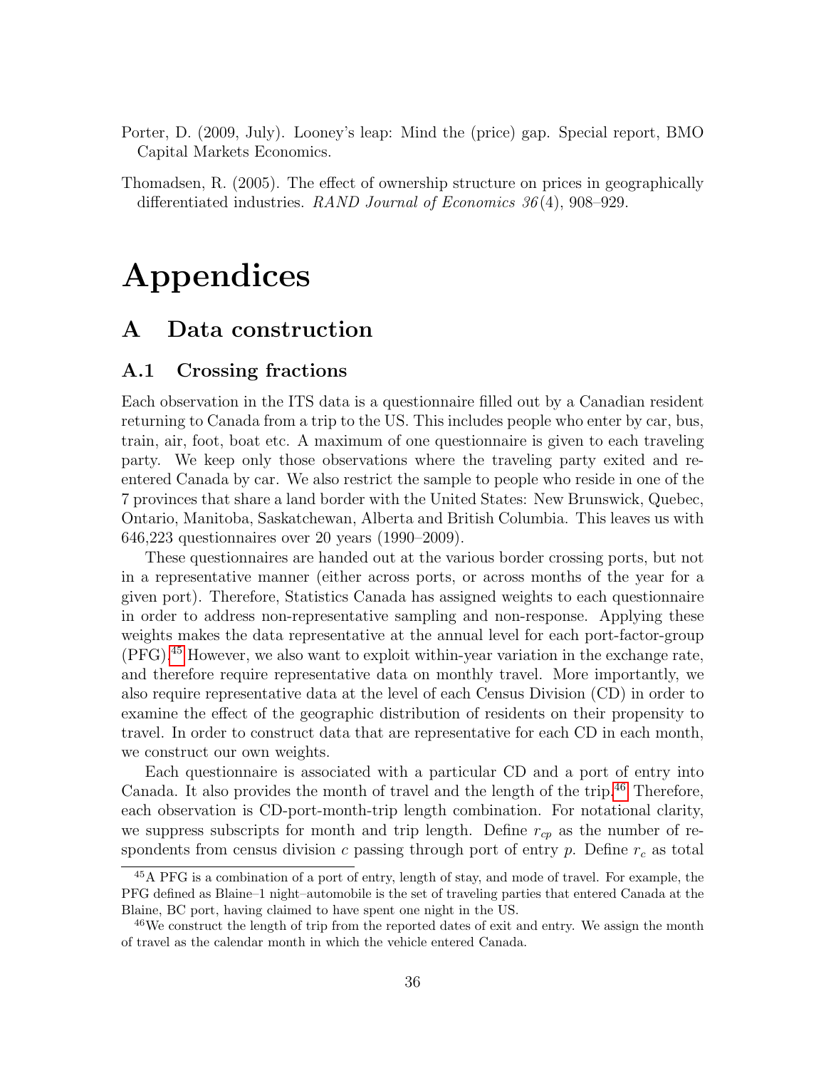Porter, D. (2009, July). Looney's leap: Mind the (price) gap. Special report, BMO Capital Markets Economics.

Thomadsen, R. (2005). The effect of ownership structure on prices in geographically differentiated industries. *RAND Journal of Economics 36*(4), 908–929.

# Appendices

## A Data construction

### A.1 Crossing fractions

Each observation in the ITS data is a questionnaire filled out by a Canadian resident returning to Canada from a trip to the US. This includes people who enter by car, bus, train, air, foot, boat etc. A maximum of one questionnaire is given to each traveling party. We keep only those observations where the traveling party exited and re-entered Canada by car. We also restrict the sample to people who reside in one of the 7 provinces that share a land border with the United States: New Brunswick, Quebec, Ontario, Manitoba, Saskatchewan, Alberta and British Columbia. This leaves us with 646,223 questionnaires over 20 years (1990–2009).

These questionnaires are handed out at the various border crossing ports, but not in a representative manner (either across ports, or across months of the year for a given port). Therefore, Statistics Canada has assigned weights to each questionnaire in order to address non-representative sampling and non-response. Applying these weights makes the data representative at the annual level for each port-factor-group (PFG).[45] However, we also want to exploit within-year variation in the exchange rate, and therefore require representative data on monthly travel. More importantly, we also require representative data at the level of each Census Division (CD) in order to examine the effect of the geographic distribution of residents on their propensity to travel. In order to construct data that are representative for each CD in each month, we construct our own weights.

Each questionnaire is associated with a particular CD and a port of entry into Canada. It also provides the month of travel and the length of the trip.[46] Therefore, each observation is CD-port-month-trip length combination. For notational clarity, we suppress subscripts for month and trip length. Define $r_{cp}$ as the number of respondents from census division $c$ passing through port of entry $p$. Define $r_c$ as total

[45] A PFG is a combination of a port of entry, length of stay, and mode of travel. For example, the PFG defined as Blaine–1 night–automobile is the set of traveling parties that entered Canada at the Blaine, BC port, having claimed to have spent one night in the US.

[46] We construct the length of trip from the reported dates of exit and entry. We assign the month of travel as the calendar month in which the vehicle entered Canada.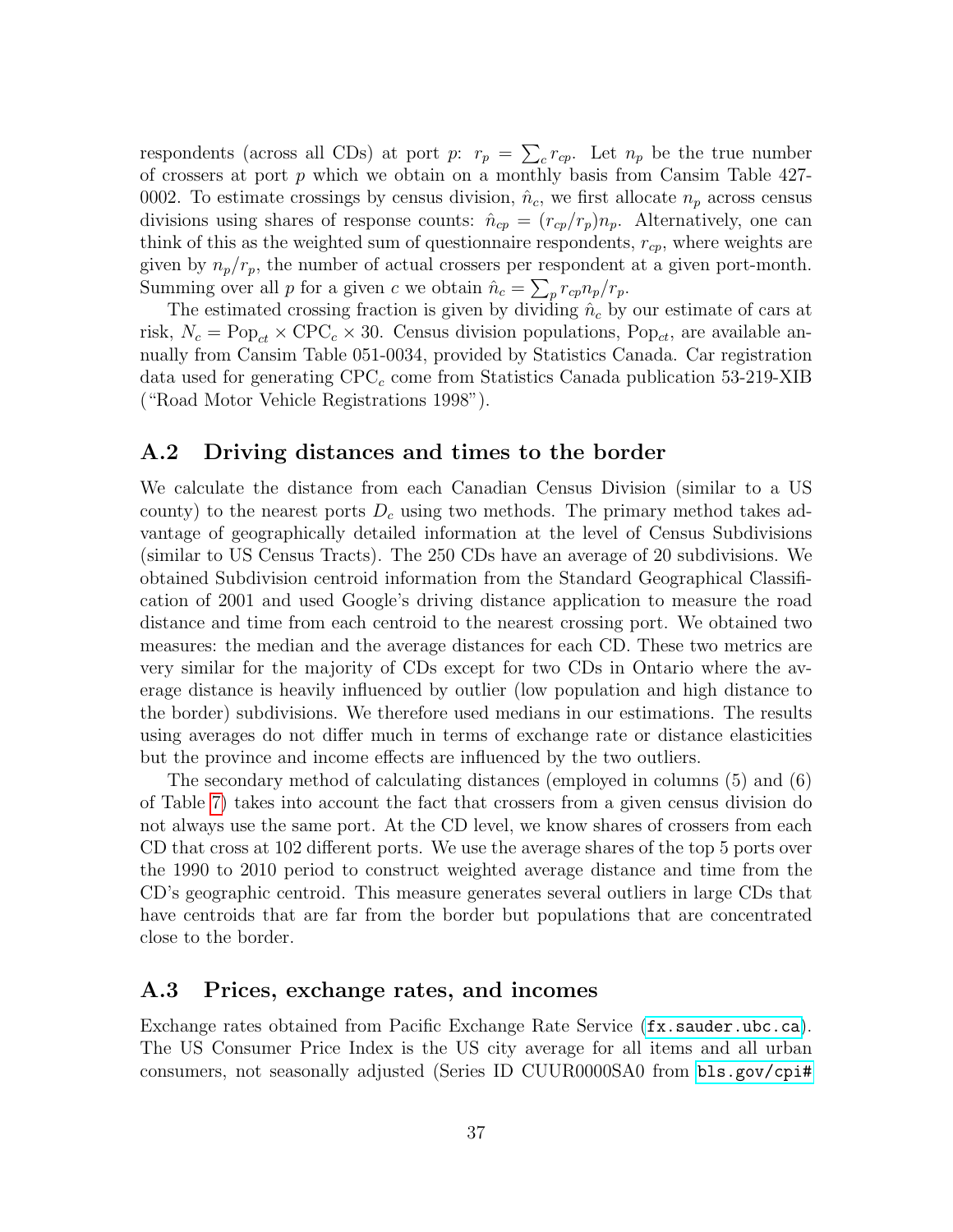respondents (across all CDs) at port $p$: $r_p = \sum_c r_{cp}$. Let $n_p$ be the true number of crossers at port $p$ which we obtain on a monthly basis from Cansim Table 427-0002. To estimate crossings by census division, $\hat{n}_c$, we first allocate $n_p$ across census divisions using shares of response counts: $\hat{n}_{cp} = (r_{cp}/r_p)n_p$. Alternatively, one can think of this as the weighted sum of questionnaire respondents, $r_{cp}$, where weights are given by $n_p/r_p$, the number of actual crossers per respondent at a given port-month. Summing over all $p$ for a given $c$ we obtain $\hat{n}_c = \sum_p r_{cp} n_p / r_p$.

The estimated crossing fraction is given by dividing $\hat{n}_c$ by our estimate of cars at risk, $N_c = \text{Pop}_{ct} \times \text{CPC}_c \times 30$. Census division populations, $\text{Pop}_{ct}$, are available annually from Cansim Table 051-0034, provided by Statistics Canada. Car registration data used for generating $\text{CPC}_c$ come from Statistics Canada publication 53-219-XIB ("Road Motor Vehicle Registrations 1998").

## A.2 Driving distances and times to the border

We calculate the distance from each Canadian Census Division (similar to a US county) to the nearest ports $D_c$ using two methods. The primary method takes advantage of geographically detailed information at the level of Census Subdivisions (similar to US Census Tracts). The 250 CDs have an average of 20 subdivisions. We obtained Subdivision centroid information from the Standard Geographical Classification of 2001 and used Google's driving distance application to measure the road distance and time from each centroid to the nearest crossing port. We obtained two measures: the median and the average distances for each CD. These two metrics are very similar for the majority of CDs except for two CDs in Ontario where the average distance is heavily influenced by outlier (low population and high distance to the border) subdivisions. We therefore used medians in our estimations. The results using averages do not differ much in terms of exchange rate or distance elasticities but the province and income effects are influenced by the two outliers.

The secondary method of calculating distances (employed in columns (5) and (6) of Table 7) takes into account the fact that crossers from a given census division do not always use the same port. At the CD level, we know shares of crossers from each CD that cross at 102 different ports. We use the average shares of the top 5 ports over the 1990 to 2010 period to construct weighted average distance and time from the CD's geographic centroid. This measure generates several outliers in large CDs that have centroids that are far from the border but populations that are concentrated close to the border.

## A.3 Prices, exchange rates, and incomes

Exchange rates obtained from Pacific Exchange Rate Service (`fx.sauder.ubc.ca`). The US Consumer Price Index is the US city average for all items and all urban consumers, not seasonally adjusted (Series ID CUUR0000SA0 from `bls.gov/cpi#`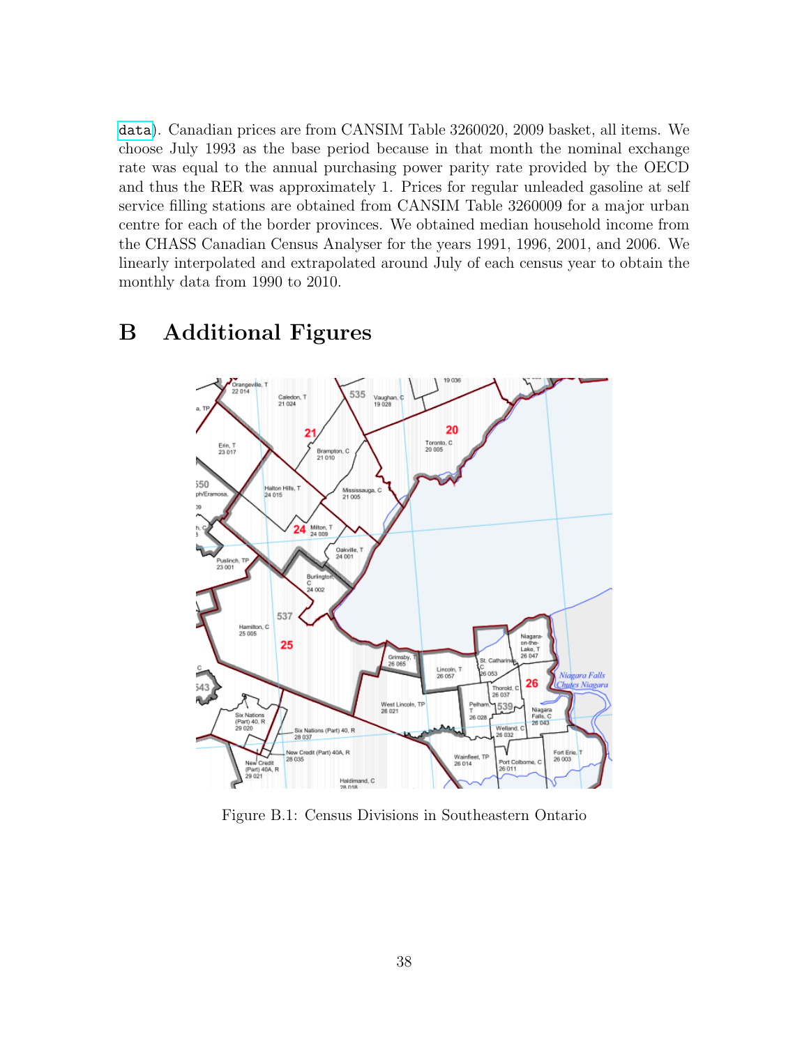data). Canadian prices are from CANSIM Table 3260020, 2009 basket, all items. We choose July 1993 as the base period because in that month the nominal exchange rate was equal to the annual purchasing power parity rate provided by the OECD and thus the RER was approximately 1. Prices for regular unleaded gasoline at self service filling stations are obtained from CANSIM Table 3260009 for a major urban centre for each of the border provinces. We obtained median household income from the CHASS Canadian Census Analyser for the years 1991, 1996, 2001, and 2006. We linearly interpolated and extrapolated around July of each census year to obtain the monthly data from 1990 to 2010.

# B Additional Figures

Figure B.1: Census Divisions in Southeastern Ontario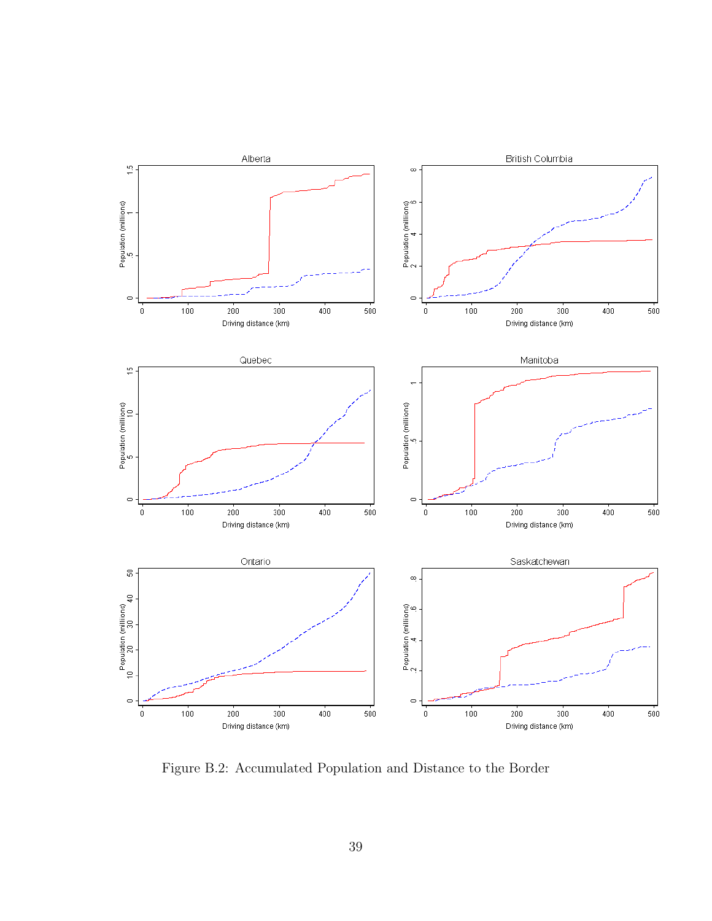Alberta

Population (millions)

0 .5 1 1.5

0 100 200 300 400 500

Driving distance (km)

British Columbia

Population (millions)

0 2 4 6 8

0 100 200 300 400 500

Driving distance (km)

Quebec

Population (millions)

0 5 10 15

0 100 200 300 400 500

Driving distance (km)

Manitoba

Population (millions)

0 .5 1

0 100 200 300 400 500

Driving distance (km)

Ontario

Population (millions)

0 10 20 30 40 50

0 100 200 300 400 500

Driving distance (km)

Saskatchewan

Population (millions)

0 .2 .4 .6 .8

0 100 200 300 400 500

Driving distance (km)

Figure B.2: Accumulated Population and Distance to the Border